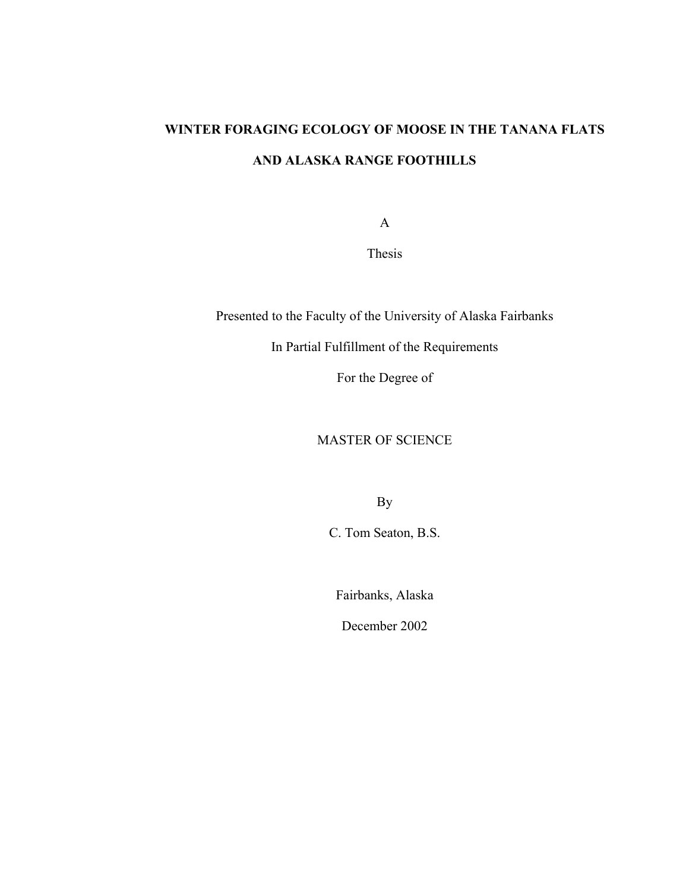# WINTER FORAGING ECOLOGY OF MOOSE IN THE TANANA FLATS AND ALASKA RANGE FOOTHILLS

A

Thesis

Presented to the Faculty of the University of Alaska Fairbanks

In Partial Fulfillment of the Requirements

For the Degree of

MASTER OF SCIENCE

By

C. Tom Seaton, B.S.

Fairbanks, Alaska

December 2002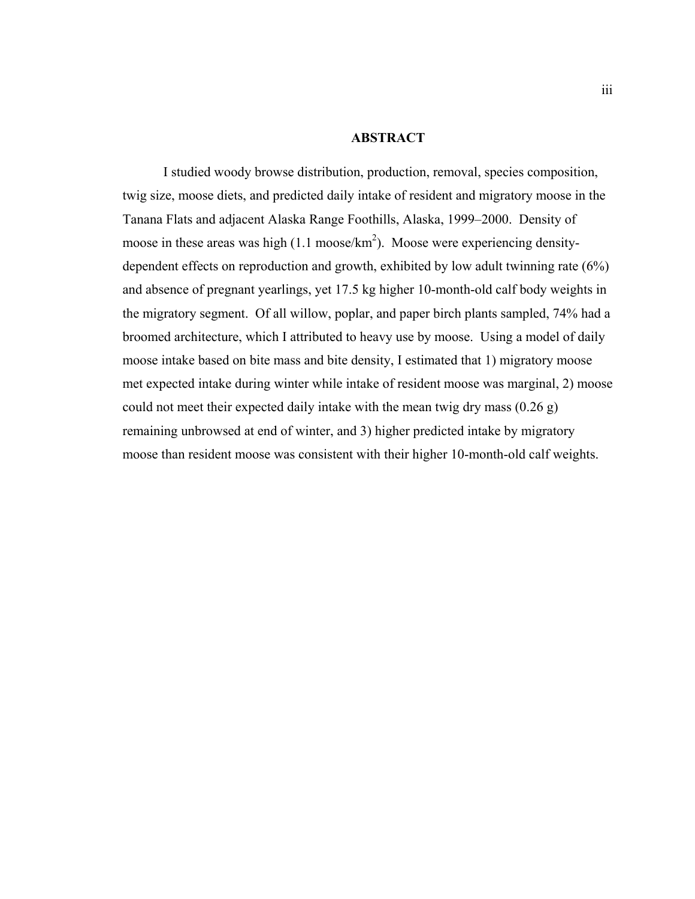# ABSTRACT

I studied woody browse distribution, production, removal, species composition, twig size, moose diets, and predicted daily intake of resident and migratory moose in the Tanana Flats and adjacent Alaska Range Foothills, Alaska, 1999–2000. Density of moose in these areas was high (1.1 moose/$km^2$). Moose were experiencing density-dependent effects on reproduction and growth, exhibited by low adult twinning rate (6%) and absence of pregnant yearlings, yet 17.5 kg higher 10-month-old calf body weights in the migratory segment. Of all willow, poplar, and paper birch plants sampled, 74% had a broomed architecture, which I attributed to heavy use by moose. Using a model of daily moose intake based on bite mass and bite density, I estimated that 1) migratory moose met expected intake during winter while intake of resident moose was marginal, 2) moose could not meet their expected daily intake with the mean twig dry mass (0.26 g) remaining unbrowsed at end of winter, and 3) higher predicted intake by migratory moose than resident moose was consistent with their higher 10-month-old calf weights.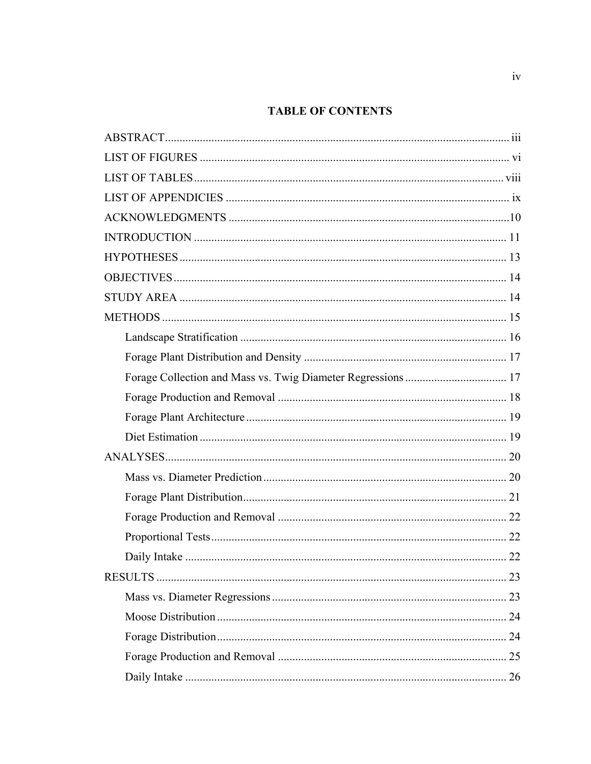# TABLE OF CONTENTS

ABSTRACT ..... iii

LIST OF FIGURES ..... vi

LIST OF TABLES ..... viii

LIST OF APPENDICIES ..... ix

ACKNOWLEDGMENTS ..... 10

INTRODUCTION ..... 11

HYPOTHESES ..... 13

OBJECTIVES ..... 14

STUDY AREA ..... 14

METHODS ..... 15

- Landscape Stratification ..... 16
- Forage Plant Distribution and Density ..... 17
- Forage Collection and Mass vs. Twig Diameter Regressions ..... 17
- Forage Production and Removal ..... 18
- Forage Plant Architecture ..... 19
- Diet Estimation ..... 19

ANALYSES ..... 20

- Mass vs. Diameter Prediction ..... 20
- Forage Plant Distribution ..... 21
- Forage Production and Removal ..... 22
- Proportional Tests ..... 22
- Daily Intake ..... 22

RESULTS ..... 23

- Mass vs. Diameter Regressions ..... 23
- Moose Distribution ..... 24
- Forage Distribution ..... 24
- Forage Production and Removal ..... 25
- Daily Intake ..... 26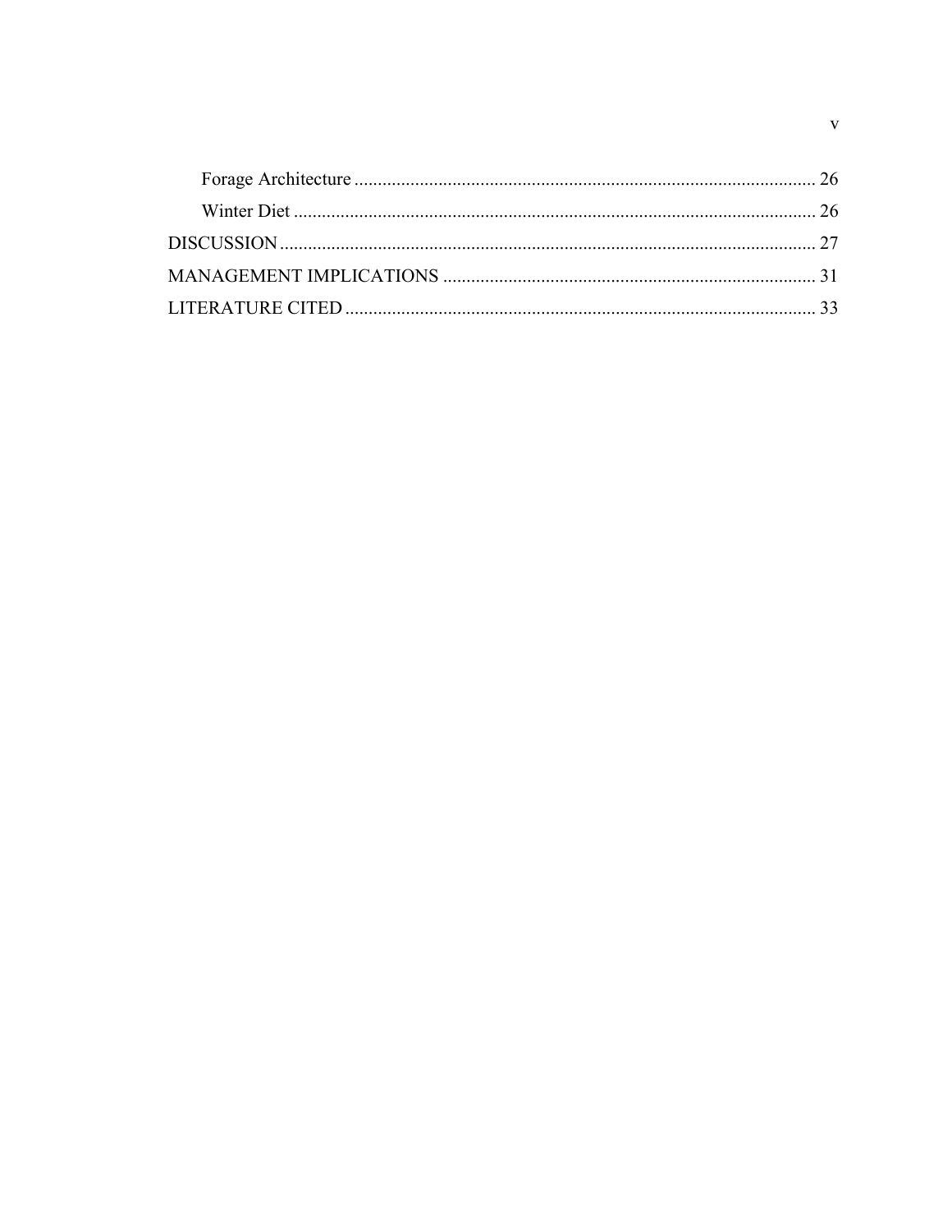Forage Architecture ... 26

Winter Diet ... 26

DISCUSSION ... 27

MANAGEMENT IMPLICATIONS ... 31

LITERATURE CITED ... 33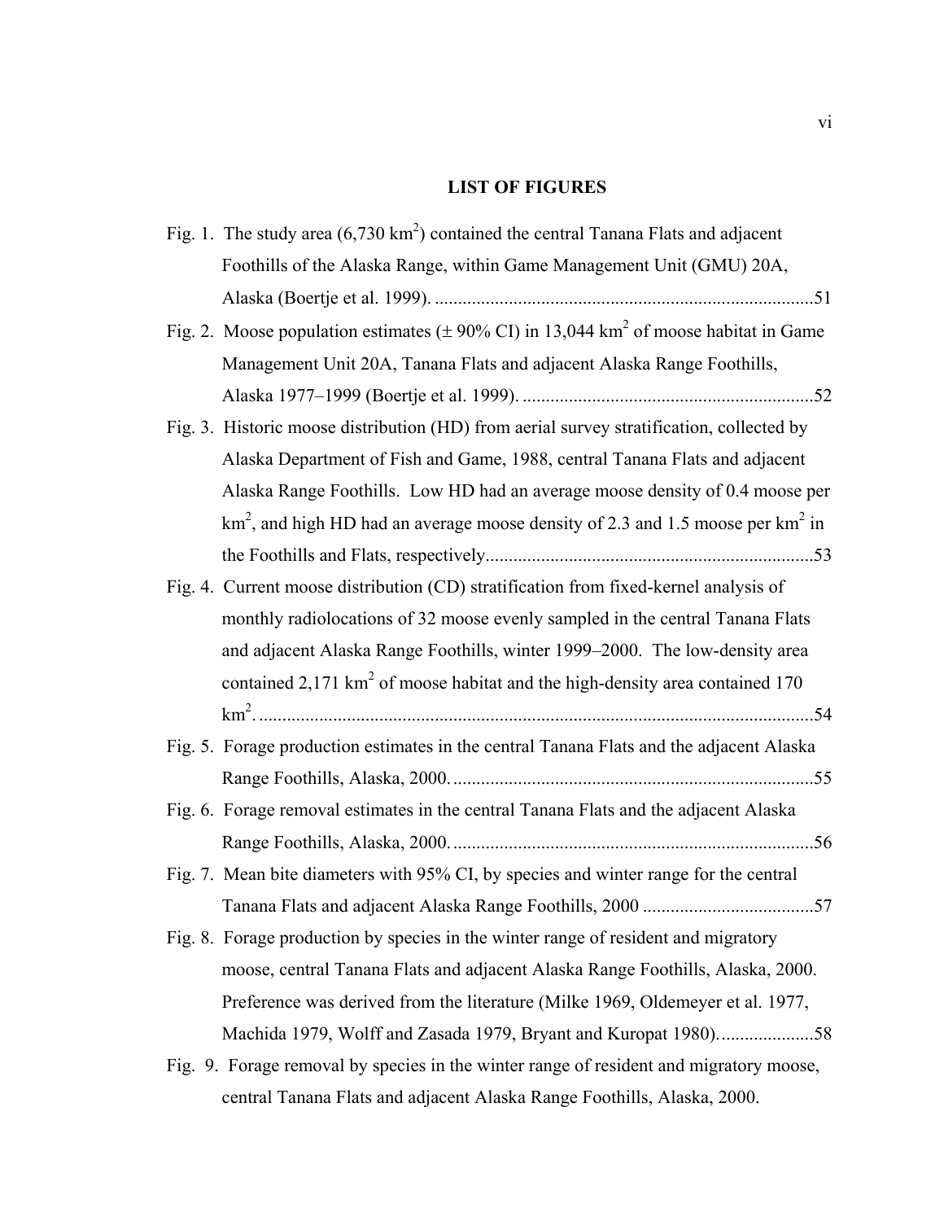## LIST OF FIGURES

Fig. 1. The study area (6,730 km$^2$) contained the central Tanana Flats and adjacent Foothills of the Alaska Range, within Game Management Unit (GMU) 20A, Alaska (Boertje et al. 1999). ..................................................................................51

Fig. 2. Moose population estimates (± 90% CI) in 13,044 km$^2$ of moose habitat in Game Management Unit 20A, Tanana Flats and adjacent Alaska Range Foothills, Alaska 1977–1999 (Boertje et al. 1999). ...............................................................52

Fig. 3. Historic moose distribution (HD) from aerial survey stratification, collected by Alaska Department of Fish and Game, 1988, central Tanana Flats and adjacent Alaska Range Foothills. Low HD had an average moose density of 0.4 moose per km$^2$, and high HD had an average moose density of 2.3 and 1.5 moose per km$^2$ in the Foothills and Flats, respectively.......................................................................53

Fig. 4. Current moose distribution (CD) stratification from fixed-kernel analysis of monthly radiolocations of 32 moose evenly sampled in the central Tanana Flats and adjacent Alaska Range Foothills, winter 1999–2000. The low-density area contained 2,171 km$^2$ of moose habitat and the high-density area contained 170 km$^2$. .......................................................................................................................54

Fig. 5. Forage production estimates in the central Tanana Flats and the adjacent Alaska Range Foothills, Alaska, 2000. ..............................................................................55

Fig. 6. Forage removal estimates in the central Tanana Flats and the adjacent Alaska Range Foothills, Alaska, 2000. ..............................................................................56

Fig. 7. Mean bite diameters with 95% CI, by species and winter range for the central Tanana Flats and adjacent Alaska Range Foothills, 2000 .....................................57

Fig. 8. Forage production by species in the winter range of resident and migratory moose, central Tanana Flats and adjacent Alaska Range Foothills, Alaska, 2000. Preference was derived from the literature (Milke 1969, Oldemeyer et al. 1977, Machida 1979, Wolff and Zasada 1979, Bryant and Kuropat 1980). ....................58

Fig. 9. Forage removal by species in the winter range of resident and migratory moose, central Tanana Flats and adjacent Alaska Range Foothills, Alaska, 2000.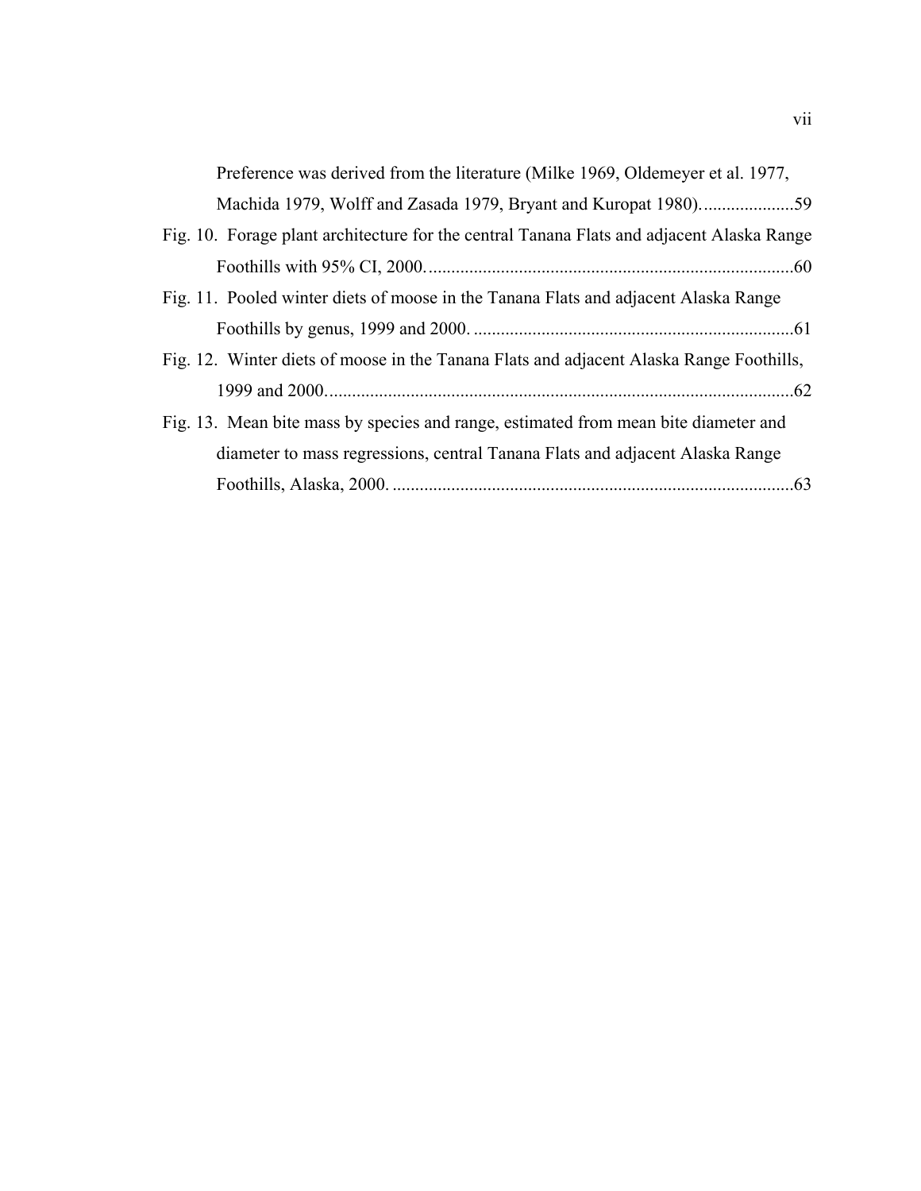Preference was derived from the literature (Milke 1969, Oldemeyer et al. 1977, Machida 1979, Wolff and Zasada 1979, Bryant and Kuropat 1980).....................59

Fig. 10. Forage plant architecture for the central Tanana Flats and adjacent Alaska Range Foothills with 95% CI, 2000.................................................................................60

Fig. 11. Pooled winter diets of moose in the Tanana Flats and adjacent Alaska Range Foothills by genus, 1999 and 2000. .......................................................................61

Fig. 12. Winter diets of moose in the Tanana Flats and adjacent Alaska Range Foothills, 1999 and 2000.......................................................................................................62

Fig. 13. Mean bite mass by species and range, estimated from mean bite diameter and diameter to mass regressions, central Tanana Flats and adjacent Alaska Range Foothills, Alaska, 2000. .........................................................................................63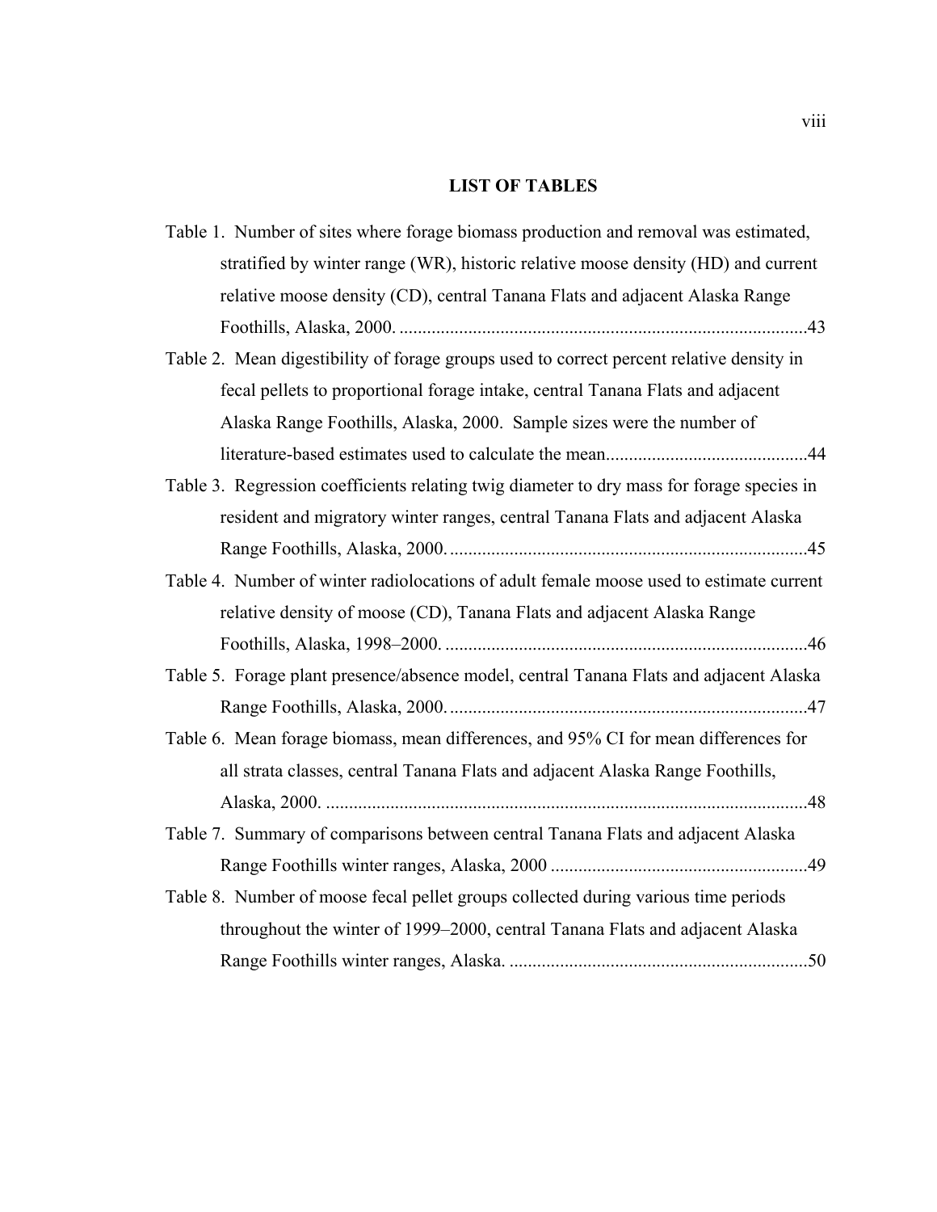## LIST OF TABLES

Table 1. Number of sites where forage biomass production and removal was estimated, stratified by winter range (WR), historic relative moose density (HD) and current relative moose density (CD), central Tanana Flats and adjacent Alaska Range Foothills, Alaska, 2000. ........................................................................................43

Table 2. Mean digestibility of forage groups used to correct percent relative density in fecal pellets to proportional forage intake, central Tanana Flats and adjacent Alaska Range Foothills, Alaska, 2000. Sample sizes were the number of literature-based estimates used to calculate the mean...........................................44

Table 3. Regression coefficients relating twig diameter to dry mass for forage species in resident and migratory winter ranges, central Tanana Flats and adjacent Alaska Range Foothills, Alaska, 2000. ............................................................................45

Table 4. Number of winter radiolocations of adult female moose used to estimate current relative density of moose (CD), Tanana Flats and adjacent Alaska Range Foothills, Alaska, 1998–2000. ..............................................................................46

Table 5. Forage plant presence/absence model, central Tanana Flats and adjacent Alaska Range Foothills, Alaska, 2000. ............................................................................47

Table 6. Mean forage biomass, mean differences, and 95% CI for mean differences for all strata classes, central Tanana Flats and adjacent Alaska Range Foothills, Alaska, 2000. ........................................................................................................48

Table 7. Summary of comparisons between central Tanana Flats and adjacent Alaska Range Foothills winter ranges, Alaska, 2000 .......................................................49

Table 8. Number of moose fecal pellet groups collected during various time periods throughout the winter of 1999–2000, central Tanana Flats and adjacent Alaska Range Foothills winter ranges, Alaska. ................................................................50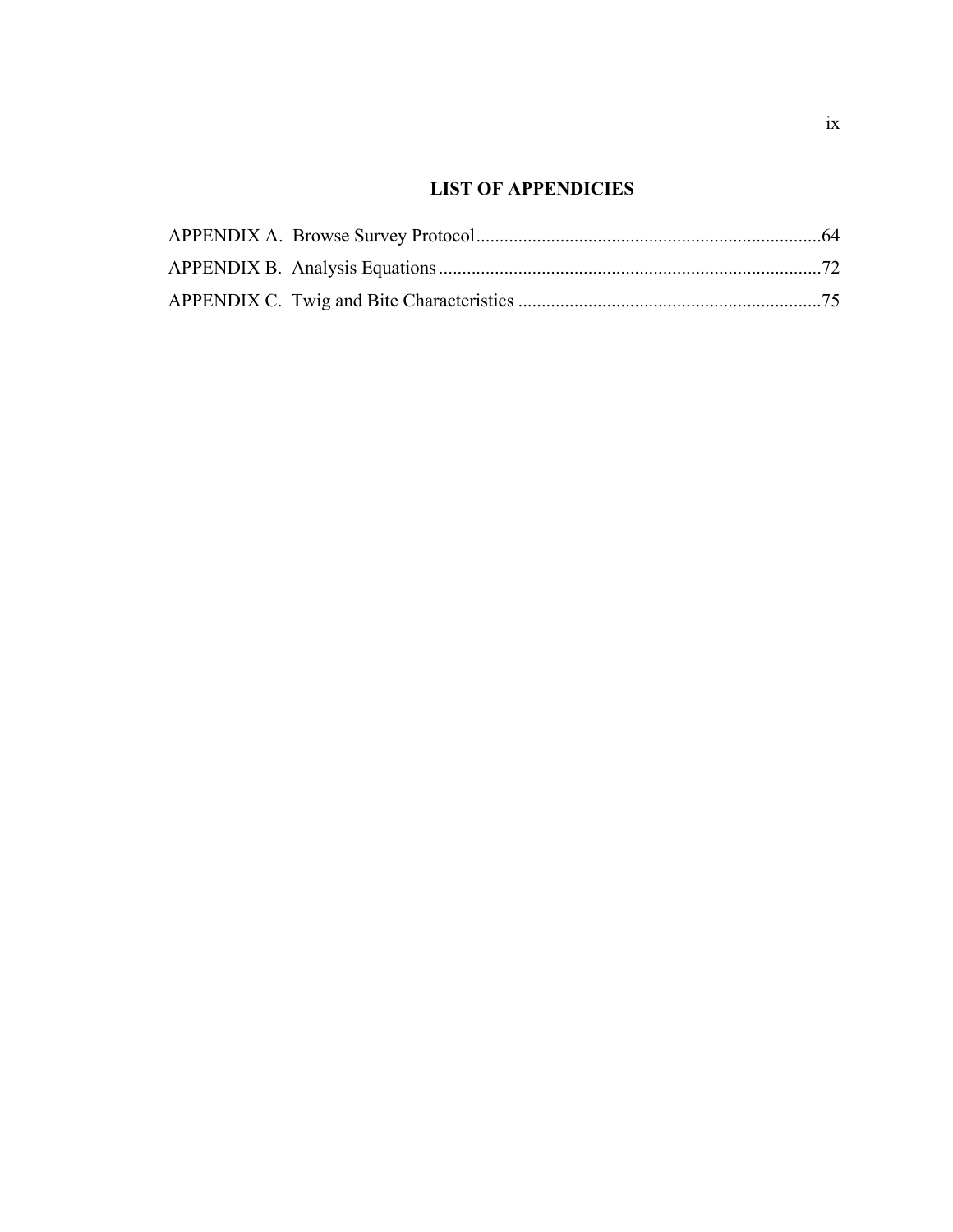## LIST OF APPENDICIES

APPENDIX A. Browse Survey Protocol..........................................................................64

APPENDIX B. Analysis Equations..................................................................................72

APPENDIX C. Twig and Bite Characteristics ................................................................75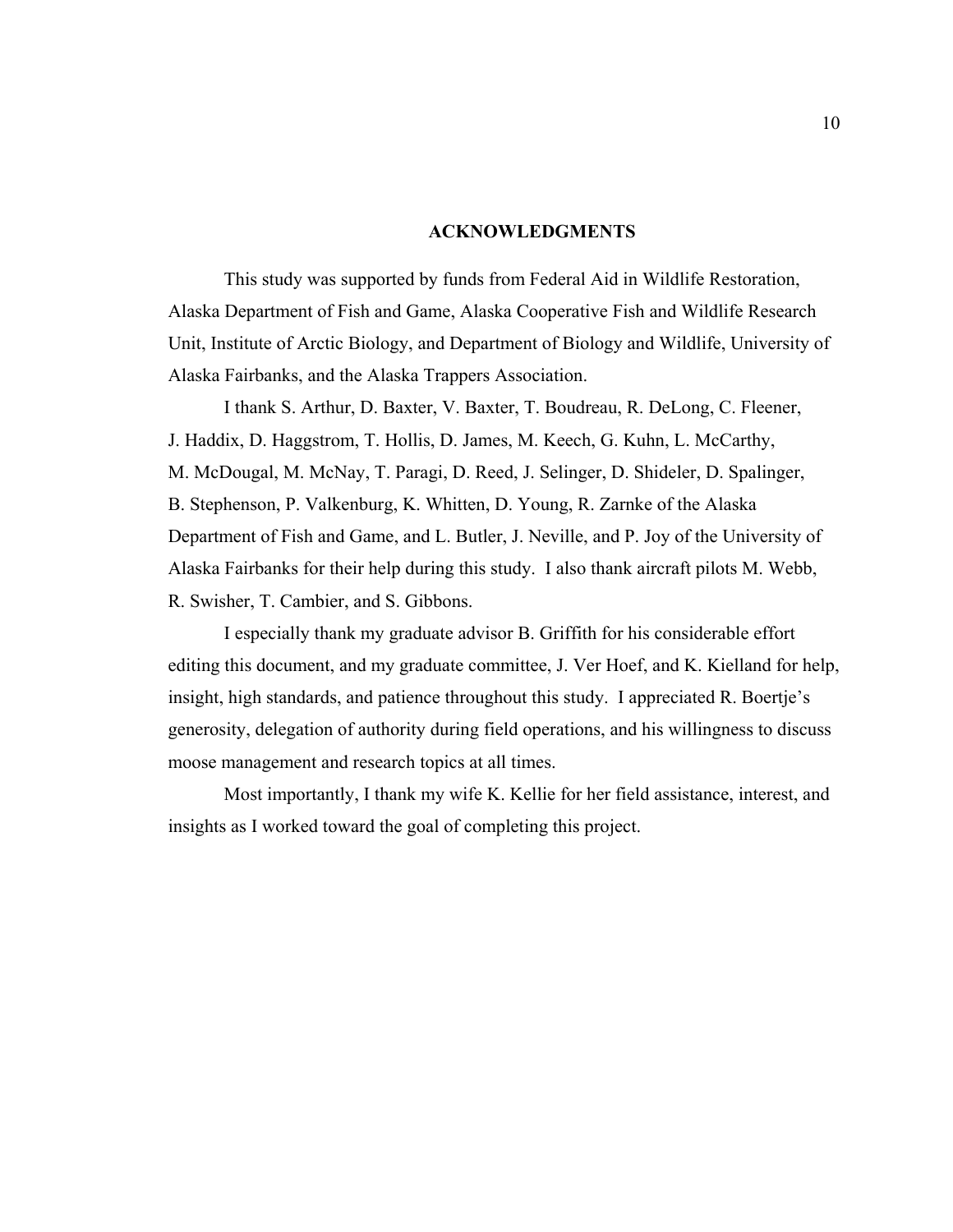## ACKNOWLEDGMENTS

This study was supported by funds from Federal Aid in Wildlife Restoration, Alaska Department of Fish and Game, Alaska Cooperative Fish and Wildlife Research Unit, Institute of Arctic Biology, and Department of Biology and Wildlife, University of Alaska Fairbanks, and the Alaska Trappers Association.

I thank S. Arthur, D. Baxter, V. Baxter, T. Boudreau, R. DeLong, C. Fleener, J. Haddix, D. Haggstrom, T. Hollis, D. James, M. Keech, G. Kuhn, L. McCarthy, M. McDougal, M. McNay, T. Paragi, D. Reed, J. Selinger, D. Shideler, D. Spalinger, B. Stephenson, P. Valkenburg, K. Whitten, D. Young, R. Zarnke of the Alaska Department of Fish and Game, and L. Butler, J. Neville, and P. Joy of the University of Alaska Fairbanks for their help during this study. I also thank aircraft pilots M. Webb, R. Swisher, T. Cambier, and S. Gibbons.

I especially thank my graduate advisor B. Griffith for his considerable effort editing this document, and my graduate committee, J. Ver Hoef, and K. Kielland for help, insight, high standards, and patience throughout this study. I appreciated R. Boertje's generosity, delegation of authority during field operations, and his willingness to discuss moose management and research topics at all times.

Most importantly, I thank my wife K. Kellie for her field assistance, interest, and insights as I worked toward the goal of completing this project.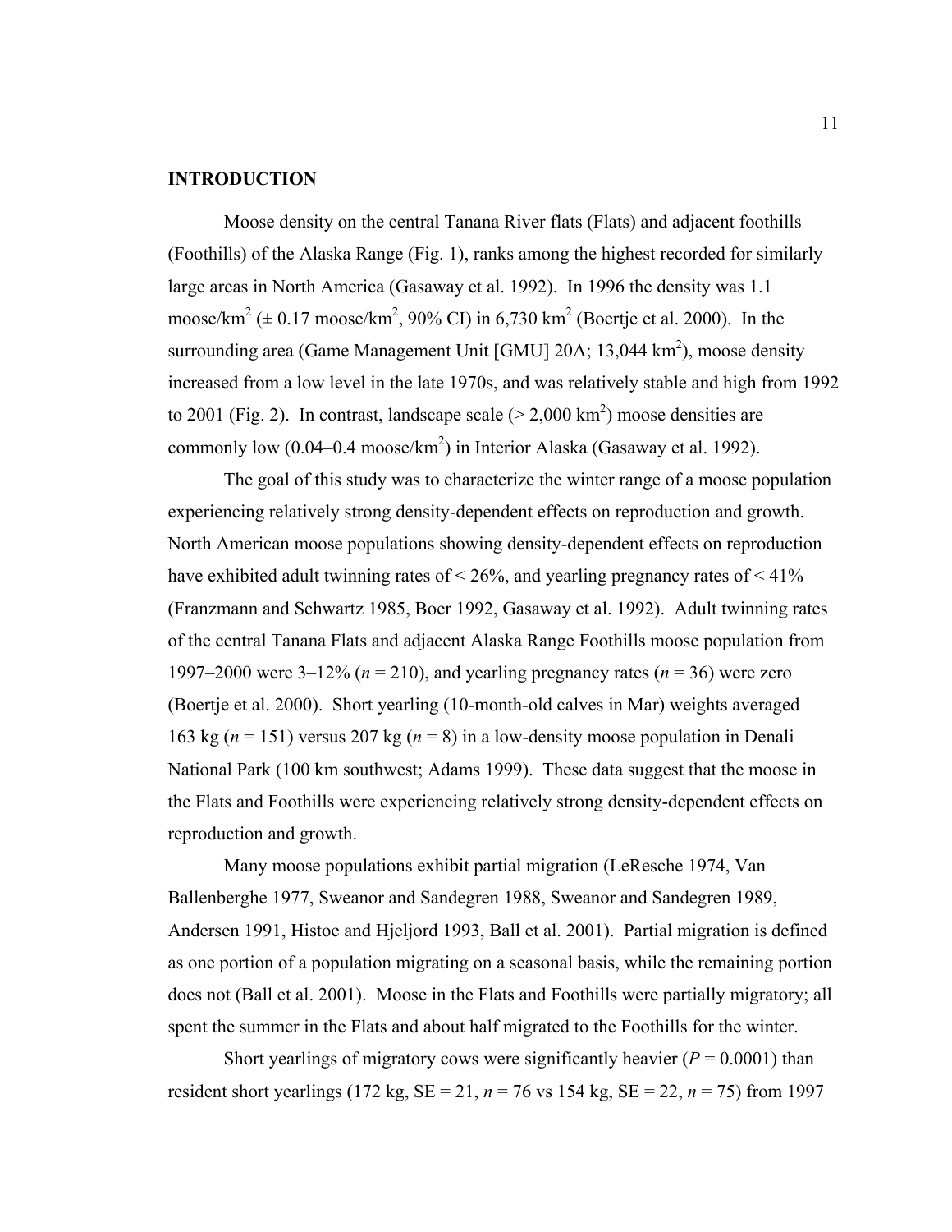## INTRODUCTION

Moose density on the central Tanana River flats (Flats) and adjacent foothills (Foothills) of the Alaska Range (Fig. 1), ranks among the highest recorded for similarly large areas in North America (Gasaway et al. 1992). In 1996 the density was 1.1 moose/km$^2$ (± 0.17 moose/km$^2$, 90% CI) in 6,730 km$^2$ (Boertje et al. 2000). In the surrounding area (Game Management Unit [GMU] 20A; 13,044 km$^2$), moose density increased from a low level in the late 1970s, and was relatively stable and high from 1992 to 2001 (Fig. 2). In contrast, landscape scale (> 2,000 km$^2$) moose densities are commonly low (0.04–0.4 moose/km$^2$) in Interior Alaska (Gasaway et al. 1992).

The goal of this study was to characterize the winter range of a moose population experiencing relatively strong density-dependent effects on reproduction and growth. North American moose populations showing density-dependent effects on reproduction have exhibited adult twinning rates of < 26%, and yearling pregnancy rates of < 41% (Franzmann and Schwartz 1985, Boer 1992, Gasaway et al. 1992). Adult twinning rates of the central Tanana Flats and adjacent Alaska Range Foothills moose population from 1997–2000 were 3–12% ($n$ = 210), and yearling pregnancy rates ($n$ = 36) were zero (Boertje et al. 2000). Short yearling (10-month-old calves in Mar) weights averaged 163 kg ($n$ = 151) versus 207 kg ($n$ = 8) in a low-density moose population in Denali National Park (100 km southwest; Adams 1999). These data suggest that the moose in the Flats and Foothills were experiencing relatively strong density-dependent effects on reproduction and growth.

Many moose populations exhibit partial migration (LeResche 1974, Van Ballenberghe 1977, Sweanor and Sandegren 1988, Sweanor and Sandegren 1989, Andersen 1991, Histoe and Hjeljord 1993, Ball et al. 2001). Partial migration is defined as one portion of a population migrating on a seasonal basis, while the remaining portion does not (Ball et al. 2001). Moose in the Flats and Foothills were partially migratory; all spent the summer in the Flats and about half migrated to the Foothills for the winter.

Short yearlings of migratory cows were significantly heavier ($P$ = 0.0001) than resident short yearlings (172 kg, SE = 21, $n$ = 76 vs 154 kg, SE = 22, $n$ = 75) from 1997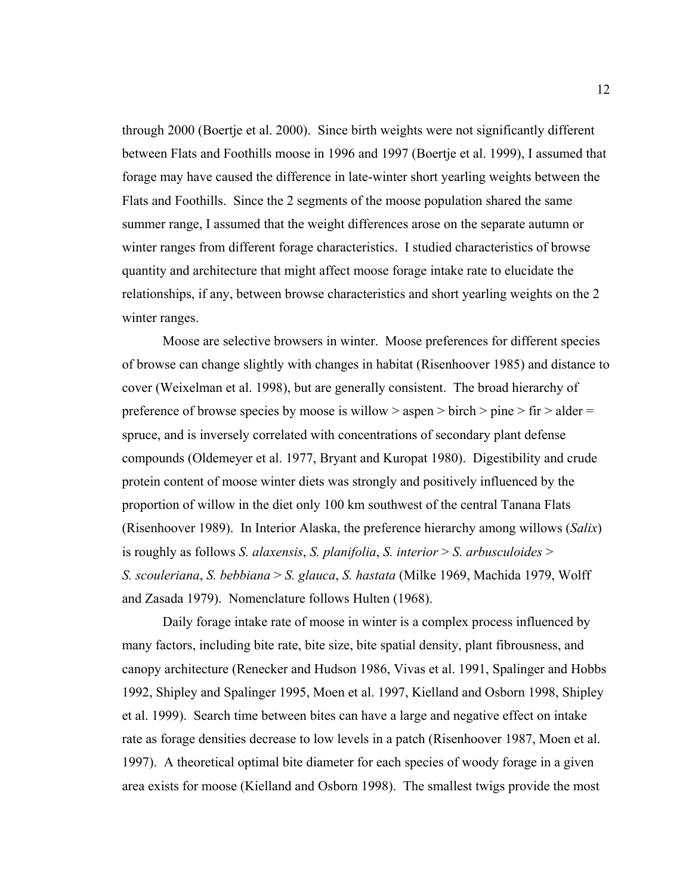through 2000 (Boertje et al. 2000). Since birth weights were not significantly different between Flats and Foothills moose in 1996 and 1997 (Boertje et al. 1999), I assumed that forage may have caused the difference in late-winter short yearling weights between the Flats and Foothills. Since the 2 segments of the moose population shared the same summer range, I assumed that the weight differences arose on the separate autumn or winter ranges from different forage characteristics. I studied characteristics of browse quantity and architecture that might affect moose forage intake rate to elucidate the relationships, if any, between browse characteristics and short yearling weights on the 2 winter ranges.

Moose are selective browsers in winter. Moose preferences for different species of browse can change slightly with changes in habitat (Risenhoover 1985) and distance to cover (Weixelman et al. 1998), but are generally consistent. The broad hierarchy of preference of browse species by moose is willow > aspen > birch > pine > fir > alder = spruce, and is inversely correlated with concentrations of secondary plant defense compounds (Oldemeyer et al. 1977, Bryant and Kuropat 1980). Digestibility and crude protein content of moose winter diets was strongly and positively influenced by the proportion of willow in the diet only 100 km southwest of the central Tanana Flats (Risenhoover 1989). In Interior Alaska, the preference hierarchy among willows (*Salix*) is roughly as follows *S. alaxensis*, *S. planifolia*, *S. interior* > *S. arbusculoides* > *S. scouleriana*, *S. bebbiana* > *S. glauca*, *S. hastata* (Milke 1969, Machida 1979, Wolff and Zasada 1979). Nomenclature follows Hulten (1968).

Daily forage intake rate of moose in winter is a complex process influenced by many factors, including bite rate, bite size, bite spatial density, plant fibrousness, and canopy architecture (Renecker and Hudson 1986, Vivas et al. 1991, Spalinger and Hobbs 1992, Shipley and Spalinger 1995, Moen et al. 1997, Kielland and Osborn 1998, Shipley et al. 1999). Search time between bites can have a large and negative effect on intake rate as forage densities decrease to low levels in a patch (Risenhoover 1987, Moen et al. 1997). A theoretical optimal bite diameter for each species of woody forage in a given area exists for moose (Kielland and Osborn 1998). The smallest twigs provide the most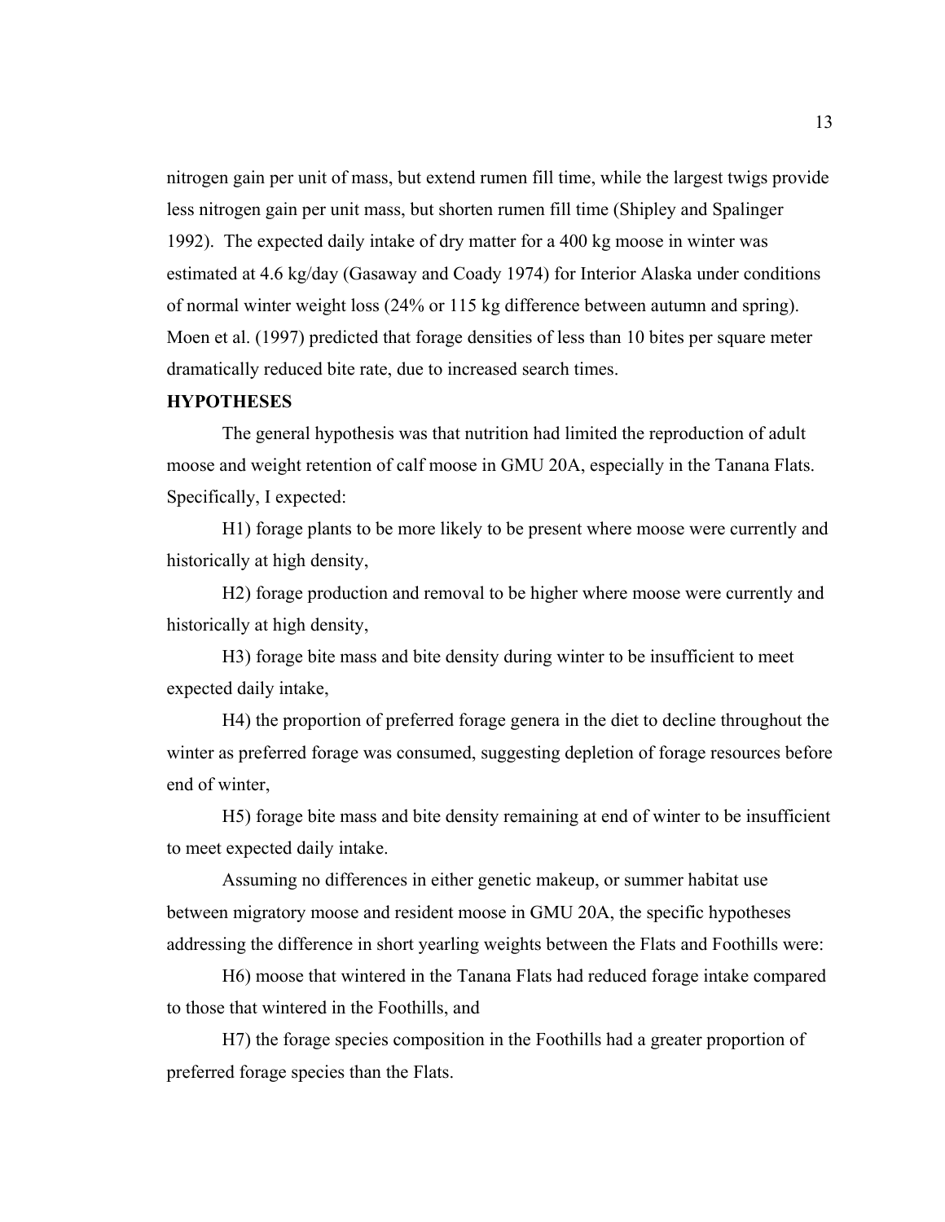nitrogen gain per unit of mass, but extend rumen fill time, while the largest twigs provide less nitrogen gain per unit mass, but shorten rumen fill time (Shipley and Spalinger 1992). The expected daily intake of dry matter for a 400 kg moose in winter was estimated at 4.6 kg/day (Gasaway and Coady 1974) for Interior Alaska under conditions of normal winter weight loss (24% or 115 kg difference between autumn and spring). Moen et al. (1997) predicted that forage densities of less than 10 bites per square meter dramatically reduced bite rate, due to increased search times.

## HYPOTHESES

The general hypothesis was that nutrition had limited the reproduction of adult moose and weight retention of calf moose in GMU 20A, especially in the Tanana Flats. Specifically, I expected:

H1) forage plants to be more likely to be present where moose were currently and historically at high density,

H2) forage production and removal to be higher where moose were currently and historically at high density,

H3) forage bite mass and bite density during winter to be insufficient to meet expected daily intake,

H4) the proportion of preferred forage genera in the diet to decline throughout the winter as preferred forage was consumed, suggesting depletion of forage resources before end of winter,

H5) forage bite mass and bite density remaining at end of winter to be insufficient to meet expected daily intake.

Assuming no differences in either genetic makeup, or summer habitat use between migratory moose and resident moose in GMU 20A, the specific hypotheses addressing the difference in short yearling weights between the Flats and Foothills were:

H6) moose that wintered in the Tanana Flats had reduced forage intake compared to those that wintered in the Foothills, and

H7) the forage species composition in the Foothills had a greater proportion of preferred forage species than the Flats.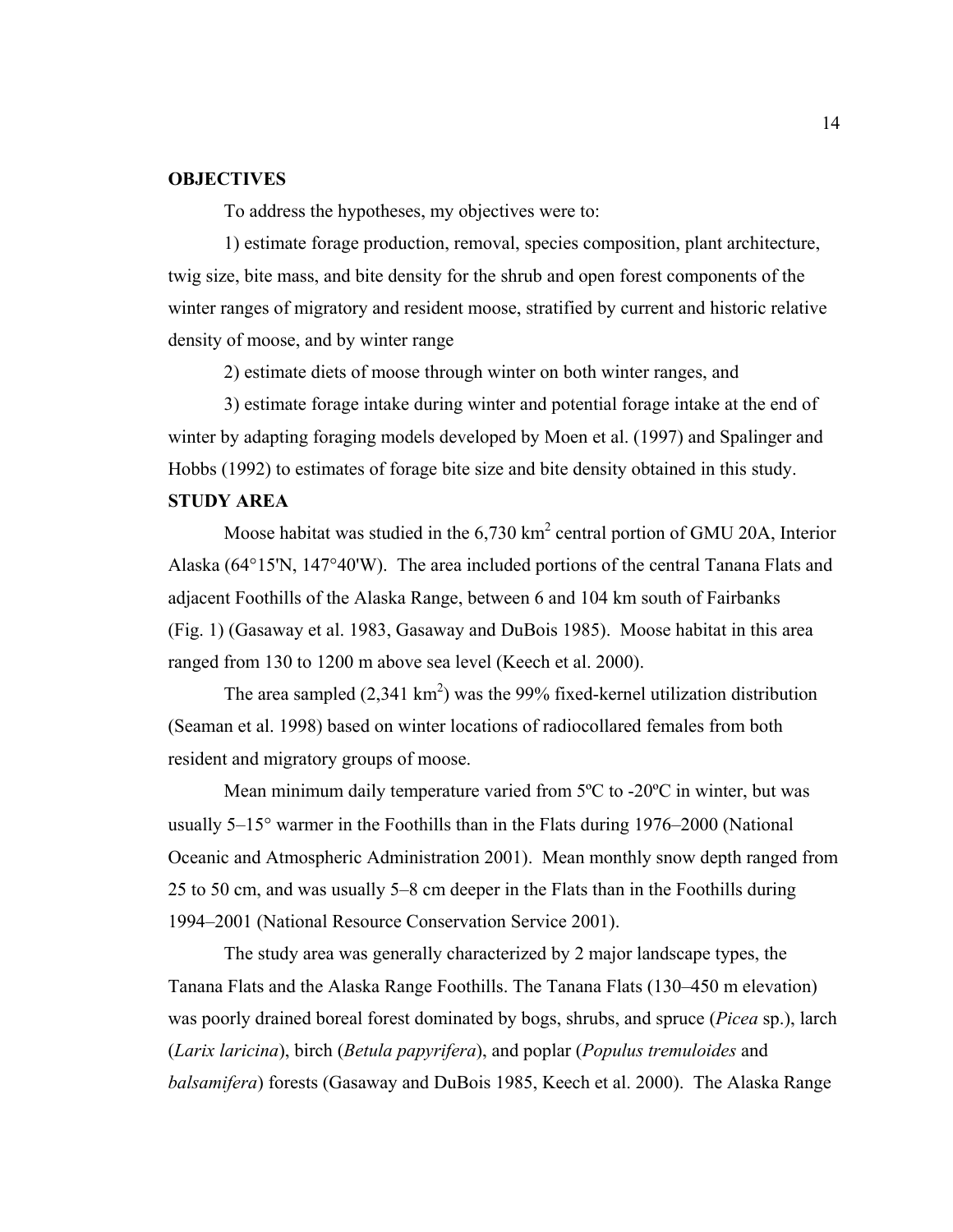**OBJECTIVES**

To address the hypotheses, my objectives were to:

1) estimate forage production, removal, species composition, plant architecture, twig size, bite mass, and bite density for the shrub and open forest components of the winter ranges of migratory and resident moose, stratified by current and historic relative density of moose, and by winter range

2) estimate diets of moose through winter on both winter ranges, and

3) estimate forage intake during winter and potential forage intake at the end of winter by adapting foraging models developed by Moen et al. (1997) and Spalinger and Hobbs (1992) to estimates of forage bite size and bite density obtained in this study.

**STUDY AREA**

Moose habitat was studied in the 6,730 km$^2$ central portion of GMU 20A, Interior Alaska (64°15'N, 147°40'W). The area included portions of the central Tanana Flats and adjacent Foothills of the Alaska Range, between 6 and 104 km south of Fairbanks (Fig. 1) (Gasaway et al. 1983, Gasaway and DuBois 1985). Moose habitat in this area ranged from 130 to 1200 m above sea level (Keech et al. 2000).

The area sampled (2,341 km$^2$) was the 99% fixed-kernel utilization distribution (Seaman et al. 1998) based on winter locations of radiocollared females from both resident and migratory groups of moose.

Mean minimum daily temperature varied from 5ºC to -20ºC in winter, but was usually 5–15° warmer in the Foothills than in the Flats during 1976–2000 (National Oceanic and Atmospheric Administration 2001). Mean monthly snow depth ranged from 25 to 50 cm, and was usually 5–8 cm deeper in the Flats than in the Foothills during 1994–2001 (National Resource Conservation Service 2001).

The study area was generally characterized by 2 major landscape types, the Tanana Flats and the Alaska Range Foothills. The Tanana Flats (130–450 m elevation) was poorly drained boreal forest dominated by bogs, shrubs, and spruce (*Picea* sp.), larch (*Larix laricina*), birch (*Betula papyrifera*), and poplar (*Populus tremuloides* and *balsamifera*) forests (Gasaway and DuBois 1985, Keech et al. 2000). The Alaska Range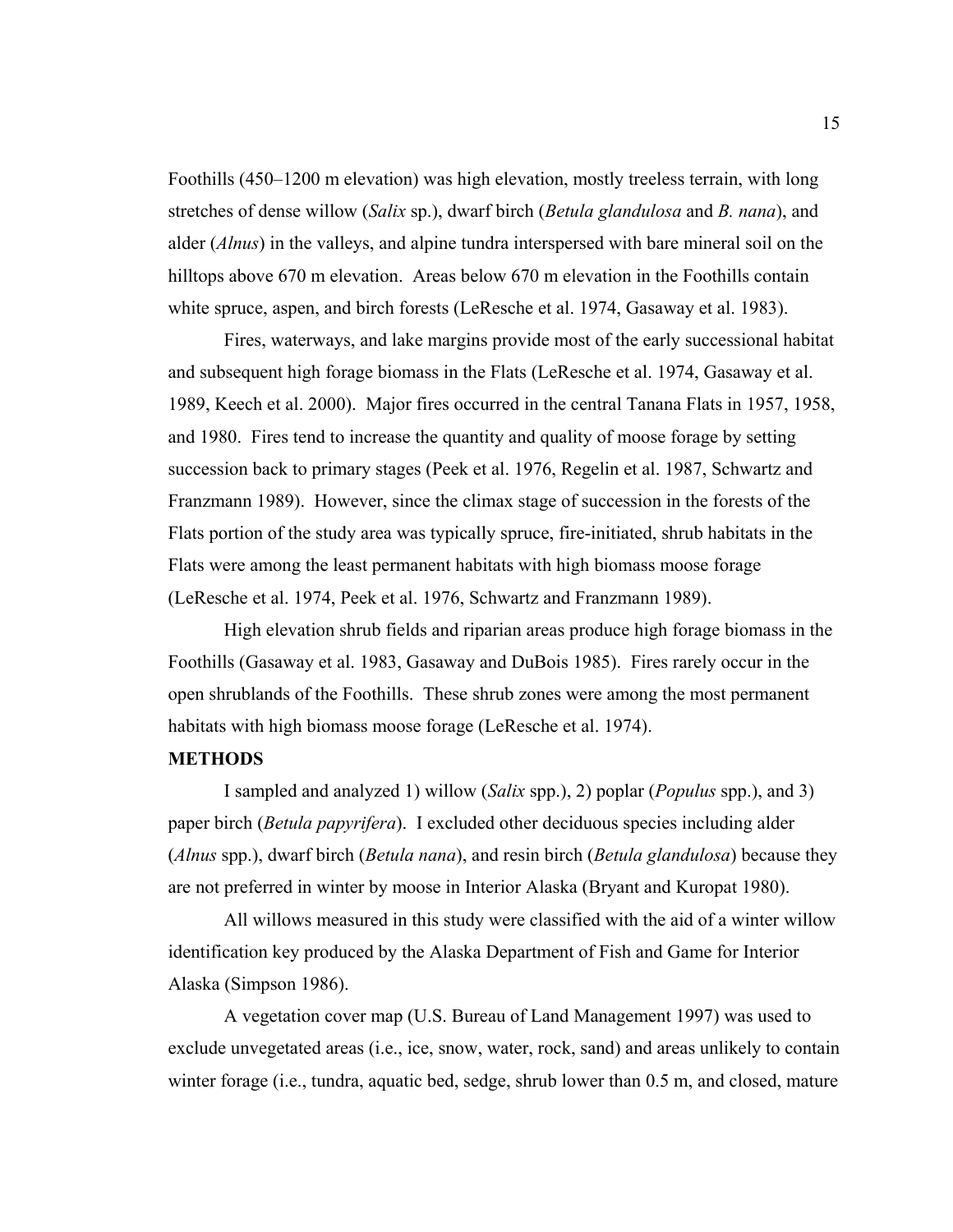Foothills (450–1200 m elevation) was high elevation, mostly treeless terrain, with long stretches of dense willow (*Salix* sp.), dwarf birch (*Betula glandulosa* and *B. nana*), and alder (*Alnus*) in the valleys, and alpine tundra interspersed with bare mineral soil on the hilltops above 670 m elevation. Areas below 670 m elevation in the Foothills contain white spruce, aspen, and birch forests (LeResche et al. 1974, Gasaway et al. 1983).

Fires, waterways, and lake margins provide most of the early successional habitat and subsequent high forage biomass in the Flats (LeResche et al. 1974, Gasaway et al. 1989, Keech et al. 2000). Major fires occurred in the central Tanana Flats in 1957, 1958, and 1980. Fires tend to increase the quantity and quality of moose forage by setting succession back to primary stages (Peek et al. 1976, Regelin et al. 1987, Schwartz and Franzmann 1989). However, since the climax stage of succession in the forests of the Flats portion of the study area was typically spruce, fire-initiated, shrub habitats in the Flats were among the least permanent habitats with high biomass moose forage (LeResche et al. 1974, Peek et al. 1976, Schwartz and Franzmann 1989).

High elevation shrub fields and riparian areas produce high forage biomass in the Foothills (Gasaway et al. 1983, Gasaway and DuBois 1985). Fires rarely occur in the open shrublands of the Foothills. These shrub zones were among the most permanent habitats with high biomass moose forage (LeResche et al. 1974).

## METHODS

I sampled and analyzed 1) willow (*Salix* spp.), 2) poplar (*Populus* spp.), and 3) paper birch (*Betula papyrifera*). I excluded other deciduous species including alder (*Alnus* spp.), dwarf birch (*Betula nana*), and resin birch (*Betula glandulosa*) because they are not preferred in winter by moose in Interior Alaska (Bryant and Kuropat 1980).

All willows measured in this study were classified with the aid of a winter willow identification key produced by the Alaska Department of Fish and Game for Interior Alaska (Simpson 1986).

A vegetation cover map (U.S. Bureau of Land Management 1997) was used to exclude unvegetated areas (i.e., ice, snow, water, rock, sand) and areas unlikely to contain winter forage (i.e., tundra, aquatic bed, sedge, shrub lower than 0.5 m, and closed, mature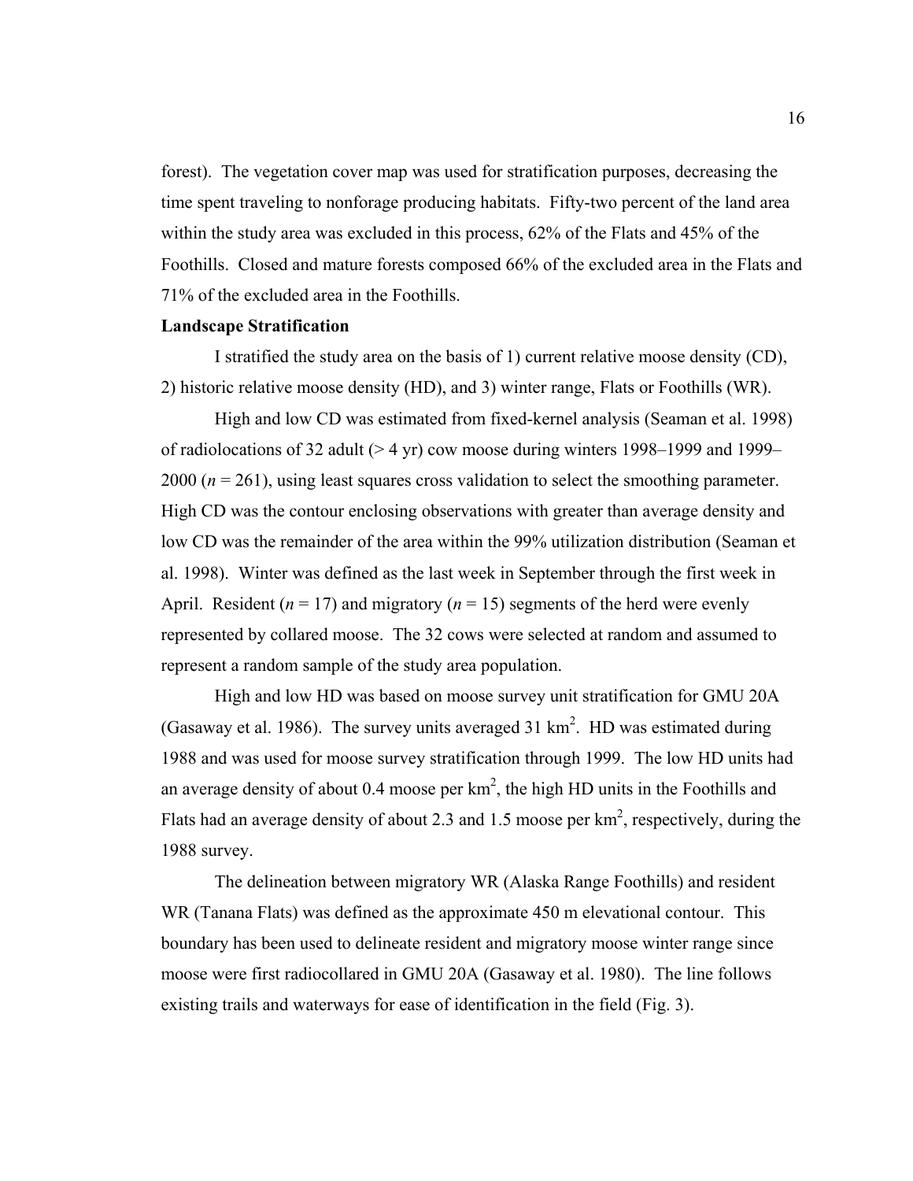forest). The vegetation cover map was used for stratification purposes, decreasing the time spent traveling to nonforage producing habitats. Fifty-two percent of the land area within the study area was excluded in this process, 62% of the Flats and 45% of the Foothills. Closed and mature forests composed 66% of the excluded area in the Flats and 71% of the excluded area in the Foothills.

**Landscape Stratification**

I stratified the study area on the basis of 1) current relative moose density (CD), 2) historic relative moose density (HD), and 3) winter range, Flats or Foothills (WR).

High and low CD was estimated from fixed-kernel analysis (Seaman et al. 1998) of radiolocations of 32 adult (> 4 yr) cow moose during winters 1998–1999 and 1999–2000 ($n = 261$), using least squares cross validation to select the smoothing parameter. High CD was the contour enclosing observations with greater than average density and low CD was the remainder of the area within the 99% utilization distribution (Seaman et al. 1998). Winter was defined as the last week in September through the first week in April. Resident ($n = 17$) and migratory ($n = 15$) segments of the herd were evenly represented by collared moose. The 32 cows were selected at random and assumed to represent a random sample of the study area population.

High and low HD was based on moose survey unit stratification for GMU 20A (Gasaway et al. 1986). The survey units averaged 31 $km^2$. HD was estimated during 1988 and was used for moose survey stratification through 1999. The low HD units had an average density of about 0.4 moose per $km^2$, the high HD units in the Foothills and Flats had an average density of about 2.3 and 1.5 moose per $km^2$, respectively, during the 1988 survey.

The delineation between migratory WR (Alaska Range Foothills) and resident WR (Tanana Flats) was defined as the approximate 450 m elevational contour. This boundary has been used to delineate resident and migratory moose winter range since moose were first radiocollared in GMU 20A (Gasaway et al. 1980). The line follows existing trails and waterways for ease of identification in the field (Fig. 3).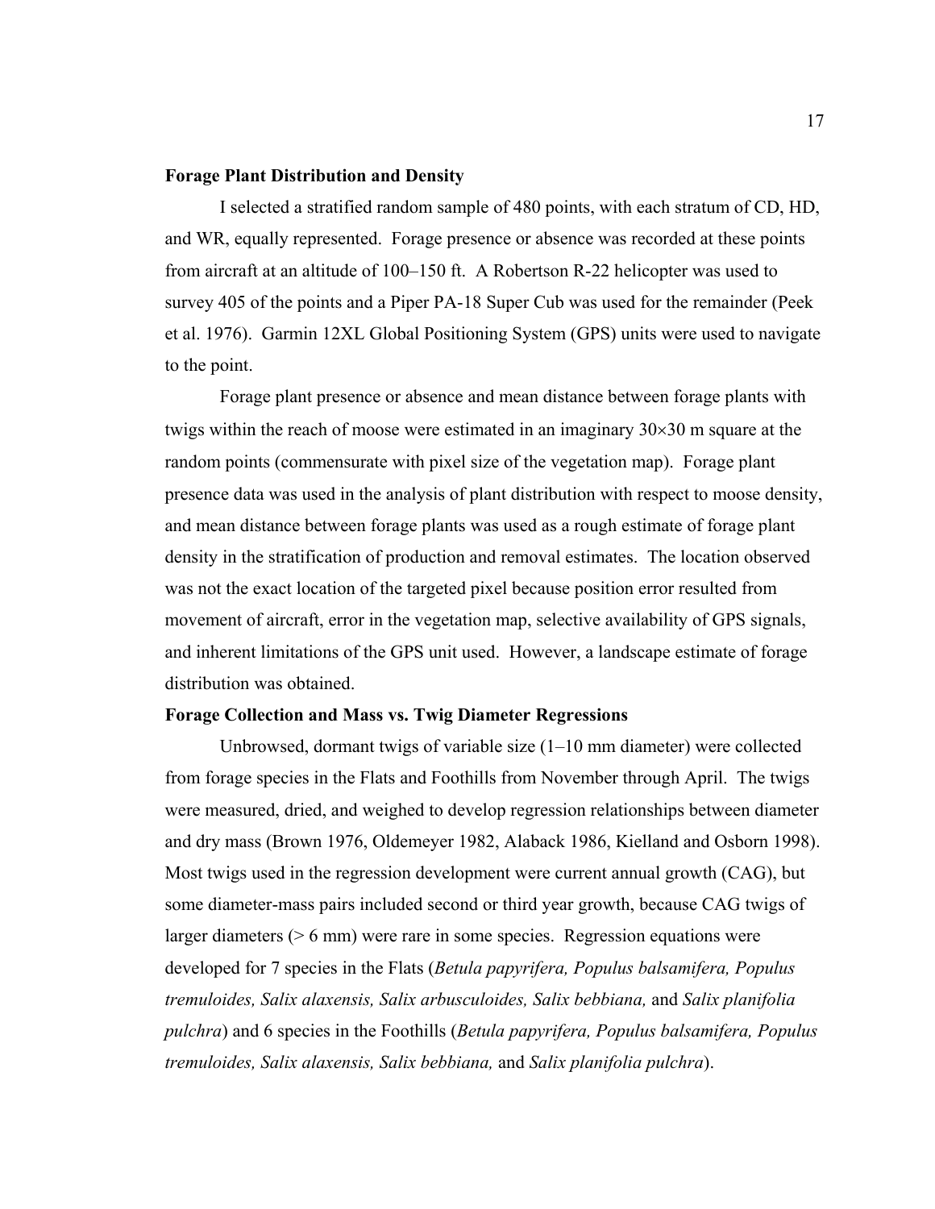**Forage Plant Distribution and Density**

I selected a stratified random sample of 480 points, with each stratum of CD, HD, and WR, equally represented. Forage presence or absence was recorded at these points from aircraft at an altitude of 100–150 ft. A Robertson R-22 helicopter was used to survey 405 of the points and a Piper PA-18 Super Cub was used for the remainder (Peek et al. 1976). Garmin 12XL Global Positioning System (GPS) units were used to navigate to the point.

Forage plant presence or absence and mean distance between forage plants with twigs within the reach of moose were estimated in an imaginary 30×30 m square at the random points (commensurate with pixel size of the vegetation map). Forage plant presence data was used in the analysis of plant distribution with respect to moose density, and mean distance between forage plants was used as a rough estimate of forage plant density in the stratification of production and removal estimates. The location observed was not the exact location of the targeted pixel because position error resulted from movement of aircraft, error in the vegetation map, selective availability of GPS signals, and inherent limitations of the GPS unit used. However, a landscape estimate of forage distribution was obtained.

**Forage Collection and Mass vs. Twig Diameter Regressions**

Unbrowsed, dormant twigs of variable size (1–10 mm diameter) were collected from forage species in the Flats and Foothills from November through April. The twigs were measured, dried, and weighed to develop regression relationships between diameter and dry mass (Brown 1976, Oldemeyer 1982, Alaback 1986, Kielland and Osborn 1998). Most twigs used in the regression development were current annual growth (CAG), but some diameter-mass pairs included second or third year growth, because CAG twigs of larger diameters (> 6 mm) were rare in some species. Regression equations were developed for 7 species in the Flats (*Betula papyrifera, Populus balsamifera, Populus tremuloides, Salix alaxensis, Salix arbusculoides, Salix bebbiana,* and *Salix planifolia pulchra*) and 6 species in the Foothills (*Betula papyrifera, Populus balsamifera, Populus tremuloides, Salix alaxensis, Salix bebbiana,* and *Salix planifolia pulchra*).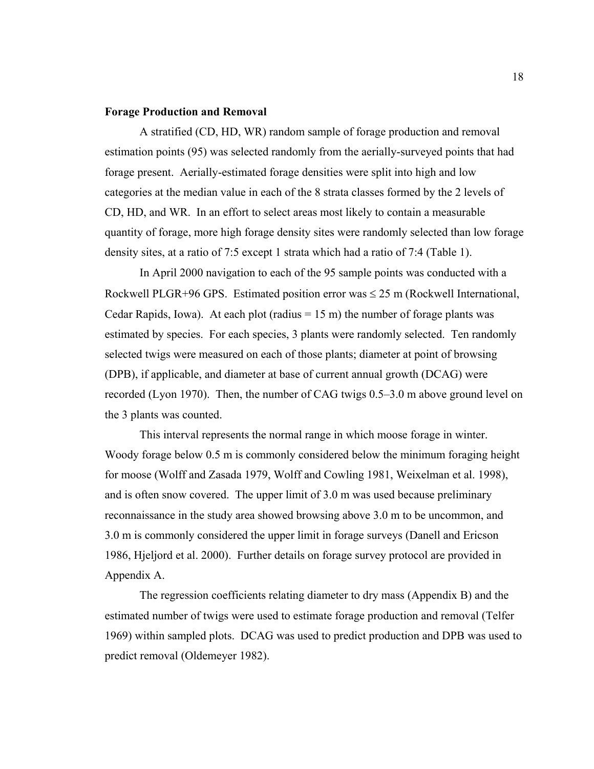**Forage Production and Removal**

A stratified (CD, HD, WR) random sample of forage production and removal estimation points (95) was selected randomly from the aerially-surveyed points that had forage present. Aerially-estimated forage densities were split into high and low categories at the median value in each of the 8 strata classes formed by the 2 levels of CD, HD, and WR. In an effort to select areas most likely to contain a measurable quantity of forage, more high forage density sites were randomly selected than low forage density sites, at a ratio of 7:5 except 1 strata which had a ratio of 7:4 (Table 1).

In April 2000 navigation to each of the 95 sample points was conducted with a Rockwell PLGR+96 GPS. Estimated position error was ≤ 25 m (Rockwell International, Cedar Rapids, Iowa). At each plot (radius = 15 m) the number of forage plants was estimated by species. For each species, 3 plants were randomly selected. Ten randomly selected twigs were measured on each of those plants; diameter at point of browsing (DPB), if applicable, and diameter at base of current annual growth (DCAG) were recorded (Lyon 1970). Then, the number of CAG twigs 0.5–3.0 m above ground level on the 3 plants was counted.

This interval represents the normal range in which moose forage in winter. Woody forage below 0.5 m is commonly considered below the minimum foraging height for moose (Wolff and Zasada 1979, Wolff and Cowling 1981, Weixelman et al. 1998), and is often snow covered. The upper limit of 3.0 m was used because preliminary reconnaissance in the study area showed browsing above 3.0 m to be uncommon, and 3.0 m is commonly considered the upper limit in forage surveys (Danell and Ericson 1986, Hjeljord et al. 2000). Further details on forage survey protocol are provided in Appendix A.

The regression coefficients relating diameter to dry mass (Appendix B) and the estimated number of twigs were used to estimate forage production and removal (Telfer 1969) within sampled plots. DCAG was used to predict production and DPB was used to predict removal (Oldemeyer 1982).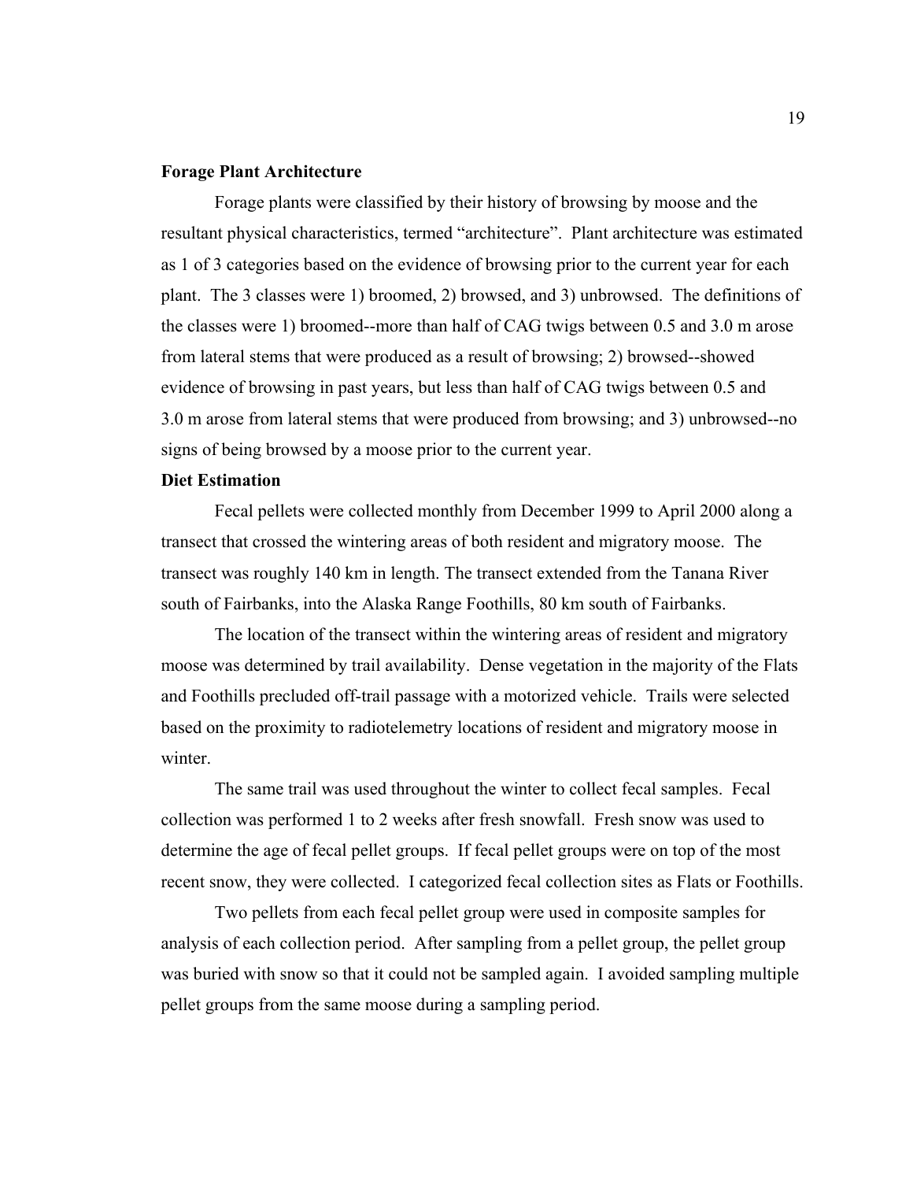**Forage Plant Architecture**

Forage plants were classified by their history of browsing by moose and the resultant physical characteristics, termed "architecture". Plant architecture was estimated as 1 of 3 categories based on the evidence of browsing prior to the current year for each plant. The 3 classes were 1) broomed, 2) browsed, and 3) unbrowsed. The definitions of the classes were 1) broomed--more than half of CAG twigs between 0.5 and 3.0 m arose from lateral stems that were produced as a result of browsing; 2) browsed--showed evidence of browsing in past years, but less than half of CAG twigs between 0.5 and 3.0 m arose from lateral stems that were produced from browsing; and 3) unbrowsed--no signs of being browsed by a moose prior to the current year.

**Diet Estimation**

Fecal pellets were collected monthly from December 1999 to April 2000 along a transect that crossed the wintering areas of both resident and migratory moose. The transect was roughly 140 km in length. The transect extended from the Tanana River south of Fairbanks, into the Alaska Range Foothills, 80 km south of Fairbanks.

The location of the transect within the wintering areas of resident and migratory moose was determined by trail availability. Dense vegetation in the majority of the Flats and Foothills precluded off-trail passage with a motorized vehicle. Trails were selected based on the proximity to radiotelemetry locations of resident and migratory moose in winter.

The same trail was used throughout the winter to collect fecal samples. Fecal collection was performed 1 to 2 weeks after fresh snowfall. Fresh snow was used to determine the age of fecal pellet groups. If fecal pellet groups were on top of the most recent snow, they were collected. I categorized fecal collection sites as Flats or Foothills.

Two pellets from each fecal pellet group were used in composite samples for analysis of each collection period. After sampling from a pellet group, the pellet group was buried with snow so that it could not be sampled again. I avoided sampling multiple pellet groups from the same moose during a sampling period.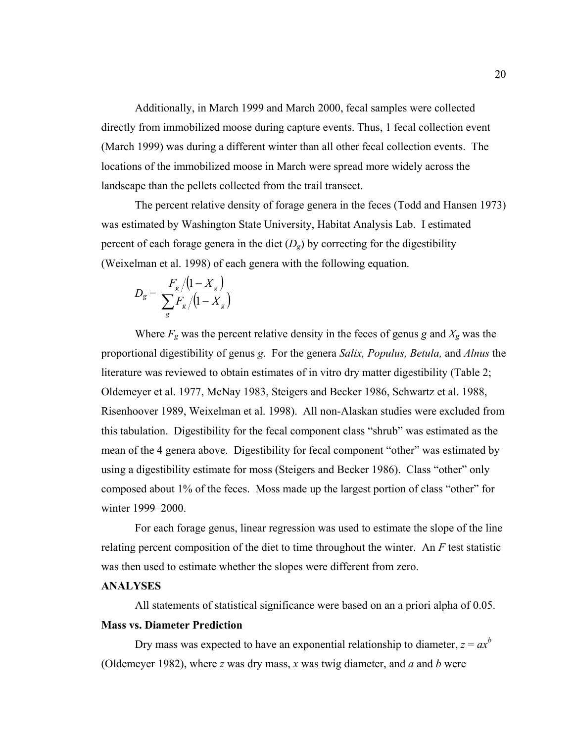Additionally, in March 1999 and March 2000, fecal samples were collected directly from immobilized moose during capture events. Thus, 1 fecal collection event (March 1999) was during a different winter than all other fecal collection events. The locations of the immobilized moose in March were spread more widely across the landscape than the pellets collected from the trail transect.

The percent relative density of forage genera in the feces (Todd and Hansen 1973) was estimated by Washington State University, Habitat Analysis Lab. I estimated percent of each forage genera in the diet ($D_g$) by correcting for the digestibility (Weixelman et al. 1998) of each genera with the following equation.

$$D_g = \frac{F_g/(1 - X_g)}{\sum_g F_g/(1 - X_g)}$$

Where $F_g$ was the percent relative density in the feces of genus $g$ and $X_g$ was the proportional digestibility of genus $g$. For the genera *Salix, Populus, Betula,* and *Alnus* the literature was reviewed to obtain estimates of in vitro dry matter digestibility (Table 2; Oldemeyer et al. 1977, McNay 1983, Steigers and Becker 1986, Schwartz et al. 1988, Risenhoover 1989, Weixelman et al. 1998). All non-Alaskan studies were excluded from this tabulation. Digestibility for the fecal component class "shrub" was estimated as the mean of the 4 genera above. Digestibility for fecal component "other" was estimated by using a digestibility estimate for moss (Steigers and Becker 1986). Class "other" only composed about 1% of the feces. Moss made up the largest portion of class "other" for winter 1999–2000.

For each forage genus, linear regression was used to estimate the slope of the line relating percent composition of the diet to time throughout the winter. An $F$ test statistic was then used to estimate whether the slopes were different from zero.

**ANALYSES**

All statements of statistical significance were based on an a priori alpha of 0.05.

**Mass vs. Diameter Prediction**

Dry mass was expected to have an exponential relationship to diameter, $z = ax^b$ (Oldemeyer 1982), where $z$ was dry mass, $x$ was twig diameter, and $a$ and $b$ were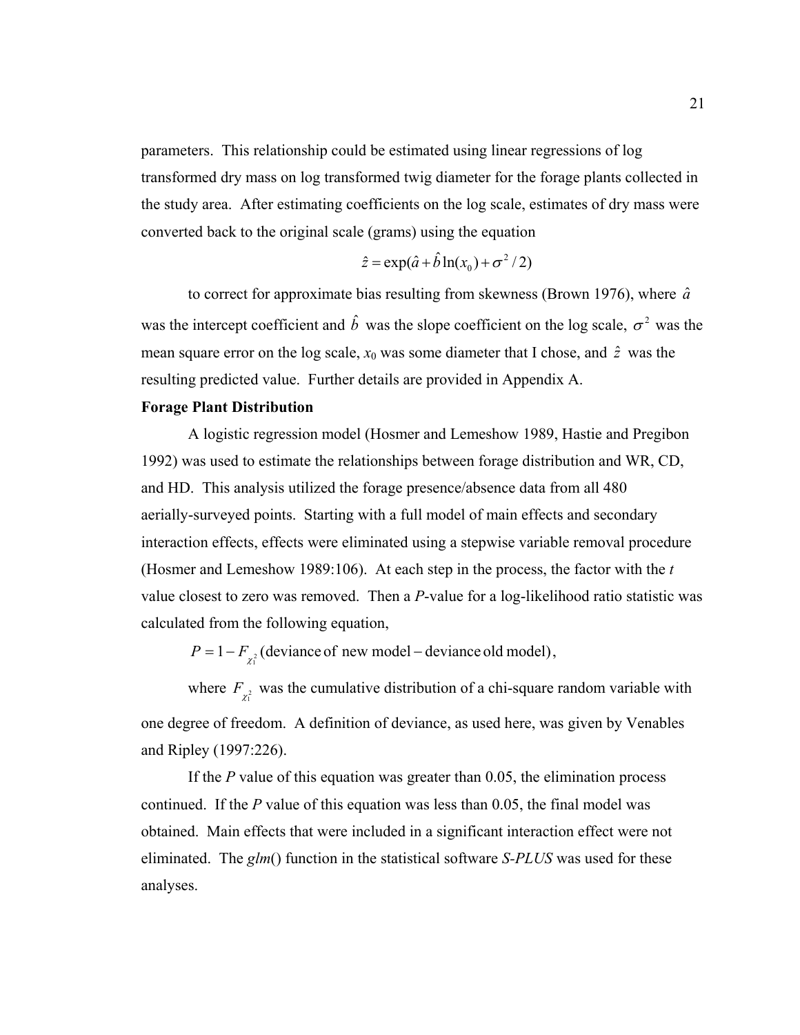parameters. This relationship could be estimated using linear regressions of log transformed dry mass on log transformed twig diameter for the forage plants collected in the study area. After estimating coefficients on the log scale, estimates of dry mass were converted back to the original scale (grams) using the equation

$$\hat{z} = \exp(\hat{a} + \hat{b}\ln(x_0) + \sigma^2 / 2)$$

to correct for approximate bias resulting from skewness (Brown 1976), where $\hat{a}$ was the intercept coefficient and $\hat{b}$ was the slope coefficient on the log scale, $\sigma^2$ was the mean square error on the log scale, $x_0$ was some diameter that I chose, and $\hat{z}$ was the resulting predicted value. Further details are provided in Appendix A.

**Forage Plant Distribution**

A logistic regression model (Hosmer and Lemeshow 1989, Hastie and Pregibon 1992) was used to estimate the relationships between forage distribution and WR, CD, and HD. This analysis utilized the forage presence/absence data from all 480 aerially-surveyed points. Starting with a full model of main effects and secondary interaction effects, effects were eliminated using a stepwise variable removal procedure (Hosmer and Lemeshow 1989:106). At each step in the process, the factor with the *t* value closest to zero was removed. Then a *P*-value for a log-likelihood ratio statistic was calculated from the following equation,

$$P = 1 - F_{\chi_1^2}(\text{deviance of new model} - \text{deviance old model}),$$

where $F_{\chi_1^2}$ was the cumulative distribution of a chi-square random variable with one degree of freedom. A definition of deviance, as used here, was given by Venables and Ripley (1997:226).

If the *P* value of this equation was greater than 0.05, the elimination process continued. If the *P* value of this equation was less than 0.05, the final model was obtained. Main effects that were included in a significant interaction effect were not eliminated. The *glm*() function in the statistical software *S-PLUS* was used for these analyses.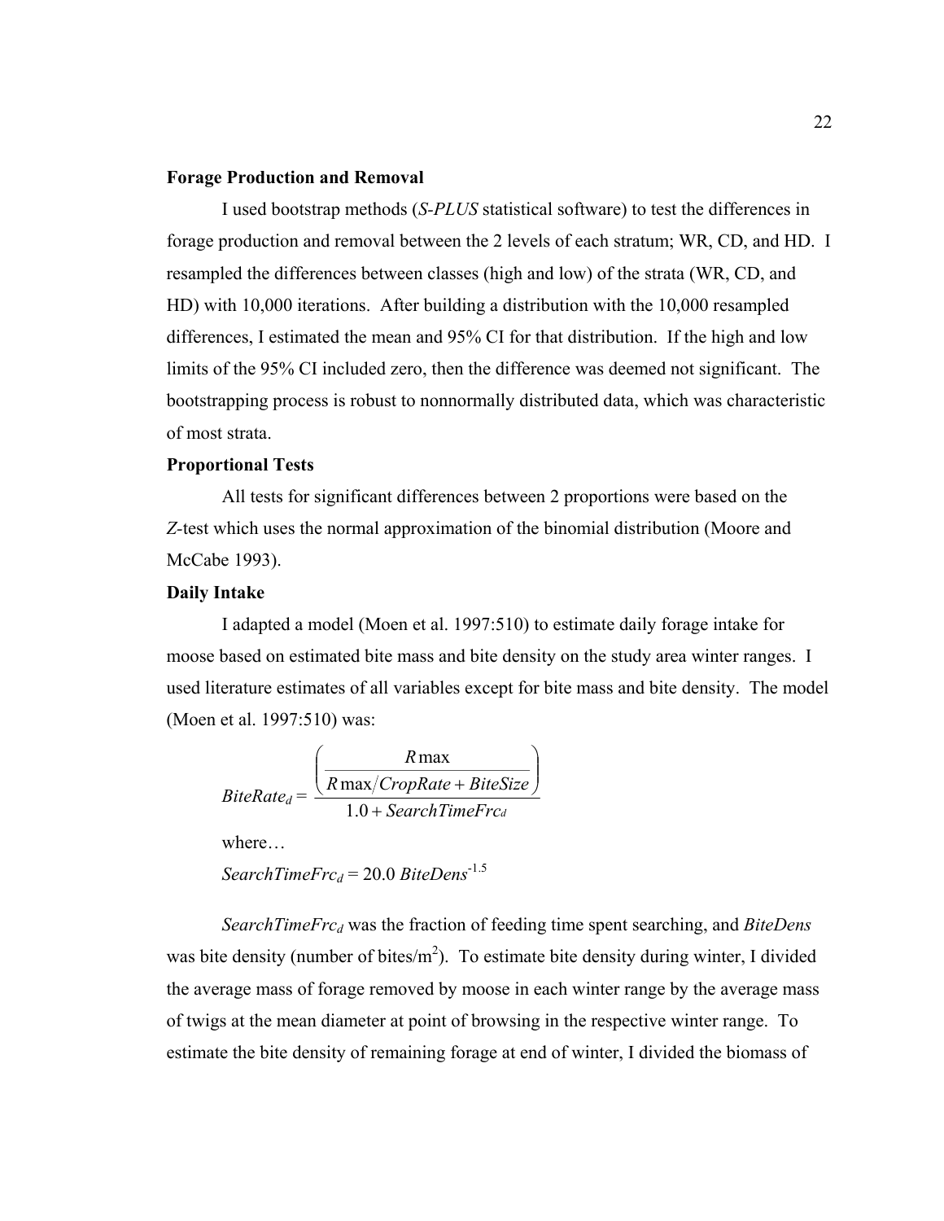### Forage Production and Removal

I used bootstrap methods (*S-PLUS* statistical software) to test the differences in forage production and removal between the 2 levels of each stratum; WR, CD, and HD. I resampled the differences between classes (high and low) of the strata (WR, CD, and HD) with 10,000 iterations. After building a distribution with the 10,000 resampled differences, I estimated the mean and 95% CI for that distribution. If the high and low limits of the 95% CI included zero, then the difference was deemed not significant. The bootstrapping process is robust to nonnormally distributed data, which was characteristic of most strata.

### Proportional Tests

All tests for significant differences between 2 proportions were based on the *Z*-test which uses the normal approximation of the binomial distribution (Moore and McCabe 1993).

### Daily Intake

I adapted a model (Moen et al. 1997:510) to estimate daily forage intake for moose based on estimated bite mass and bite density on the study area winter ranges. I used literature estimates of all variables except for bite mass and bite density. The model (Moen et al. 1997:510) was:

$$BiteRate_d = \frac{\left(\dfrac{R\max}{R\max / CropRate + BiteSize}\right)}{1.0 + SearchTimeFrc_d}$$

where…

$$SearchTimeFrc_d = 20.0\ BiteDens^{-1.5}$$

$SearchTimeFrc_d$ was the fraction of feeding time spent searching, and *BiteDens* was bite density (number of bites/$m^2$). To estimate bite density during winter, I divided the average mass of forage removed by moose in each winter range by the average mass of twigs at the mean diameter at point of browsing in the respective winter range. To estimate the bite density of remaining forage at end of winter, I divided the biomass of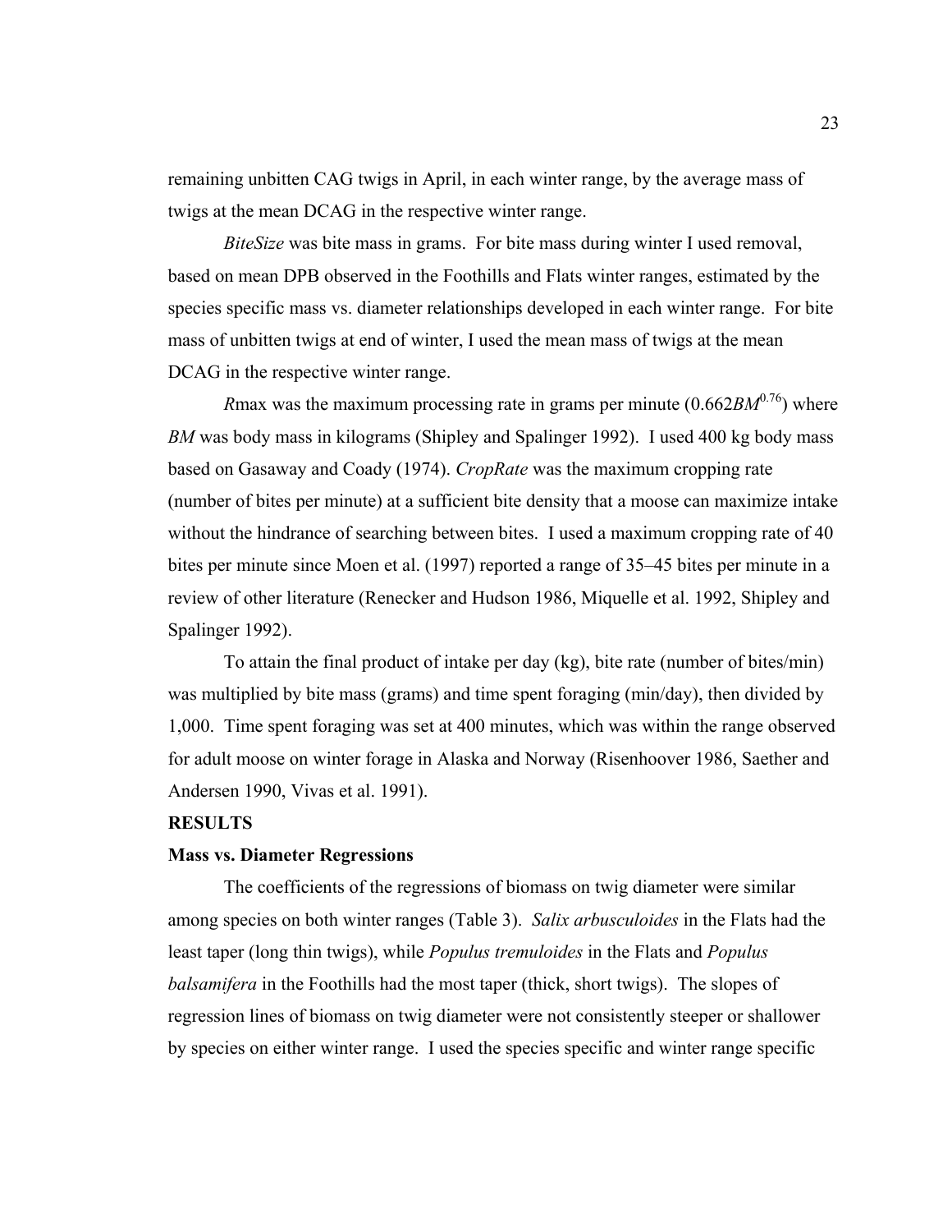remaining unbitten CAG twigs in April, in each winter range, by the average mass of twigs at the mean DCAG in the respective winter range.

*BiteSize* was bite mass in grams. For bite mass during winter I used removal, based on mean DPB observed in the Foothills and Flats winter ranges, estimated by the species specific mass vs. diameter relationships developed in each winter range. For bite mass of unbitten twigs at end of winter, I used the mean mass of twigs at the mean DCAG in the respective winter range.

*R*max was the maximum processing rate in grams per minute ($0.662BM^{0.76}$) where *BM* was body mass in kilograms (Shipley and Spalinger 1992). I used 400 kg body mass based on Gasaway and Coady (1974). *CropRate* was the maximum cropping rate (number of bites per minute) at a sufficient bite density that a moose can maximize intake without the hindrance of searching between bites. I used a maximum cropping rate of 40 bites per minute since Moen et al. (1997) reported a range of 35–45 bites per minute in a review of other literature (Renecker and Hudson 1986, Miquelle et al. 1992, Shipley and Spalinger 1992).

To attain the final product of intake per day (kg), bite rate (number of bites/min) was multiplied by bite mass (grams) and time spent foraging (min/day), then divided by 1,000. Time spent foraging was set at 400 minutes, which was within the range observed for adult moose on winter forage in Alaska and Norway (Risenhoover 1986, Saether and Andersen 1990, Vivas et al. 1991).

## RESULTS

### Mass vs. Diameter Regressions

The coefficients of the regressions of biomass on twig diameter were similar among species on both winter ranges (Table 3). *Salix arbusculoides* in the Flats had the least taper (long thin twigs), while *Populus tremuloides* in the Flats and *Populus balsamifera* in the Foothills had the most taper (thick, short twigs). The slopes of regression lines of biomass on twig diameter were not consistently steeper or shallower by species on either winter range. I used the species specific and winter range specific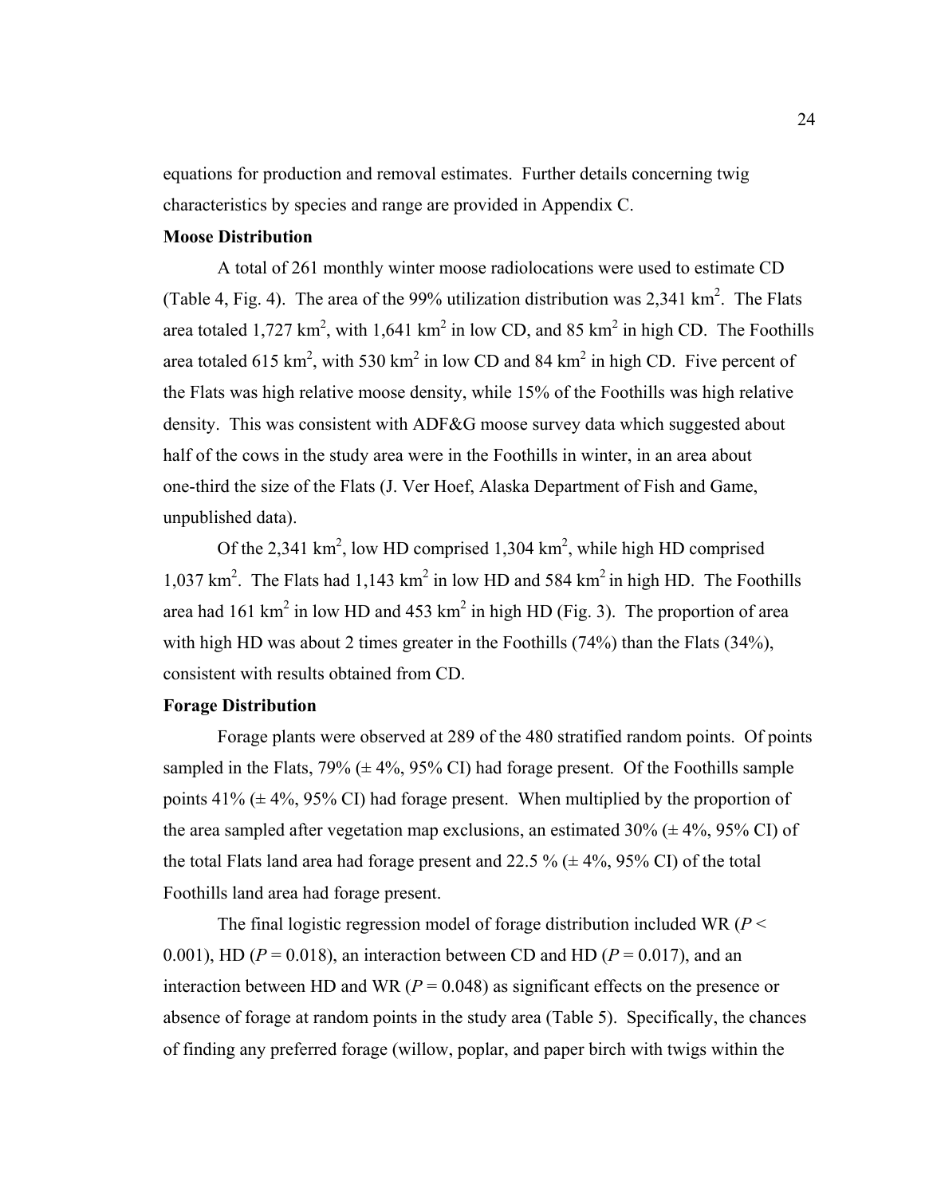equations for production and removal estimates. Further details concerning twig characteristics by species and range are provided in Appendix C.

**Moose Distribution**

A total of 261 monthly winter moose radiolocations were used to estimate CD (Table 4, Fig. 4). The area of the 99% utilization distribution was 2,341 $km^2$. The Flats area totaled 1,727 $km^2$, with 1,641 $km^2$ in low CD, and 85 $km^2$ in high CD. The Foothills area totaled 615 $km^2$, with 530 $km^2$ in low CD and 84 $km^2$ in high CD. Five percent of the Flats was high relative moose density, while 15% of the Foothills was high relative density. This was consistent with ADF&G moose survey data which suggested about half of the cows in the study area were in the Foothills in winter, in an area about one-third the size of the Flats (J. Ver Hoef, Alaska Department of Fish and Game, unpublished data).

Of the 2,341 $km^2$, low HD comprised 1,304 $km^2$, while high HD comprised 1,037 $km^2$. The Flats had 1,143 $km^2$ in low HD and 584 $km^2$ in high HD. The Foothills area had 161 $km^2$ in low HD and 453 $km^2$ in high HD (Fig. 3). The proportion of area with high HD was about 2 times greater in the Foothills (74%) than the Flats (34%), consistent with results obtained from CD.

**Forage Distribution**

Forage plants were observed at 289 of the 480 stratified random points. Of points sampled in the Flats, 79% (± 4%, 95% CI) had forage present. Of the Foothills sample points 41% (± 4%, 95% CI) had forage present. When multiplied by the proportion of the area sampled after vegetation map exclusions, an estimated 30% (± 4%, 95% CI) of the total Flats land area had forage present and 22.5 % (± 4%, 95% CI) of the total Foothills land area had forage present.

The final logistic regression model of forage distribution included WR ($P < 0.001$), HD ($P = 0.018$), an interaction between CD and HD ($P = 0.017$), and an interaction between HD and WR ($P = 0.048$) as significant effects on the presence or absence of forage at random points in the study area (Table 5). Specifically, the chances of finding any preferred forage (willow, poplar, and paper birch with twigs within the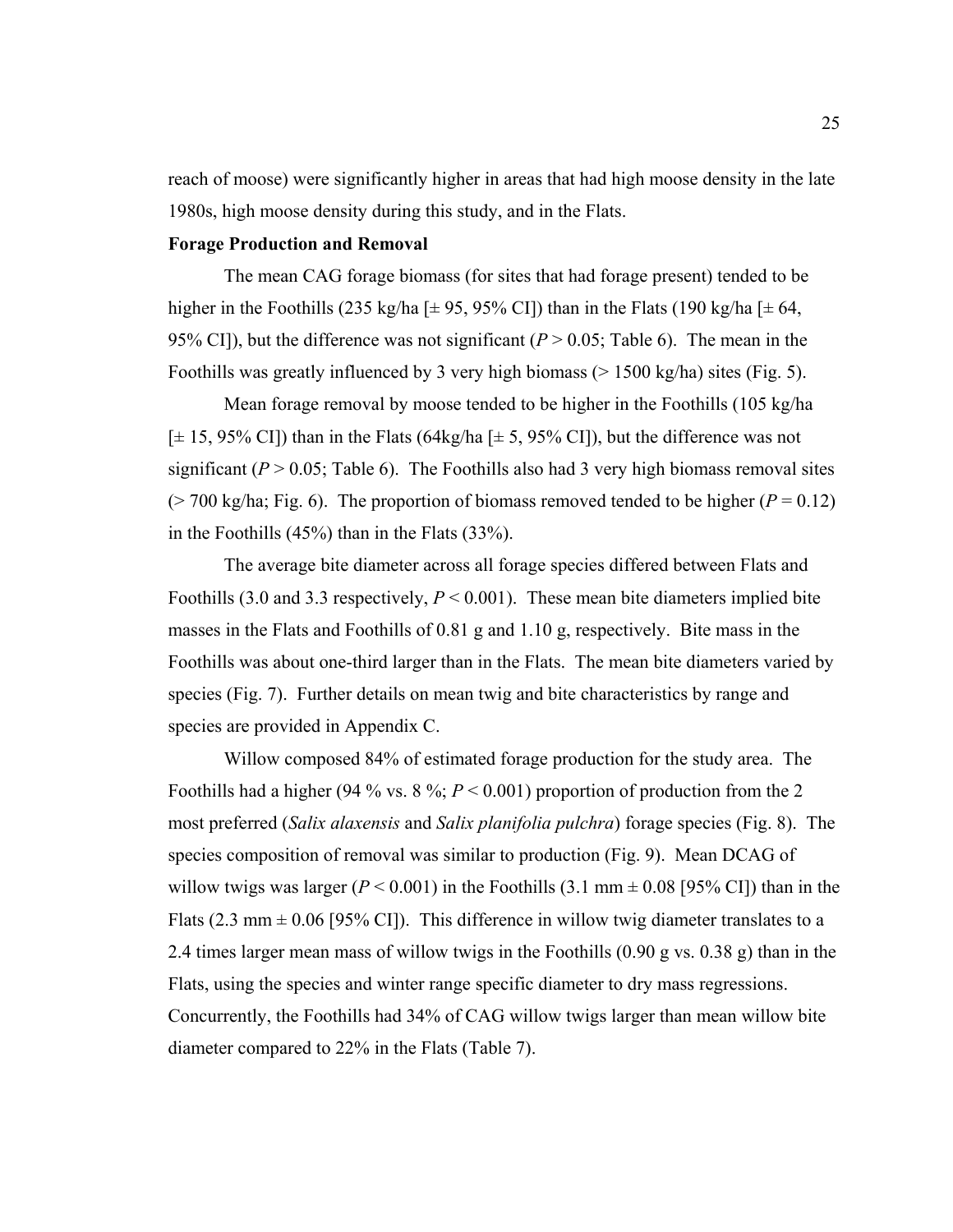reach of moose) were significantly higher in areas that had high moose density in the late 1980s, high moose density during this study, and in the Flats.

**Forage Production and Removal**

The mean CAG forage biomass (for sites that had forage present) tended to be higher in the Foothills (235 kg/ha [± 95, 95% CI]) than in the Flats (190 kg/ha [± 64, 95% CI]), but the difference was not significant ($P > 0.05$; Table 6). The mean in the Foothills was greatly influenced by 3 very high biomass (> 1500 kg/ha) sites (Fig. 5).

Mean forage removal by moose tended to be higher in the Foothills (105 kg/ha [± 15, 95% CI]) than in the Flats (64kg/ha [± 5, 95% CI]), but the difference was not significant ($P > 0.05$; Table 6). The Foothills also had 3 very high biomass removal sites (> 700 kg/ha; Fig. 6). The proportion of biomass removed tended to be higher ($P = 0.12$) in the Foothills (45%) than in the Flats (33%).

The average bite diameter across all forage species differed between Flats and Foothills (3.0 and 3.3 respectively, $P < 0.001$). These mean bite diameters implied bite masses in the Flats and Foothills of 0.81 g and 1.10 g, respectively. Bite mass in the Foothills was about one-third larger than in the Flats. The mean bite diameters varied by species (Fig. 7). Further details on mean twig and bite characteristics by range and species are provided in Appendix C.

Willow composed 84% of estimated forage production for the study area. The Foothills had a higher (94 % vs. 8 %; $P < 0.001$) proportion of production from the 2 most preferred (*Salix alaxensis* and *Salix planifolia pulchra*) forage species (Fig. 8). The species composition of removal was similar to production (Fig. 9). Mean DCAG of willow twigs was larger ($P < 0.001$) in the Foothills (3.1 mm ± 0.08 [95% CI]) than in the Flats (2.3 mm ± 0.06 [95% CI]). This difference in willow twig diameter translates to a 2.4 times larger mean mass of willow twigs in the Foothills (0.90 g vs. 0.38 g) than in the Flats, using the species and winter range specific diameter to dry mass regressions. Concurrently, the Foothills had 34% of CAG willow twigs larger than mean willow bite diameter compared to 22% in the Flats (Table 7).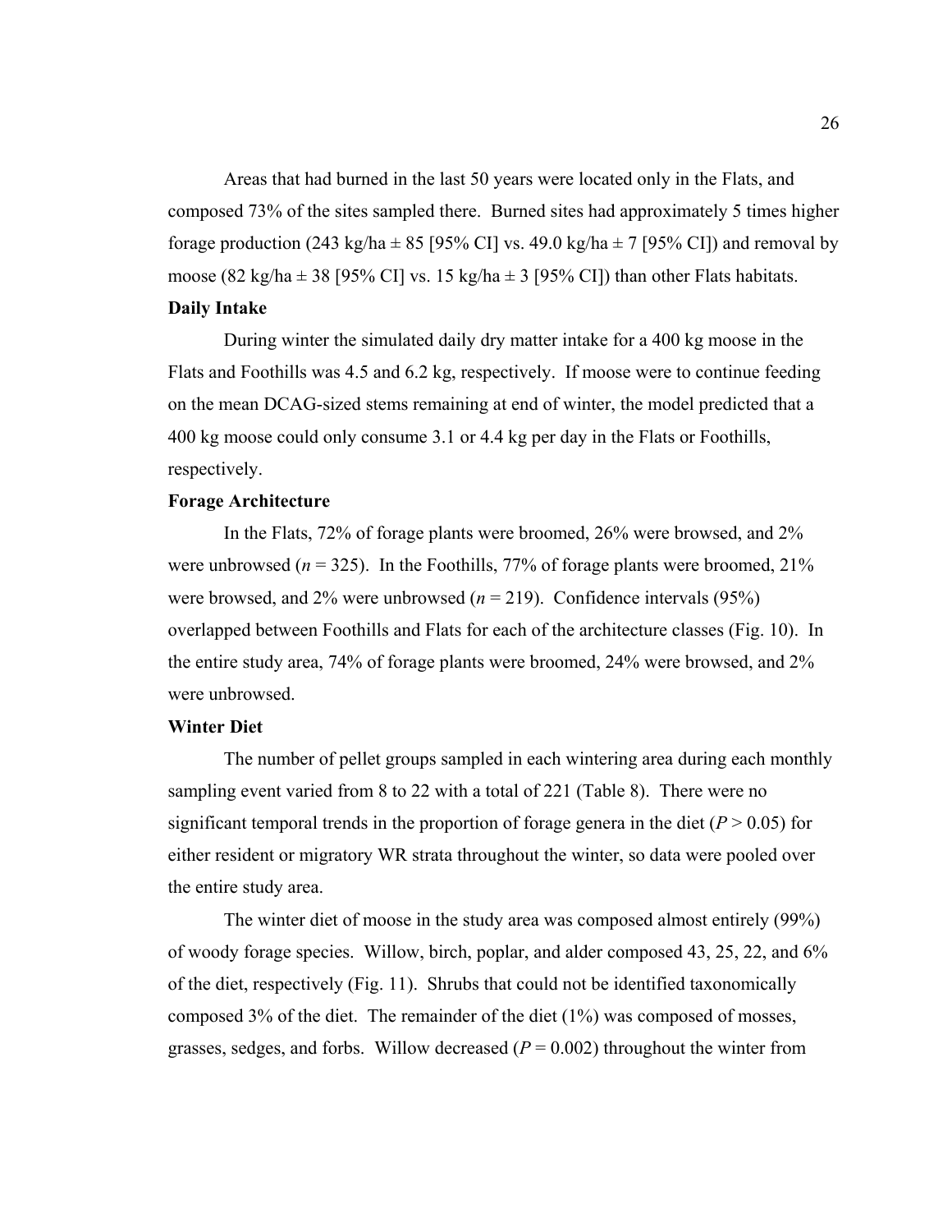Areas that had burned in the last 50 years were located only in the Flats, and composed 73% of the sites sampled there. Burned sites had approximately 5 times higher forage production (243 kg/ha ± 85 [95% CI] vs. 49.0 kg/ha ± 7 [95% CI]) and removal by moose (82 kg/ha ± 38 [95% CI] vs. 15 kg/ha ± 3 [95% CI]) than other Flats habitats.

### Daily Intake

During winter the simulated daily dry matter intake for a 400 kg moose in the Flats and Foothills was 4.5 and 6.2 kg, respectively. If moose were to continue feeding on the mean DCAG-sized stems remaining at end of winter, the model predicted that a 400 kg moose could only consume 3.1 or 4.4 kg per day in the Flats or Foothills, respectively.

### Forage Architecture

In the Flats, 72% of forage plants were broomed, 26% were browsed, and 2% were unbrowsed ($n = 325$). In the Foothills, 77% of forage plants were broomed, 21% were browsed, and 2% were unbrowsed ($n = 219$). Confidence intervals (95%) overlapped between Foothills and Flats for each of the architecture classes (Fig. 10). In the entire study area, 74% of forage plants were broomed, 24% were browsed, and 2% were unbrowsed.

### Winter Diet

The number of pellet groups sampled in each wintering area during each monthly sampling event varied from 8 to 22 with a total of 221 (Table 8). There were no significant temporal trends in the proportion of forage genera in the diet ($P > 0.05$) for either resident or migratory WR strata throughout the winter, so data were pooled over the entire study area.

The winter diet of moose in the study area was composed almost entirely (99%) of woody forage species. Willow, birch, poplar, and alder composed 43, 25, 22, and 6% of the diet, respectively (Fig. 11). Shrubs that could not be identified taxonomically composed 3% of the diet. The remainder of the diet (1%) was composed of mosses, grasses, sedges, and forbs. Willow decreased ($P = 0.002$) throughout the winter from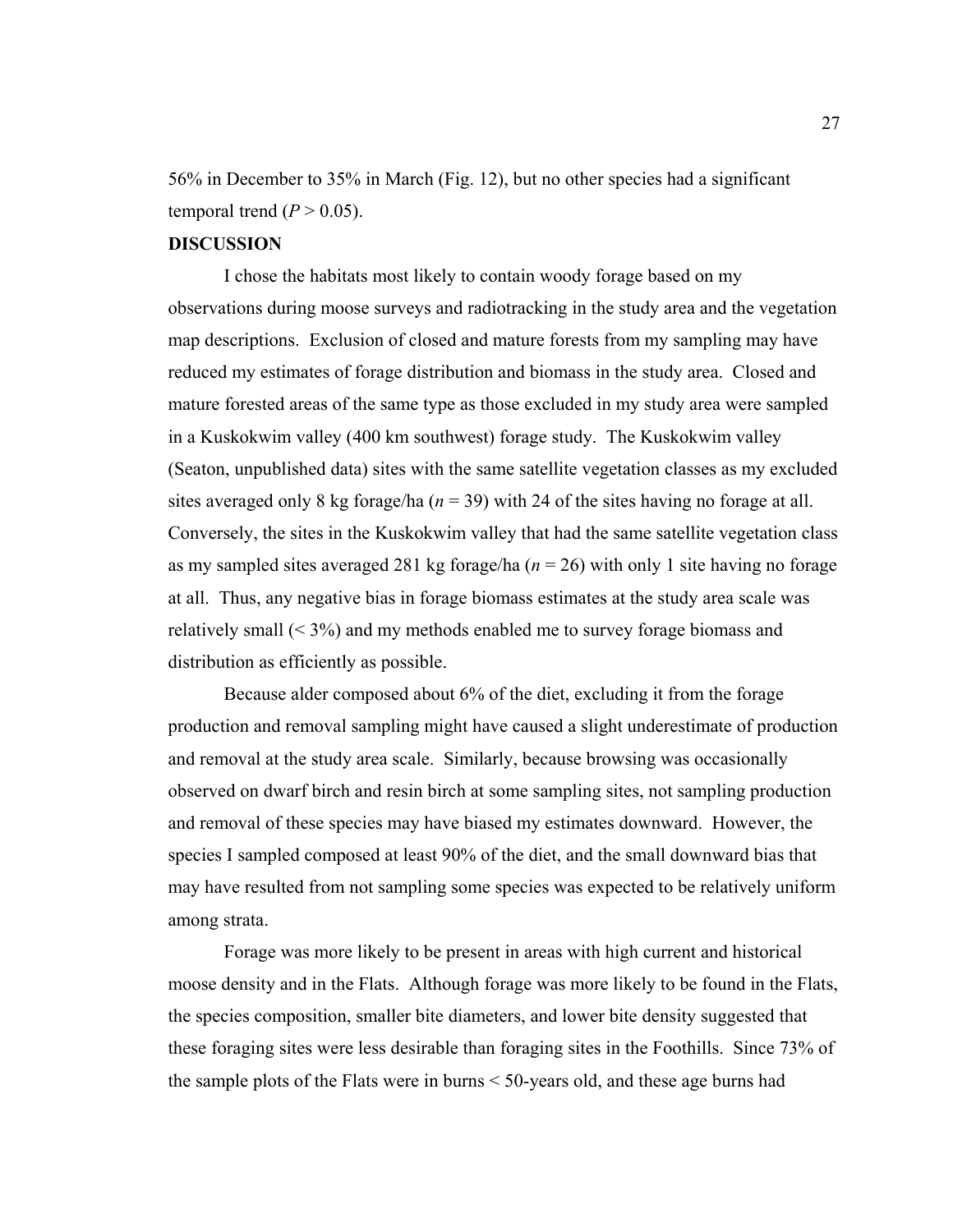56% in December to 35% in March (Fig. 12), but no other species had a significant temporal trend ($P > 0.05$).

**DISCUSSION**

I chose the habitats most likely to contain woody forage based on my observations during moose surveys and radiotracking in the study area and the vegetation map descriptions. Exclusion of closed and mature forests from my sampling may have reduced my estimates of forage distribution and biomass in the study area. Closed and mature forested areas of the same type as those excluded in my study area were sampled in a Kuskokwim valley (400 km southwest) forage study. The Kuskokwim valley (Seaton, unpublished data) sites with the same satellite vegetation classes as my excluded sites averaged only 8 kg forage/ha ($n = 39$) with 24 of the sites having no forage at all. Conversely, the sites in the Kuskokwim valley that had the same satellite vegetation class as my sampled sites averaged 281 kg forage/ha ($n = 26$) with only 1 site having no forage at all. Thus, any negative bias in forage biomass estimates at the study area scale was relatively small (< 3%) and my methods enabled me to survey forage biomass and distribution as efficiently as possible.

Because alder composed about 6% of the diet, excluding it from the forage production and removal sampling might have caused a slight underestimate of production and removal at the study area scale. Similarly, because browsing was occasionally observed on dwarf birch and resin birch at some sampling sites, not sampling production and removal of these species may have biased my estimates downward. However, the species I sampled composed at least 90% of the diet, and the small downward bias that may have resulted from not sampling some species was expected to be relatively uniform among strata.

Forage was more likely to be present in areas with high current and historical moose density and in the Flats. Although forage was more likely to be found in the Flats, the species composition, smaller bite diameters, and lower bite density suggested that these foraging sites were less desirable than foraging sites in the Foothills. Since 73% of the sample plots of the Flats were in burns < 50-years old, and these age burns had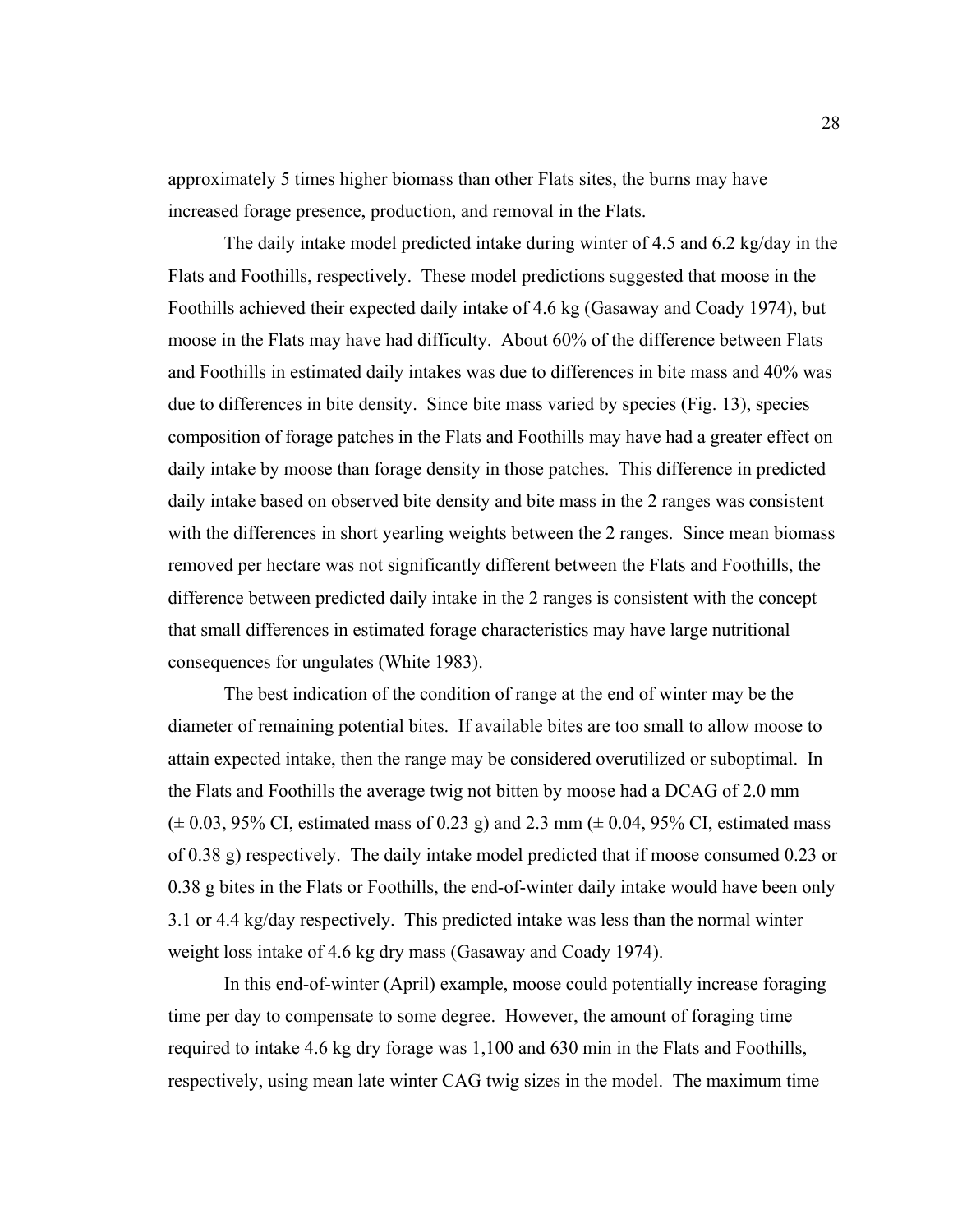approximately 5 times higher biomass than other Flats sites, the burns may have increased forage presence, production, and removal in the Flats.

The daily intake model predicted intake during winter of 4.5 and 6.2 kg/day in the Flats and Foothills, respectively. These model predictions suggested that moose in the Foothills achieved their expected daily intake of 4.6 kg (Gasaway and Coady 1974), but moose in the Flats may have had difficulty. About 60% of the difference between Flats and Foothills in estimated daily intakes was due to differences in bite mass and 40% was due to differences in bite density. Since bite mass varied by species (Fig. 13), species composition of forage patches in the Flats and Foothills may have had a greater effect on daily intake by moose than forage density in those patches. This difference in predicted daily intake based on observed bite density and bite mass in the 2 ranges was consistent with the differences in short yearling weights between the 2 ranges. Since mean biomass removed per hectare was not significantly different between the Flats and Foothills, the difference between predicted daily intake in the 2 ranges is consistent with the concept that small differences in estimated forage characteristics may have large nutritional consequences for ungulates (White 1983).

The best indication of the condition of range at the end of winter may be the diameter of remaining potential bites. If available bites are too small to allow moose to attain expected intake, then the range may be considered overutilized or suboptimal. In the Flats and Foothills the average twig not bitten by moose had a DCAG of 2.0 mm (± 0.03, 95% CI, estimated mass of 0.23 g) and 2.3 mm (± 0.04, 95% CI, estimated mass of 0.38 g) respectively. The daily intake model predicted that if moose consumed 0.23 or 0.38 g bites in the Flats or Foothills, the end-of-winter daily intake would have been only 3.1 or 4.4 kg/day respectively. This predicted intake was less than the normal winter weight loss intake of 4.6 kg dry mass (Gasaway and Coady 1974).

In this end-of-winter (April) example, moose could potentially increase foraging time per day to compensate to some degree. However, the amount of foraging time required to intake 4.6 kg dry forage was 1,100 and 630 min in the Flats and Foothills, respectively, using mean late winter CAG twig sizes in the model. The maximum time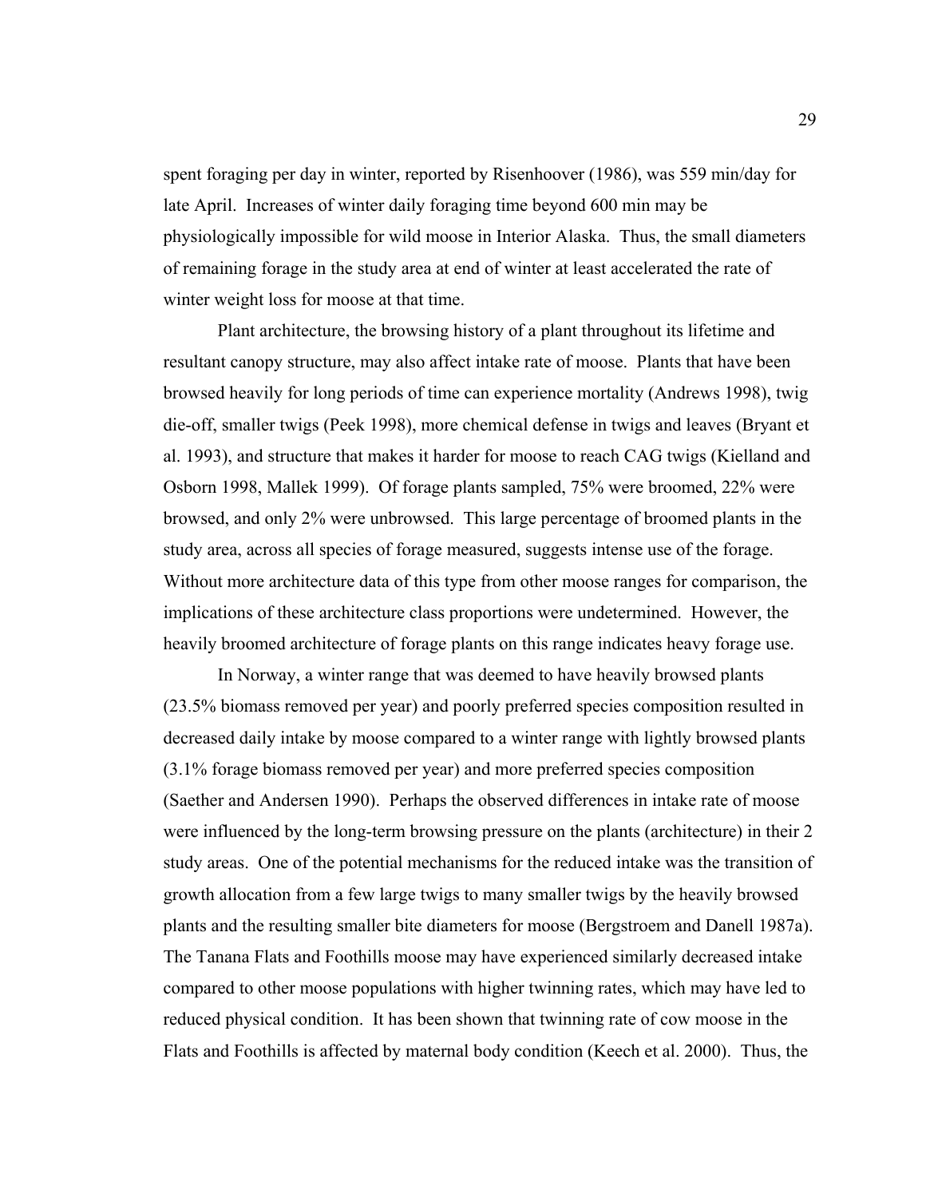spent foraging per day in winter, reported by Risenhoover (1986), was 559 min/day for late April. Increases of winter daily foraging time beyond 600 min may be physiologically impossible for wild moose in Interior Alaska. Thus, the small diameters of remaining forage in the study area at end of winter at least accelerated the rate of winter weight loss for moose at that time.

Plant architecture, the browsing history of a plant throughout its lifetime and resultant canopy structure, may also affect intake rate of moose. Plants that have been browsed heavily for long periods of time can experience mortality (Andrews 1998), twig die-off, smaller twigs (Peek 1998), more chemical defense in twigs and leaves (Bryant et al. 1993), and structure that makes it harder for moose to reach CAG twigs (Kielland and Osborn 1998, Mallek 1999). Of forage plants sampled, 75% were broomed, 22% were browsed, and only 2% were unbrowsed. This large percentage of broomed plants in the study area, across all species of forage measured, suggests intense use of the forage. Without more architecture data of this type from other moose ranges for comparison, the implications of these architecture class proportions were undetermined. However, the heavily broomed architecture of forage plants on this range indicates heavy forage use.

In Norway, a winter range that was deemed to have heavily browsed plants (23.5% biomass removed per year) and poorly preferred species composition resulted in decreased daily intake by moose compared to a winter range with lightly browsed plants (3.1% forage biomass removed per year) and more preferred species composition (Saether and Andersen 1990). Perhaps the observed differences in intake rate of moose were influenced by the long-term browsing pressure on the plants (architecture) in their 2 study areas. One of the potential mechanisms for the reduced intake was the transition of growth allocation from a few large twigs to many smaller twigs by the heavily browsed plants and the resulting smaller bite diameters for moose (Bergstroem and Danell 1987a). The Tanana Flats and Foothills moose may have experienced similarly decreased intake compared to other moose populations with higher twinning rates, which may have led to reduced physical condition. It has been shown that twinning rate of cow moose in the Flats and Foothills is affected by maternal body condition (Keech et al. 2000). Thus, the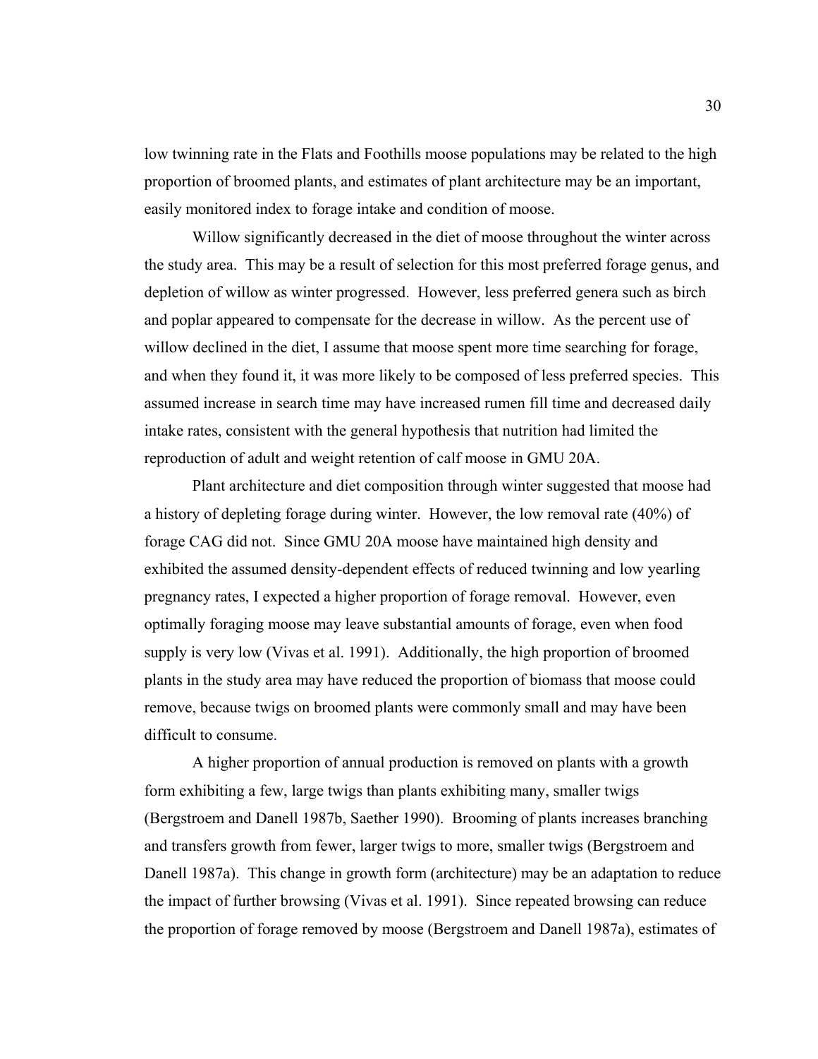low twinning rate in the Flats and Foothills moose populations may be related to the high proportion of broomed plants, and estimates of plant architecture may be an important, easily monitored index to forage intake and condition of moose.

Willow significantly decreased in the diet of moose throughout the winter across the study area. This may be a result of selection for this most preferred forage genus, and depletion of willow as winter progressed. However, less preferred genera such as birch and poplar appeared to compensate for the decrease in willow. As the percent use of willow declined in the diet, I assume that moose spent more time searching for forage, and when they found it, it was more likely to be composed of less preferred species. This assumed increase in search time may have increased rumen fill time and decreased daily intake rates, consistent with the general hypothesis that nutrition had limited the reproduction of adult and weight retention of calf moose in GMU 20A.

Plant architecture and diet composition through winter suggested that moose had a history of depleting forage during winter. However, the low removal rate (40%) of forage CAG did not. Since GMU 20A moose have maintained high density and exhibited the assumed density-dependent effects of reduced twinning and low yearling pregnancy rates, I expected a higher proportion of forage removal. However, even optimally foraging moose may leave substantial amounts of forage, even when food supply is very low (Vivas et al. 1991). Additionally, the high proportion of broomed plants in the study area may have reduced the proportion of biomass that moose could remove, because twigs on broomed plants were commonly small and may have been difficult to consume.

A higher proportion of annual production is removed on plants with a growth form exhibiting a few, large twigs than plants exhibiting many, smaller twigs (Bergstroem and Danell 1987b, Saether 1990). Brooming of plants increases branching and transfers growth from fewer, larger twigs to more, smaller twigs (Bergstroem and Danell 1987a). This change in growth form (architecture) may be an adaptation to reduce the impact of further browsing (Vivas et al. 1991). Since repeated browsing can reduce the proportion of forage removed by moose (Bergstroem and Danell 1987a), estimates of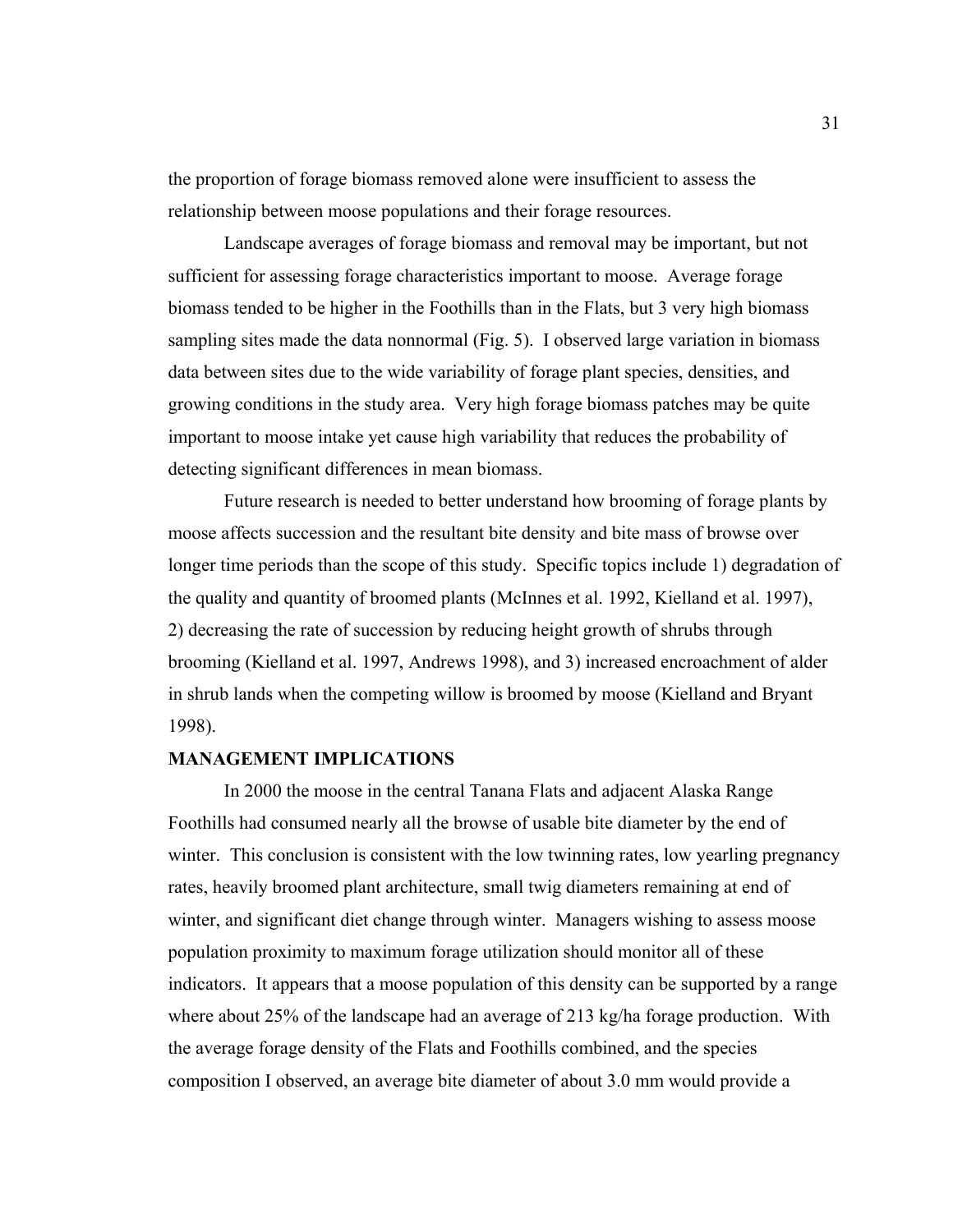the proportion of forage biomass removed alone were insufficient to assess the relationship between moose populations and their forage resources.

Landscape averages of forage biomass and removal may be important, but not sufficient for assessing forage characteristics important to moose. Average forage biomass tended to be higher in the Foothills than in the Flats, but 3 very high biomass sampling sites made the data nonnormal (Fig. 5). I observed large variation in biomass data between sites due to the wide variability of forage plant species, densities, and growing conditions in the study area. Very high forage biomass patches may be quite important to moose intake yet cause high variability that reduces the probability of detecting significant differences in mean biomass.

Future research is needed to better understand how brooming of forage plants by moose affects succession and the resultant bite density and bite mass of browse over longer time periods than the scope of this study. Specific topics include 1) degradation of the quality and quantity of broomed plants (McInnes et al. 1992, Kielland et al. 1997), 2) decreasing the rate of succession by reducing height growth of shrubs through brooming (Kielland et al. 1997, Andrews 1998), and 3) increased encroachment of alder in shrub lands when the competing willow is broomed by moose (Kielland and Bryant 1998).

## MANAGEMENT IMPLICATIONS

In 2000 the moose in the central Tanana Flats and adjacent Alaska Range Foothills had consumed nearly all the browse of usable bite diameter by the end of winter. This conclusion is consistent with the low twinning rates, low yearling pregnancy rates, heavily broomed plant architecture, small twig diameters remaining at end of winter, and significant diet change through winter. Managers wishing to assess moose population proximity to maximum forage utilization should monitor all of these indicators. It appears that a moose population of this density can be supported by a range where about 25% of the landscape had an average of 213 kg/ha forage production. With the average forage density of the Flats and Foothills combined, and the species composition I observed, an average bite diameter of about 3.0 mm would provide a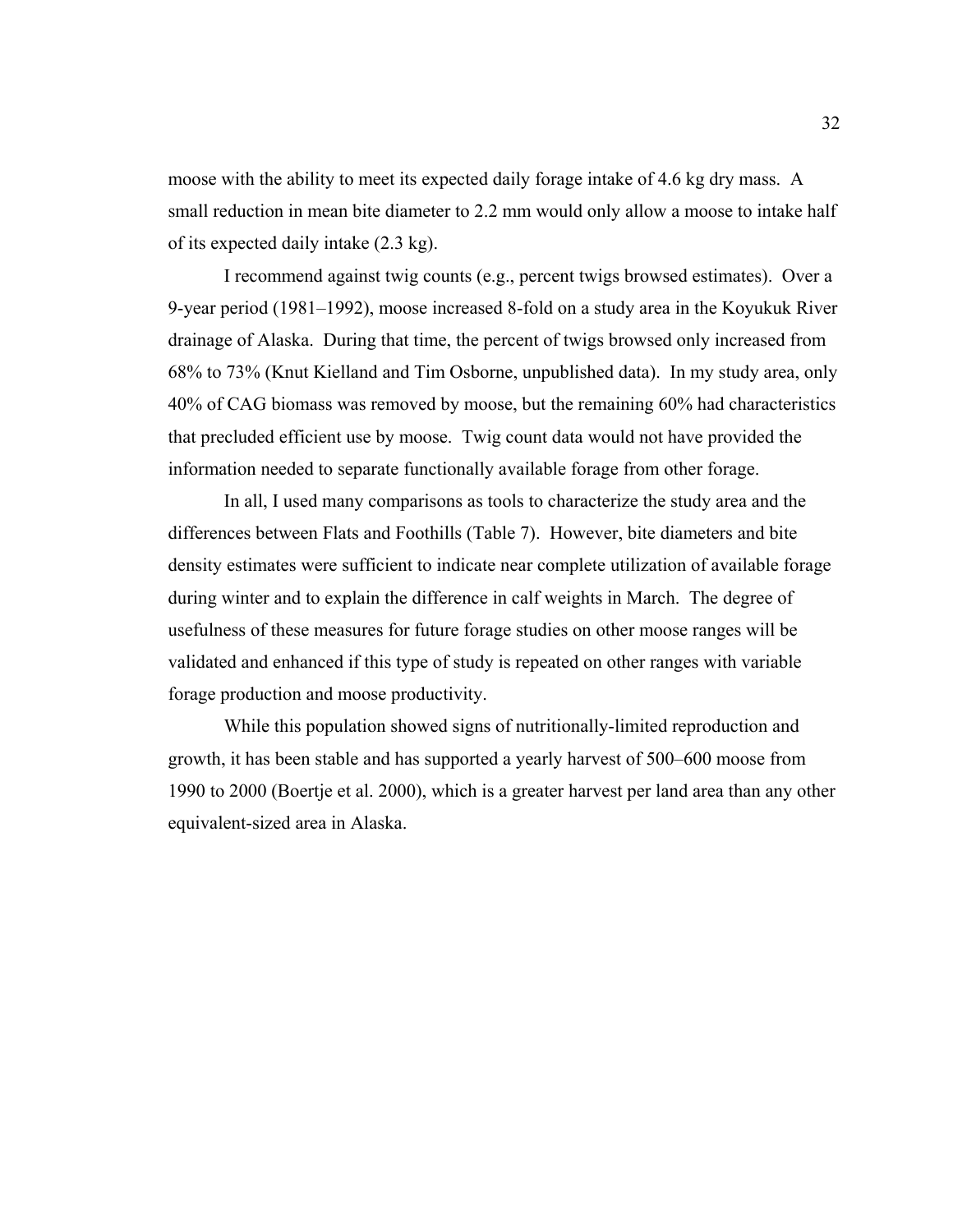moose with the ability to meet its expected daily forage intake of 4.6 kg dry mass. A small reduction in mean bite diameter to 2.2 mm would only allow a moose to intake half of its expected daily intake (2.3 kg).

I recommend against twig counts (e.g., percent twigs browsed estimates). Over a 9-year period (1981–1992), moose increased 8-fold on a study area in the Koyukuk River drainage of Alaska. During that time, the percent of twigs browsed only increased from 68% to 73% (Knut Kielland and Tim Osborne, unpublished data). In my study area, only 40% of CAG biomass was removed by moose, but the remaining 60% had characteristics that precluded efficient use by moose. Twig count data would not have provided the information needed to separate functionally available forage from other forage.

In all, I used many comparisons as tools to characterize the study area and the differences between Flats and Foothills (Table 7). However, bite diameters and bite density estimates were sufficient to indicate near complete utilization of available forage during winter and to explain the difference in calf weights in March. The degree of usefulness of these measures for future forage studies on other moose ranges will be validated and enhanced if this type of study is repeated on other ranges with variable forage production and moose productivity.

While this population showed signs of nutritionally-limited reproduction and growth, it has been stable and has supported a yearly harvest of 500–600 moose from 1990 to 2000 (Boertje et al. 2000), which is a greater harvest per land area than any other equivalent-sized area in Alaska.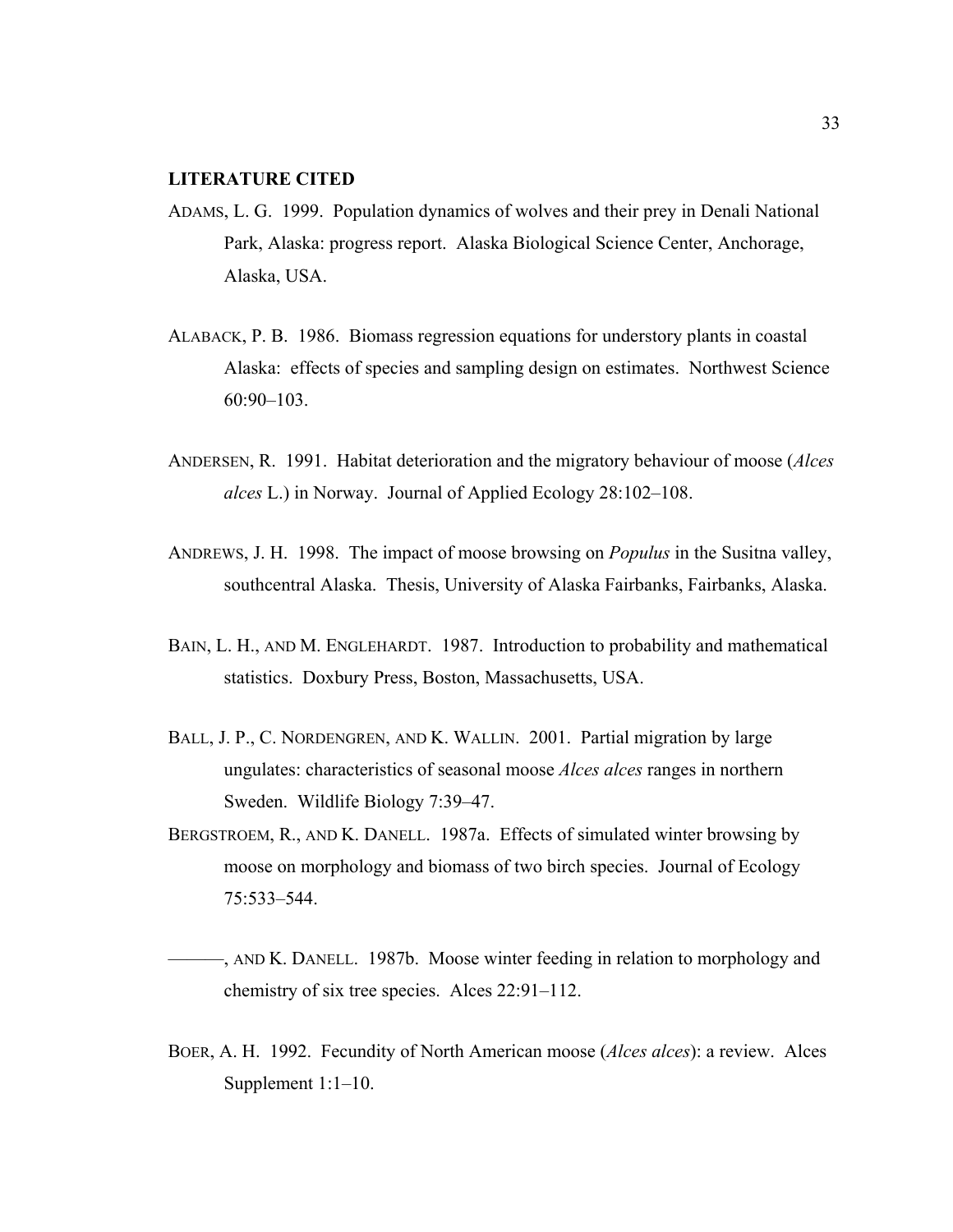## LITERATURE CITED

ADAMS, L. G. 1999. Population dynamics of wolves and their prey in Denali National Park, Alaska: progress report. Alaska Biological Science Center, Anchorage, Alaska, USA.

ALABACK, P. B. 1986. Biomass regression equations for understory plants in coastal Alaska: effects of species and sampling design on estimates. Northwest Science 60:90–103.

ANDERSEN, R. 1991. Habitat deterioration and the migratory behaviour of moose (*Alces alces* L.) in Norway. Journal of Applied Ecology 28:102–108.

ANDREWS, J. H. 1998. The impact of moose browsing on *Populus* in the Susitna valley, southcentral Alaska. Thesis, University of Alaska Fairbanks, Fairbanks, Alaska.

BAIN, L. H., AND M. ENGLEHARDT. 1987. Introduction to probability and mathematical statistics. Doxbury Press, Boston, Massachusetts, USA.

BALL, J. P., C. NORDENGREN, AND K. WALLIN. 2001. Partial migration by large ungulates: characteristics of seasonal moose *Alces alces* ranges in northern Sweden. Wildlife Biology 7:39–47.

BERGSTROEM, R., AND K. DANELL. 1987a. Effects of simulated winter browsing by moose on morphology and biomass of two birch species. Journal of Ecology 75:533–544.

———, AND K. DANELL. 1987b. Moose winter feeding in relation to morphology and chemistry of six tree species. Alces 22:91–112.

BOER, A. H. 1992. Fecundity of North American moose (*Alces alces*): a review. Alces Supplement 1:1–10.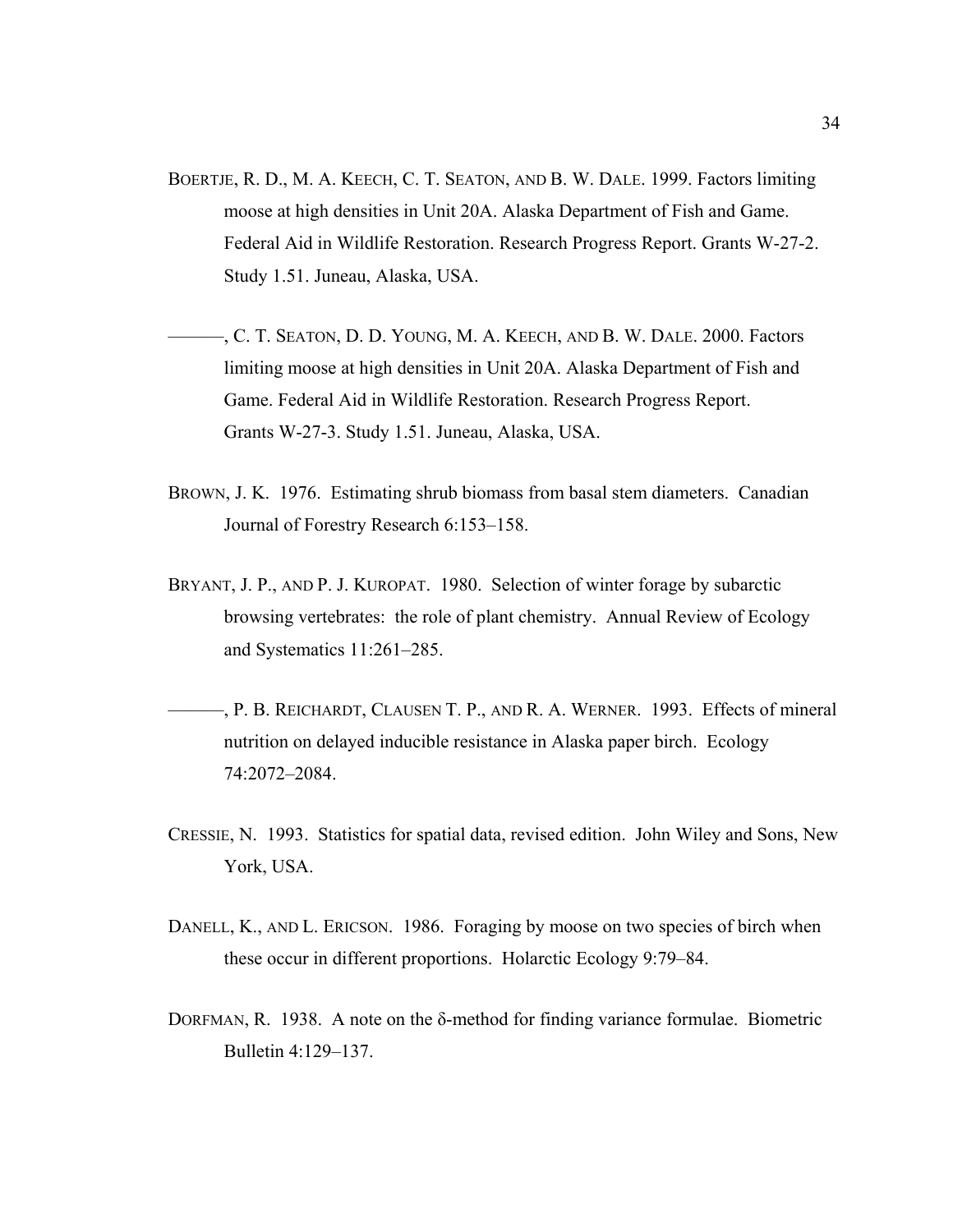BOERTJE, R. D., M. A. KEECH, C. T. SEATON, AND B. W. DALE. 1999. Factors limiting moose at high densities in Unit 20A. Alaska Department of Fish and Game. Federal Aid in Wildlife Restoration. Research Progress Report. Grants W-27-2. Study 1.51. Juneau, Alaska, USA.

———, C. T. SEATON, D. D. YOUNG, M. A. KEECH, AND B. W. DALE. 2000. Factors limiting moose at high densities in Unit 20A. Alaska Department of Fish and Game. Federal Aid in Wildlife Restoration. Research Progress Report. Grants W-27-3. Study 1.51. Juneau, Alaska, USA.

BROWN, J. K. 1976. Estimating shrub biomass from basal stem diameters. Canadian Journal of Forestry Research 6:153–158.

BRYANT, J. P., AND P. J. KUROPAT. 1980. Selection of winter forage by subarctic browsing vertebrates: the role of plant chemistry. Annual Review of Ecology and Systematics 11:261–285.

———, P. B. REICHARDT, CLAUSEN T. P., AND R. A. WERNER. 1993. Effects of mineral nutrition on delayed inducible resistance in Alaska paper birch. Ecology 74:2072–2084.

CRESSIE, N. 1993. Statistics for spatial data, revised edition. John Wiley and Sons, New York, USA.

DANELL, K., AND L. ERICSON. 1986. Foraging by moose on two species of birch when these occur in different proportions. Holarctic Ecology 9:79–84.

DORFMAN, R. 1938. A note on the δ-method for finding variance formulae. Biometric Bulletin 4:129–137.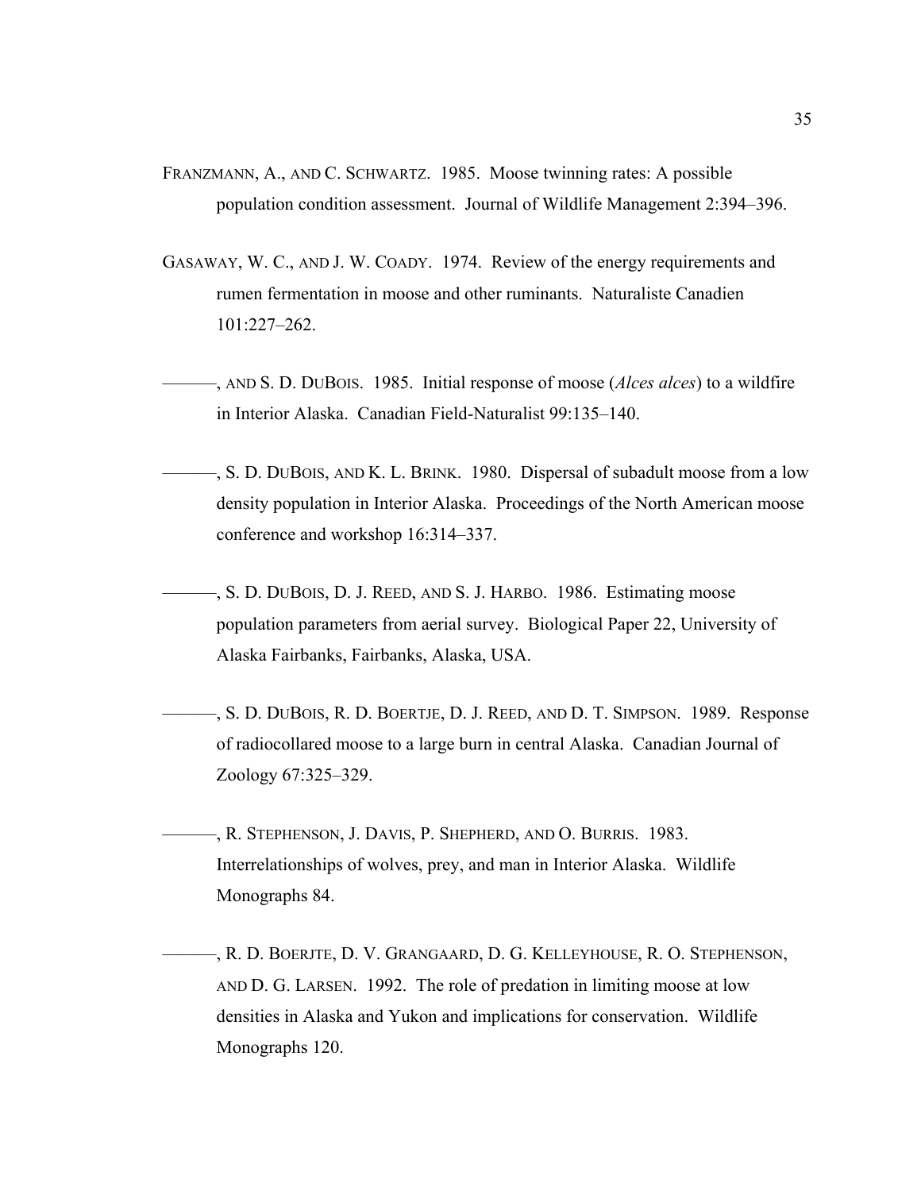FRANZMANN, A., AND C. SCHWARTZ. 1985. Moose twinning rates: A possible population condition assessment. Journal of Wildlife Management 2:394–396.

GASAWAY, W. C., AND J. W. COADY. 1974. Review of the energy requirements and rumen fermentation in moose and other ruminants. Naturaliste Canadien 101:227–262.

———, AND S. D. DUBOIS. 1985. Initial response of moose (*Alces alces*) to a wildfire in Interior Alaska. Canadian Field-Naturalist 99:135–140.

———, S. D. DUBOIS, AND K. L. BRINK. 1980. Dispersal of subadult moose from a low density population in Interior Alaska. Proceedings of the North American moose conference and workshop 16:314–337.

———, S. D. DUBOIS, D. J. REED, AND S. J. HARBO. 1986. Estimating moose population parameters from aerial survey. Biological Paper 22, University of Alaska Fairbanks, Fairbanks, Alaska, USA.

———, S. D. DUBOIS, R. D. BOERTJE, D. J. REED, AND D. T. SIMPSON. 1989. Response of radiocollared moose to a large burn in central Alaska. Canadian Journal of Zoology 67:325–329.

———, R. STEPHENSON, J. DAVIS, P. SHEPHERD, AND O. BURRIS. 1983. Interrelationships of wolves, prey, and man in Interior Alaska. Wildlife Monographs 84.

———, R. D. BOERJTE, D. V. GRANGAARD, D. G. KELLEYHOUSE, R. O. STEPHENSON, AND D. G. LARSEN. 1992. The role of predation in limiting moose at low densities in Alaska and Yukon and implications for conservation. Wildlife Monographs 120.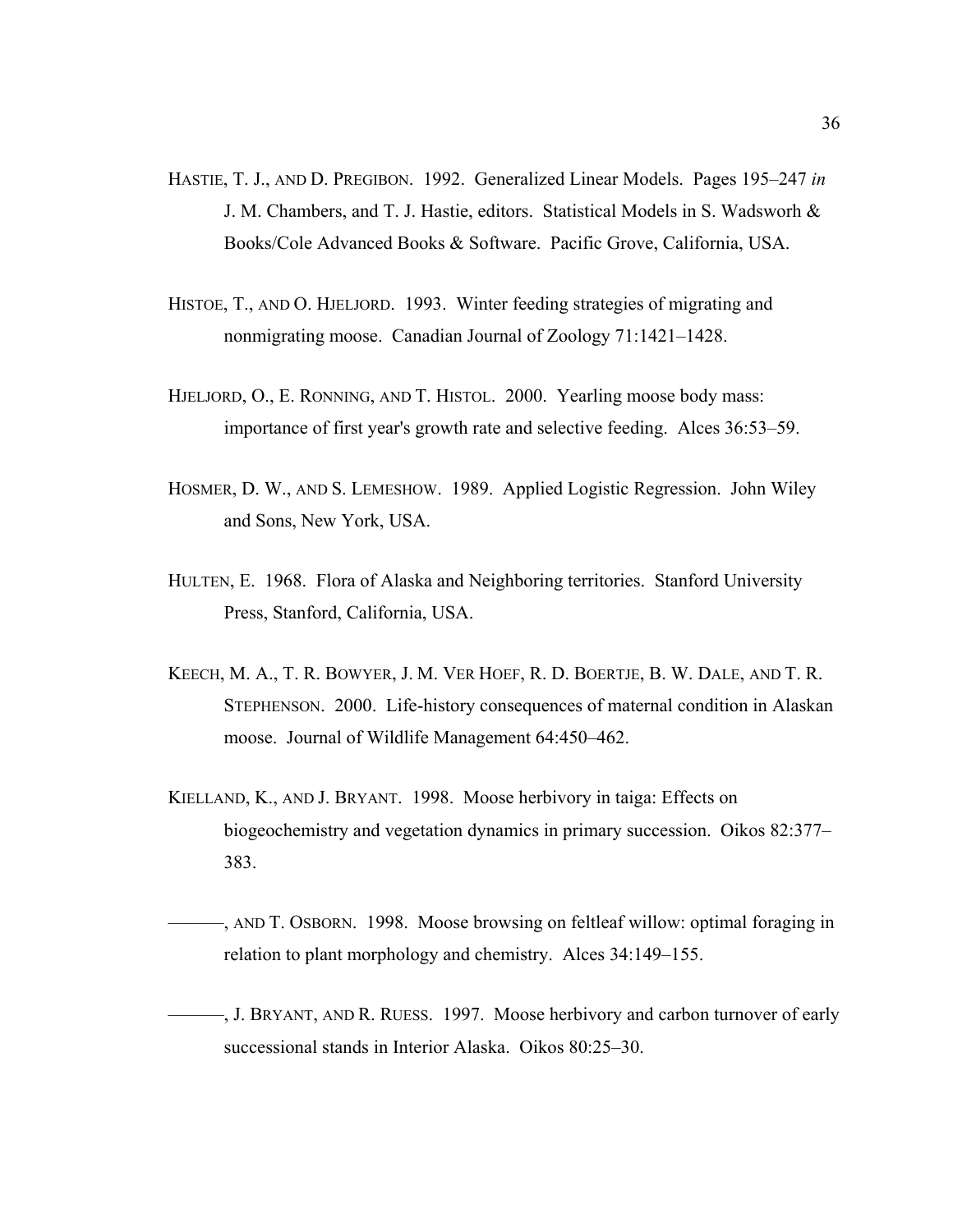HASTIE, T. J., AND D. PREGIBON. 1992. Generalized Linear Models. Pages 195–247 *in* J. M. Chambers, and T. J. Hastie, editors. Statistical Models in S. Wadsworh & Books/Cole Advanced Books & Software. Pacific Grove, California, USA.

HISTOE, T., AND O. HJELJORD. 1993. Winter feeding strategies of migrating and nonmigrating moose. Canadian Journal of Zoology 71:1421–1428.

HJELJORD, O., E. RONNING, AND T. HISTOL. 2000. Yearling moose body mass: importance of first year's growth rate and selective feeding. Alces 36:53–59.

HOSMER, D. W., AND S. LEMESHOW. 1989. Applied Logistic Regression. John Wiley and Sons, New York, USA.

HULTEN, E. 1968. Flora of Alaska and Neighboring territories. Stanford University Press, Stanford, California, USA.

KEECH, M. A., T. R. BOWYER, J. M. VER HOEF, R. D. BOERTJE, B. W. DALE, AND T. R. STEPHENSON. 2000. Life-history consequences of maternal condition in Alaskan moose. Journal of Wildlife Management 64:450–462.

KIELLAND, K., AND J. BRYANT. 1998. Moose herbivory in taiga: Effects on biogeochemistry and vegetation dynamics in primary succession. Oikos 82:377–383.

———, AND T. OSBORN. 1998. Moose browsing on feltleaf willow: optimal foraging in relation to plant morphology and chemistry. Alces 34:149–155.

———, J. BRYANT, AND R. RUESS. 1997. Moose herbivory and carbon turnover of early successional stands in Interior Alaska. Oikos 80:25–30.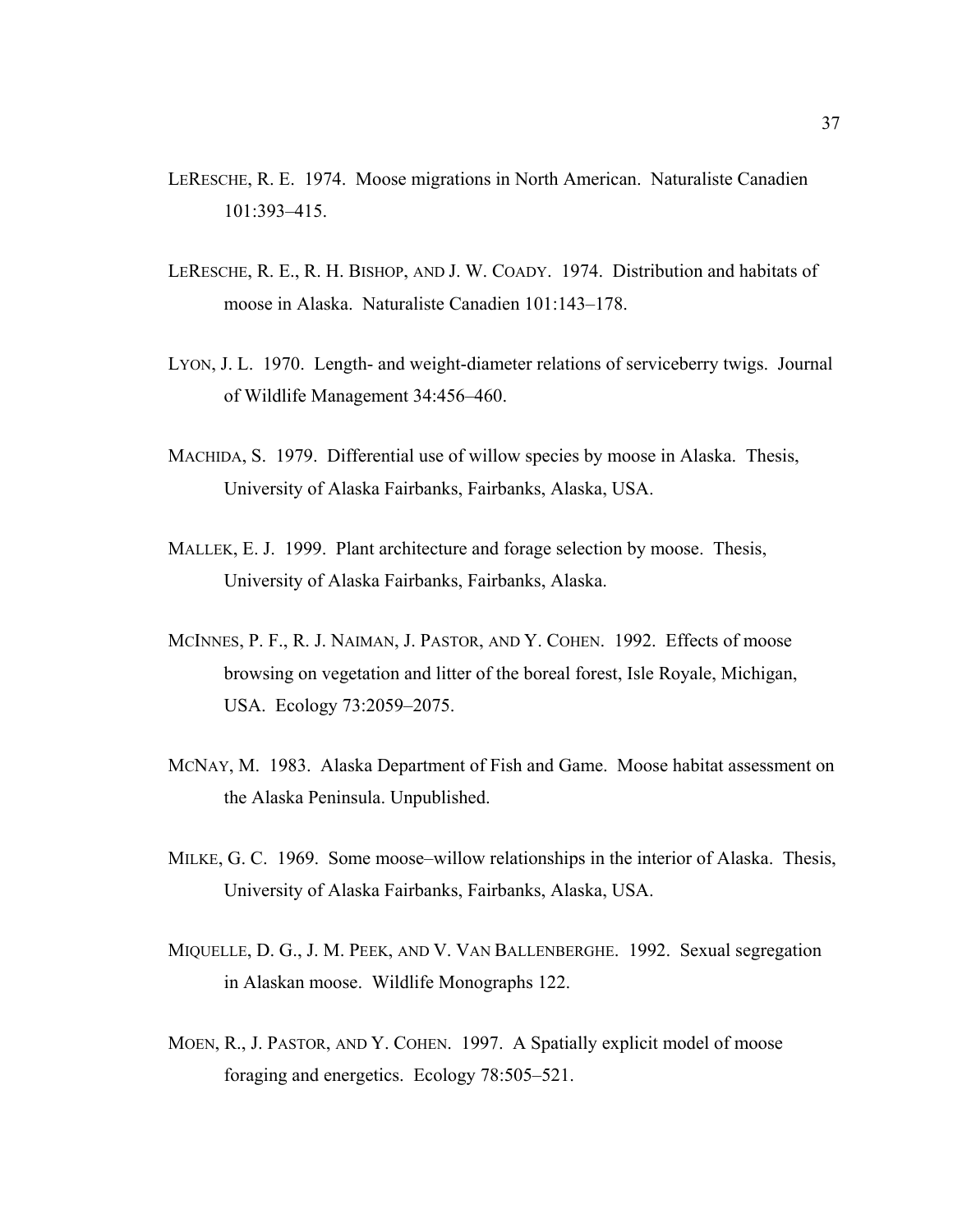LERESCHE, R. E. 1974. Moose migrations in North American. Naturaliste Canadien 101:393–415.

LERESCHE, R. E., R. H. BISHOP, AND J. W. COADY. 1974. Distribution and habitats of moose in Alaska. Naturaliste Canadien 101:143–178.

LYON, J. L. 1970. Length- and weight-diameter relations of serviceberry twigs. Journal of Wildlife Management 34:456–460.

MACHIDA, S. 1979. Differential use of willow species by moose in Alaska. Thesis, University of Alaska Fairbanks, Fairbanks, Alaska, USA.

MALLEK, E. J. 1999. Plant architecture and forage selection by moose. Thesis, University of Alaska Fairbanks, Fairbanks, Alaska.

MCINNES, P. F., R. J. NAIMAN, J. PASTOR, AND Y. COHEN. 1992. Effects of moose browsing on vegetation and litter of the boreal forest, Isle Royale, Michigan, USA. Ecology 73:2059–2075.

MCNAY, M. 1983. Alaska Department of Fish and Game. Moose habitat assessment on the Alaska Peninsula. Unpublished.

MILKE, G. C. 1969. Some moose–willow relationships in the interior of Alaska. Thesis, University of Alaska Fairbanks, Fairbanks, Alaska, USA.

MIQUELLE, D. G., J. M. PEEK, AND V. VAN BALLENBERGHE. 1992. Sexual segregation in Alaskan moose. Wildlife Monographs 122.

MOEN, R., J. PASTOR, AND Y. COHEN. 1997. A Spatially explicit model of moose foraging and energetics. Ecology 78:505–521.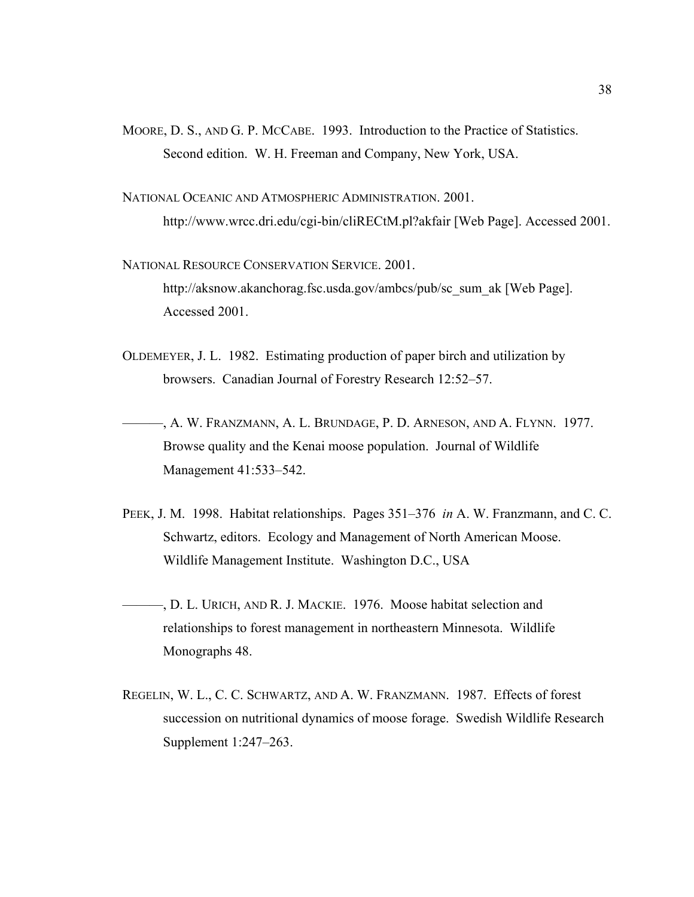MOORE, D. S., AND G. P. MCCABE. 1993. Introduction to the Practice of Statistics. Second edition. W. H. Freeman and Company, New York, USA.

NATIONAL OCEANIC AND ATMOSPHERIC ADMINISTRATION. 2001. http://www.wrcc.dri.edu/cgi-bin/cliRECtM.pl?akfair [Web Page]. Accessed 2001.

NATIONAL RESOURCE CONSERVATION SERVICE. 2001. http://aksnow.akanchorag.fsc.usda.gov/ambcs/pub/sc_sum_ak [Web Page]. Accessed 2001.

OLDEMEYER, J. L. 1982. Estimating production of paper birch and utilization by browsers. Canadian Journal of Forestry Research 12:52–57.

———, A. W. FRANZMANN, A. L. BRUNDAGE, P. D. ARNESON, AND A. FLYNN. 1977. Browse quality and the Kenai moose population. Journal of Wildlife Management 41:533–542.

PEEK, J. M. 1998. Habitat relationships. Pages 351–376 *in* A. W. Franzmann, and C. C. Schwartz, editors. Ecology and Management of North American Moose. Wildlife Management Institute. Washington D.C., USA

———, D. L. URICH, AND R. J. MACKIE. 1976. Moose habitat selection and relationships to forest management in northeastern Minnesota. Wildlife Monographs 48.

REGELIN, W. L., C. C. SCHWARTZ, AND A. W. FRANZMANN. 1987. Effects of forest succession on nutritional dynamics of moose forage. Swedish Wildlife Research Supplement 1:247–263.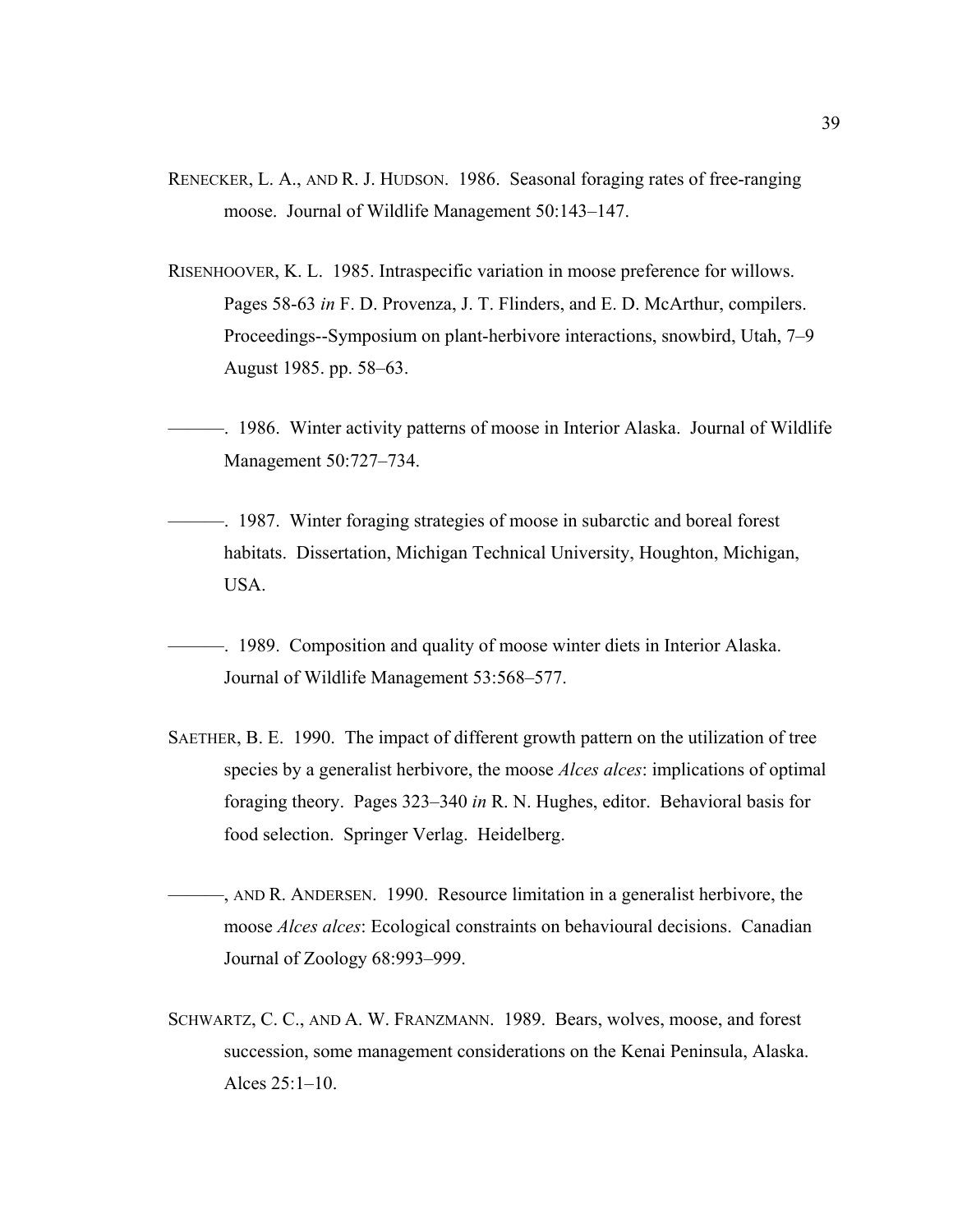RENECKER, L. A., AND R. J. HUDSON. 1986. Seasonal foraging rates of free-ranging moose. Journal of Wildlife Management 50:143–147.

RISENHOOVER, K. L. 1985. Intraspecific variation in moose preference for willows. Pages 58-63 *in* F. D. Provenza, J. T. Flinders, and E. D. McArthur, compilers. Proceedings--Symposium on plant-herbivore interactions, snowbird, Utah, 7–9 August 1985. pp. 58–63.

———. 1986. Winter activity patterns of moose in Interior Alaska. Journal of Wildlife Management 50:727–734.

———. 1987. Winter foraging strategies of moose in subarctic and boreal forest habitats. Dissertation, Michigan Technical University, Houghton, Michigan, USA.

———. 1989. Composition and quality of moose winter diets in Interior Alaska. Journal of Wildlife Management 53:568–577.

SAETHER, B. E. 1990. The impact of different growth pattern on the utilization of tree species by a generalist herbivore, the moose *Alces alces*: implications of optimal foraging theory. Pages 323–340 *in* R. N. Hughes, editor. Behavioral basis for food selection. Springer Verlag. Heidelberg.

———, AND R. ANDERSEN. 1990. Resource limitation in a generalist herbivore, the moose *Alces alces*: Ecological constraints on behavioural decisions. Canadian Journal of Zoology 68:993–999.

SCHWARTZ, C. C., AND A. W. FRANZMANN. 1989. Bears, wolves, moose, and forest succession, some management considerations on the Kenai Peninsula, Alaska. Alces 25:1–10.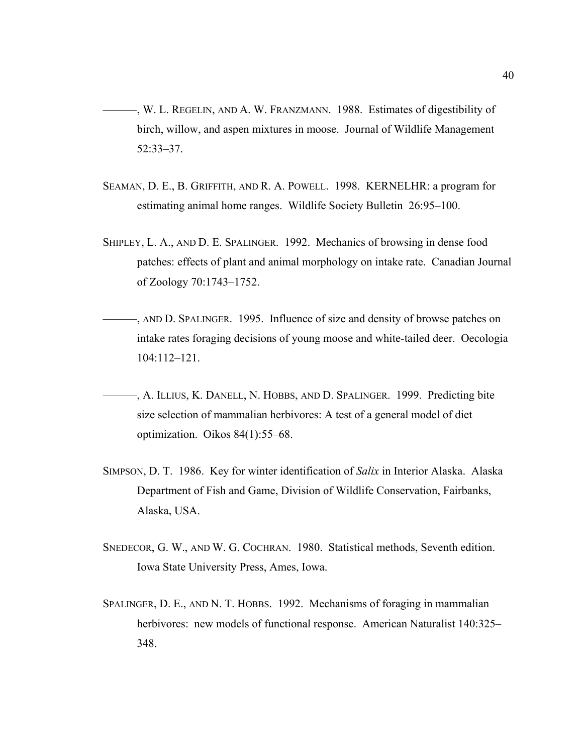———, W. L. REGELIN, AND A. W. FRANZMANN. 1988. Estimates of digestibility of birch, willow, and aspen mixtures in moose. Journal of Wildlife Management 52:33–37.

SEAMAN, D. E., B. GRIFFITH, AND R. A. POWELL. 1998. KERNELHR: a program for estimating animal home ranges. Wildlife Society Bulletin 26:95–100.

SHIPLEY, L. A., AND D. E. SPALINGER. 1992. Mechanics of browsing in dense food patches: effects of plant and animal morphology on intake rate. Canadian Journal of Zoology 70:1743–1752.

———, AND D. SPALINGER. 1995. Influence of size and density of browse patches on intake rates foraging decisions of young moose and white-tailed deer. Oecologia 104:112–121.

———, A. ILLIUS, K. DANELL, N. HOBBS, AND D. SPALINGER. 1999. Predicting bite size selection of mammalian herbivores: A test of a general model of diet optimization. Oikos 84(1):55–68.

SIMPSON, D. T. 1986. Key for winter identification of *Salix* in Interior Alaska. Alaska Department of Fish and Game, Division of Wildlife Conservation, Fairbanks, Alaska, USA.

SNEDECOR, G. W., AND W. G. COCHRAN. 1980. Statistical methods, Seventh edition. Iowa State University Press, Ames, Iowa.

SPALINGER, D. E., AND N. T. HOBBS. 1992. Mechanisms of foraging in mammalian herbivores: new models of functional response. American Naturalist 140:325–348.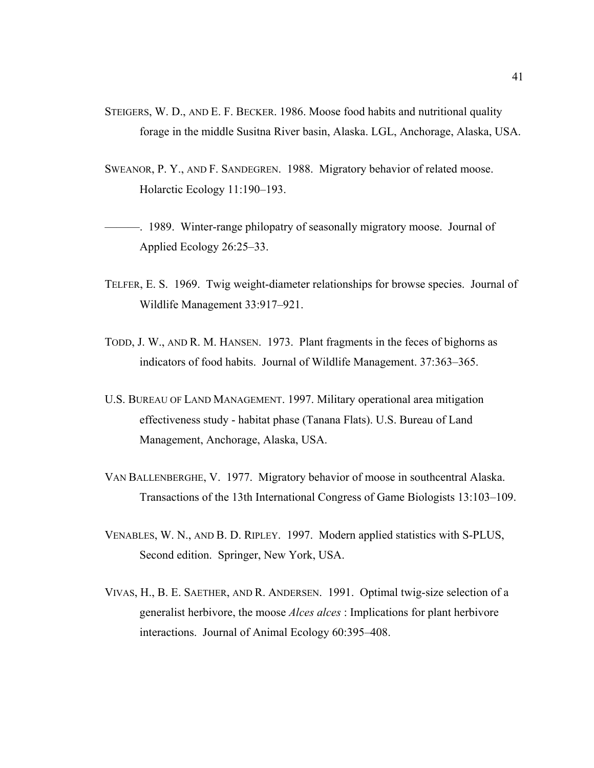STEIGERS, W. D., AND E. F. BECKER. 1986. Moose food habits and nutritional quality forage in the middle Susitna River basin, Alaska. LGL, Anchorage, Alaska, USA.

SWEANOR, P. Y., AND F. SANDEGREN. 1988. Migratory behavior of related moose. Holarctic Ecology 11:190–193.

———. 1989. Winter-range philopatry of seasonally migratory moose. Journal of Applied Ecology 26:25–33.

TELFER, E. S. 1969. Twig weight-diameter relationships for browse species. Journal of Wildlife Management 33:917–921.

TODD, J. W., AND R. M. HANSEN. 1973. Plant fragments in the feces of bighorns as indicators of food habits. Journal of Wildlife Management. 37:363–365.

U.S. BUREAU OF LAND MANAGEMENT. 1997. Military operational area mitigation effectiveness study - habitat phase (Tanana Flats). U.S. Bureau of Land Management, Anchorage, Alaska, USA.

VAN BALLENBERGHE, V. 1977. Migratory behavior of moose in southcentral Alaska. Transactions of the 13th International Congress of Game Biologists 13:103–109.

VENABLES, W. N., AND B. D. RIPLEY. 1997. Modern applied statistics with S-PLUS, Second edition. Springer, New York, USA.

VIVAS, H., B. E. SAETHER, AND R. ANDERSEN. 1991. Optimal twig-size selection of a generalist herbivore, the moose *Alces alces* : Implications for plant herbivore interactions. Journal of Animal Ecology 60:395–408.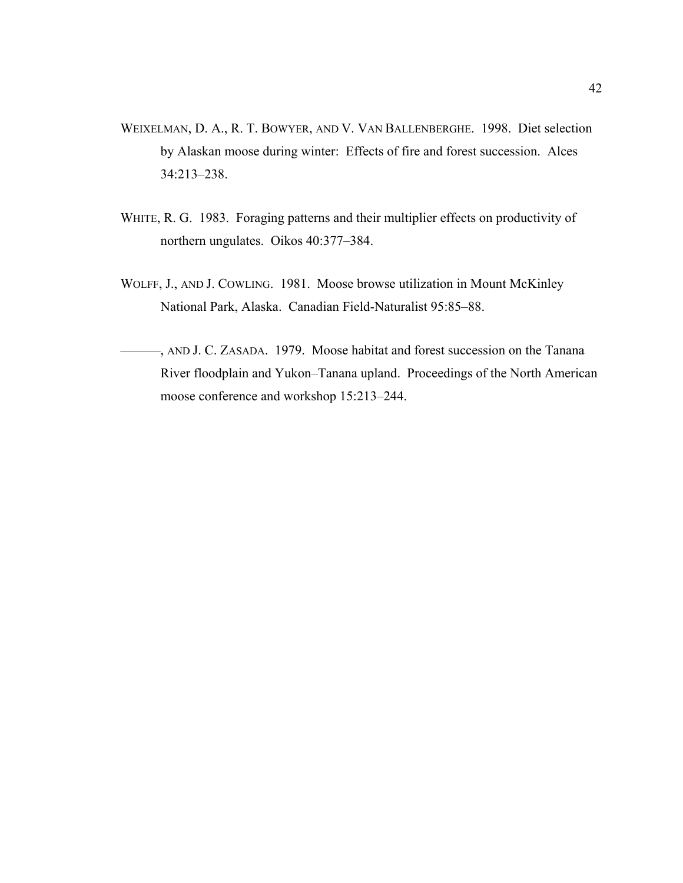WEIXELMAN, D. A., R. T. BOWYER, AND V. VAN BALLENBERGHE. 1998. Diet selection by Alaskan moose during winter: Effects of fire and forest succession. Alces 34:213–238.

WHITE, R. G. 1983. Foraging patterns and their multiplier effects on productivity of northern ungulates. Oikos 40:377–384.

WOLFF, J., AND J. COWLING. 1981. Moose browse utilization in Mount McKinley National Park, Alaska. Canadian Field-Naturalist 95:85–88.

———, AND J. C. ZASADA. 1979. Moose habitat and forest succession on the Tanana River floodplain and Yukon–Tanana upland. Proceedings of the North American moose conference and workshop 15:213–244.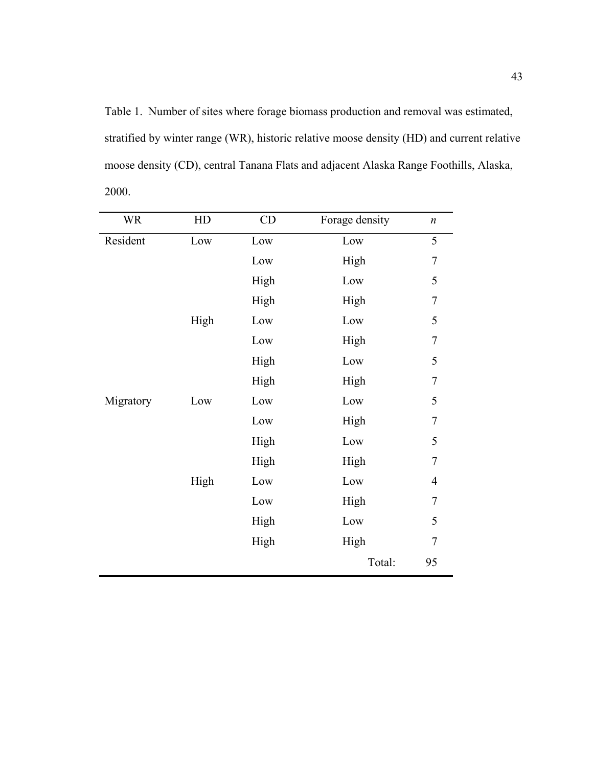Table 1. Number of sites where forage biomass production and removal was estimated, stratified by winter range (WR), historic relative moose density (HD) and current relative moose density (CD), central Tanana Flats and adjacent Alaska Range Foothills, Alaska, 2000.

| WR | HD | CD | Forage density | *n* |
|---|---|---|---|---|
| Resident | Low | Low | Low | 5 |
| | | Low | High | 7 |
| | | High | Low | 5 |
| | | High | High | 7 |
| | High | Low | Low | 5 |
| | | Low | High | 7 |
| | | High | Low | 5 |
| | | High | High | 7 |
| Migratory | Low | Low | Low | 5 |
| | | Low | High | 7 |
| | | High | Low | 5 |
| | | High | High | 7 |
| | High | Low | Low | 4 |
| | | Low | High | 7 |
| | | High | Low | 5 |
| | | High | High | 7 |
| | | | Total: | 95 |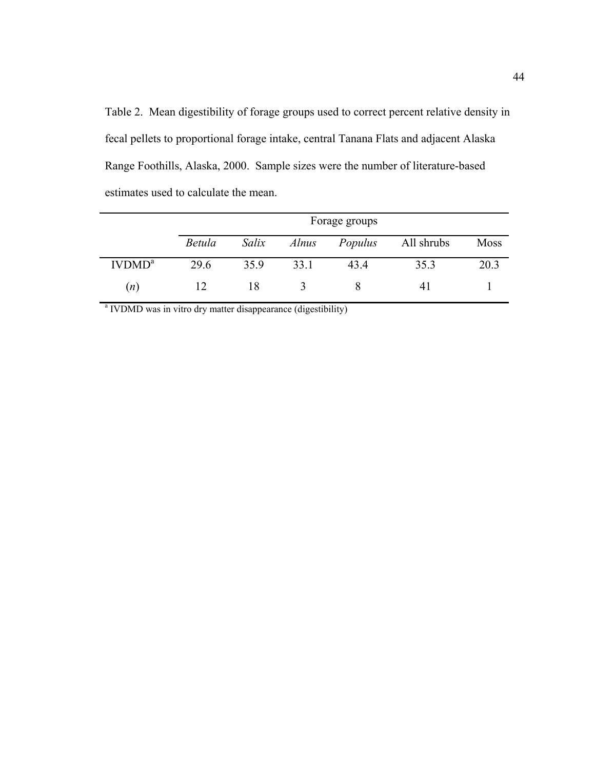Table 2. Mean digestibility of forage groups used to correct percent relative density in fecal pellets to proportional forage intake, central Tanana Flats and adjacent Alaska Range Foothills, Alaska, 2000. Sample sizes were the number of literature-based estimates used to calculate the mean.

| | Forage groups | | | | | |
|---|---|---|---|---|---|---|
| | *Betula* | *Salix* | *Alnus* | *Populus* | All shrubs | Moss |
| IVDMD[a] | 29.6 | 35.9 | 33.1 | 43.4 | 35.3 | 20.3 |
| (*n*) | 12 | 18 | 3 | 8 | 41 | 1 |

[a] IVDMD was in vitro dry matter disappearance (digestibility)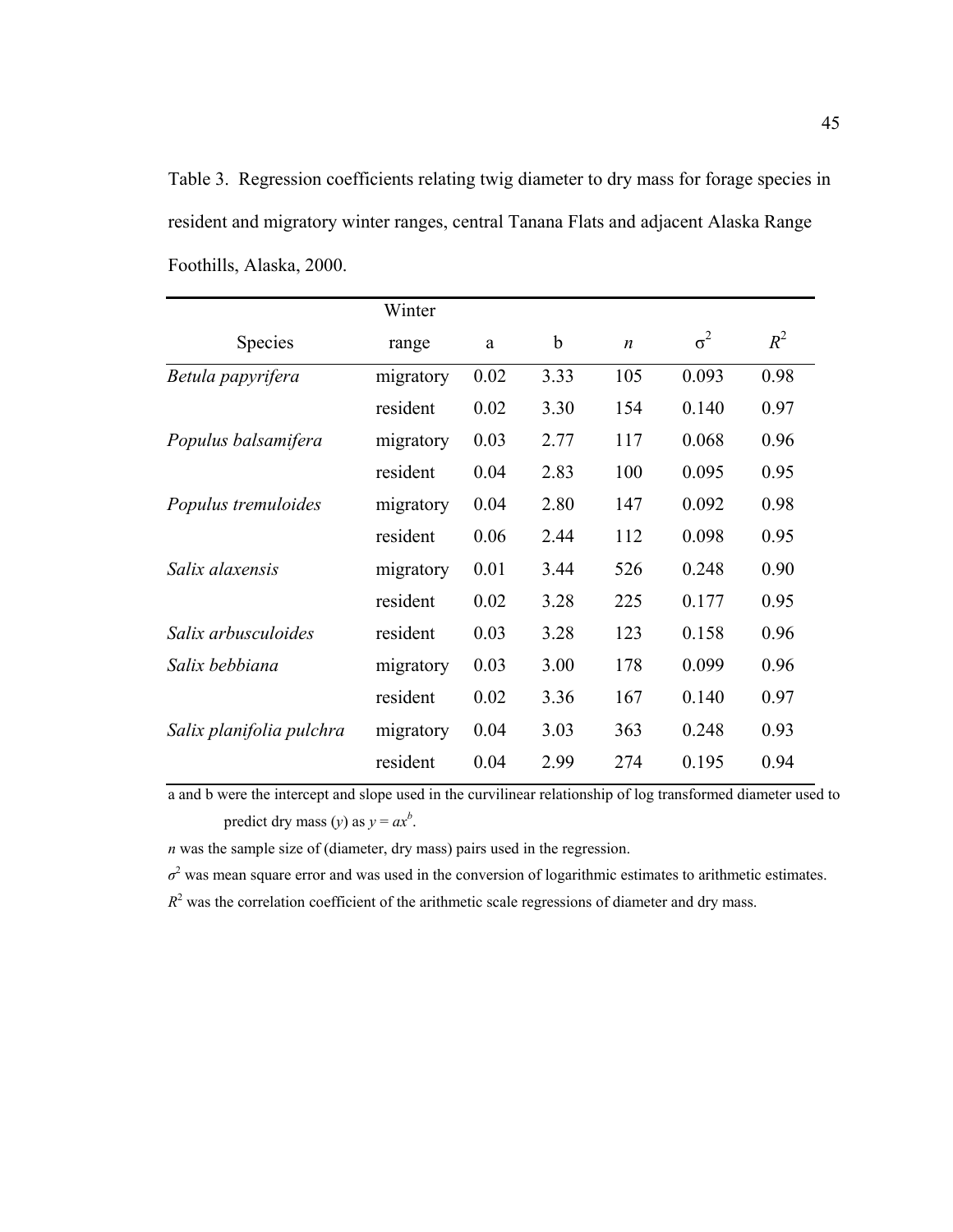Table 3. Regression coefficients relating twig diameter to dry mass for forage species in resident and migratory winter ranges, central Tanana Flats and adjacent Alaska Range Foothills, Alaska, 2000.

| Species | Winter range | a | b | $n$ | $\sigma^2$ | $R^2$ |
|---|---|---|---|---|---|---|
| *Betula papyrifera* | migratory | 0.02 | 3.33 | 105 | 0.093 | 0.98 |
| | resident | 0.02 | 3.30 | 154 | 0.140 | 0.97 |
| *Populus balsamifera* | migratory | 0.03 | 2.77 | 117 | 0.068 | 0.96 |
| | resident | 0.04 | 2.83 | 100 | 0.095 | 0.95 |
| *Populus tremuloides* | migratory | 0.04 | 2.80 | 147 | 0.092 | 0.98 |
| | resident | 0.06 | 2.44 | 112 | 0.098 | 0.95 |
| *Salix alaxensis* | migratory | 0.01 | 3.44 | 526 | 0.248 | 0.90 |
| | resident | 0.02 | 3.28 | 225 | 0.177 | 0.95 |
| *Salix arbusculoides* | resident | 0.03 | 3.28 | 123 | 0.158 | 0.96 |
| *Salix bebbiana* | migratory | 0.03 | 3.00 | 178 | 0.099 | 0.96 |
| | resident | 0.02 | 3.36 | 167 | 0.140 | 0.97 |
| *Salix planifolia pulchra* | migratory | 0.04 | 3.03 | 363 | 0.248 | 0.93 |
| | resident | 0.04 | 2.99 | 274 | 0.195 | 0.94 |

a and b were the intercept and slope used in the curvilinear relationship of log transformed diameter used to predict dry mass ($y$) as $y = ax^b$.

$n$ was the sample size of (diameter, dry mass) pairs used in the regression.

$\sigma^2$ was mean square error and was used in the conversion of logarithmic estimates to arithmetic estimates.

$R^2$ was the correlation coefficient of the arithmetic scale regressions of diameter and dry mass.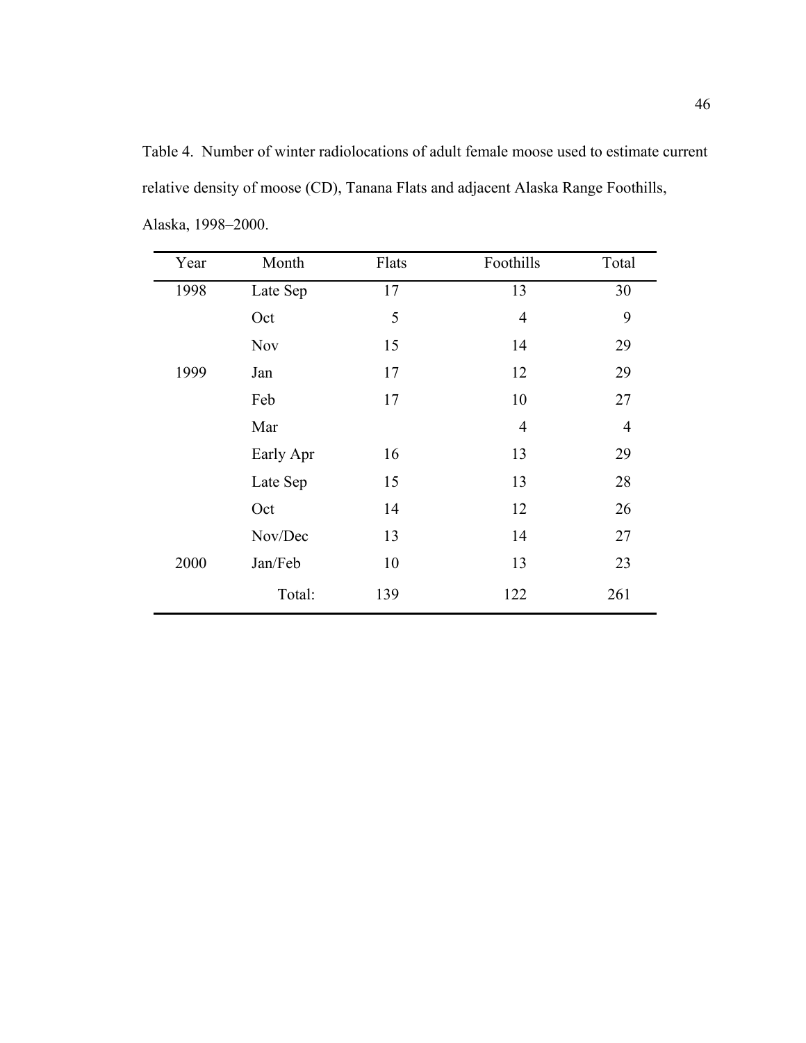Table 4. Number of winter radiolocations of adult female moose used to estimate current relative density of moose (CD), Tanana Flats and adjacent Alaska Range Foothills, Alaska, 1998–2000.

| Year | Month | Flats | Foothills | Total |
|---|---|---|---|---|
| 1998 | Late Sep | 17 | 13 | 30 |
| | Oct | 5 | 4 | 9 |
| | Nov | 15 | 14 | 29 |
| 1999 | Jan | 17 | 12 | 29 |
| | Feb | 17 | 10 | 27 |
| | Mar | | 4 | 4 |
| | Early Apr | 16 | 13 | 29 |
| | Late Sep | 15 | 13 | 28 |
| | Oct | 14 | 12 | 26 |
| | Nov/Dec | 13 | 14 | 27 |
| 2000 | Jan/Feb | 10 | 13 | 23 |
| | Total: | 139 | 122 | 261 |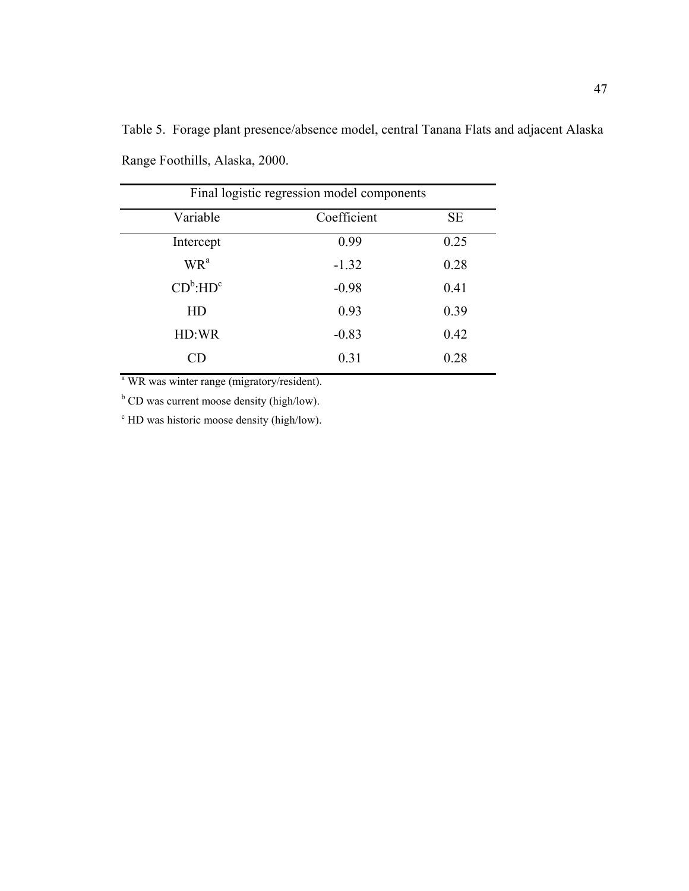Table 5. Forage plant presence/absence model, central Tanana Flats and adjacent Alaska Range Foothills, Alaska, 2000.

| Final logistic regression model components | | |
|---|---|---|
| Variable | Coefficient | SE |
| Intercept | 0.99 | 0.25 |
| WR[a] | -1.32 | 0.28 |
| CD[b]:HD[c] | -0.98 | 0.41 |
| HD | 0.93 | 0.39 |
| HD:WR | -0.83 | 0.42 |
| CD | 0.31 | 0.28 |

[a] WR was winter range (migratory/resident).

[b] CD was current moose density (high/low).

[c] HD was historic moose density (high/low).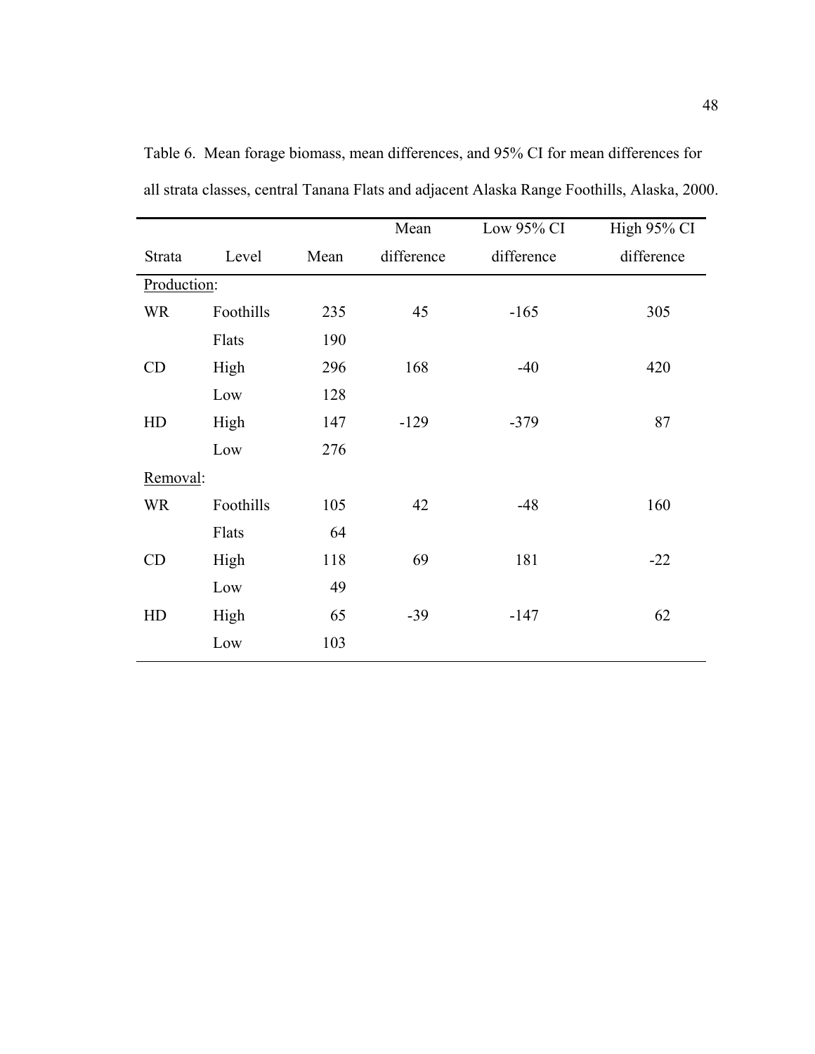Table 6. Mean forage biomass, mean differences, and 95% CI for mean differences for all strata classes, central Tanana Flats and adjacent Alaska Range Foothills, Alaska, 2000.

| Strata | Level | Mean | Mean difference | Low 95% CI difference | High 95% CI difference |
|---|---|---|---|---|---|
| Production: | | | | | |
| WR | Foothills | 235 | 45 | -165 | 305 |
| | Flats | 190 | | | |
| CD | High | 296 | 168 | -40 | 420 |
| | Low | 128 | | | |
| HD | High | 147 | -129 | -379 | 87 |
| | Low | 276 | | | |
| Removal: | | | | | |
| WR | Foothills | 105 | 42 | -48 | 160 |
| | Flats | 64 | | | |
| CD | High | 118 | 69 | 181 | -22 |
| | Low | 49 | | | |
| HD | High | 65 | -39 | -147 | 62 |
| | Low | 103 | | | |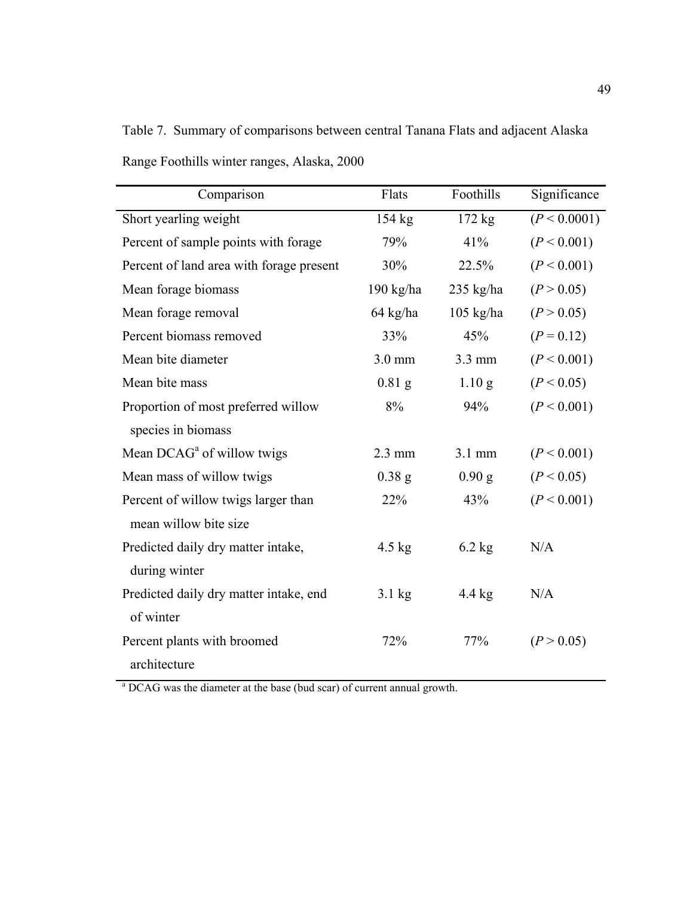Table 7. Summary of comparisons between central Tanana Flats and adjacent Alaska Range Foothills winter ranges, Alaska, 2000

| Comparison | Flats | Foothills | Significance |
|---|---|---|---|
| Short yearling weight | 154 kg | 172 kg | ($P < 0.0001$) |
| Percent of sample points with forage | 79% | 41% | ($P < 0.001$) |
| Percent of land area with forage present | 30% | 22.5% | ($P < 0.001$) |
| Mean forage biomass | 190 kg/ha | 235 kg/ha | ($P > 0.05$) |
| Mean forage removal | 64 kg/ha | 105 kg/ha | ($P > 0.05$) |
| Percent biomass removed | 33% | 45% | ($P = 0.12$) |
| Mean bite diameter | 3.0 mm | 3.3 mm | ($P < 0.001$) |
| Mean bite mass | 0.81 g | 1.10 g | ($P < 0.05$) |
| Proportion of most preferred willow species in biomass | 8% | 94% | ($P < 0.001$) |
| Mean DCAG[a] of willow twigs | 2.3 mm | 3.1 mm | ($P < 0.001$) |
| Mean mass of willow twigs | 0.38 g | 0.90 g | ($P < 0.05$) |
| Percent of willow twigs larger than mean willow bite size | 22% | 43% | ($P < 0.001$) |
| Predicted daily dry matter intake, during winter | 4.5 kg | 6.2 kg | N/A |
| Predicted daily dry matter intake, end of winter | 3.1 kg | 4.4 kg | N/A |
| Percent plants with broomed architecture | 72% | 77% | ($P > 0.05$) |

[a] DCAG was the diameter at the base (bud scar) of current annual growth.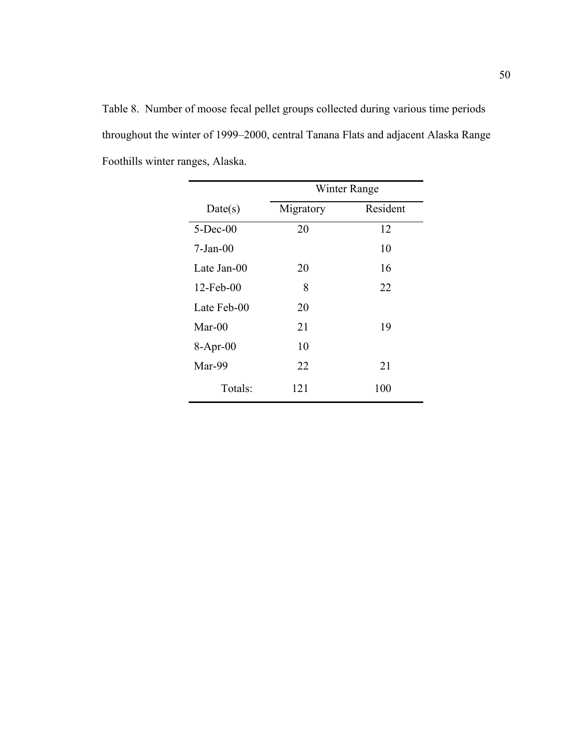Table 8. Number of moose fecal pellet groups collected during various time periods throughout the winter of 1999–2000, central Tanana Flats and adjacent Alaska Range Foothills winter ranges, Alaska.

| | Winter Range | |
|---|---|---|
| Date(s) | Migratory | Resident |
| 5-Dec-00 | 20 | 12 |
| 7-Jan-00 | | 10 |
| Late Jan-00 | 20 | 16 |
| 12-Feb-00 | 8 | 22 |
| Late Feb-00 | 20 | |
| Mar-00 | 21 | 19 |
| 8-Apr-00 | 10 | |
| Mar-99 | 22 | 21 |
| Totals: | 121 | 100 |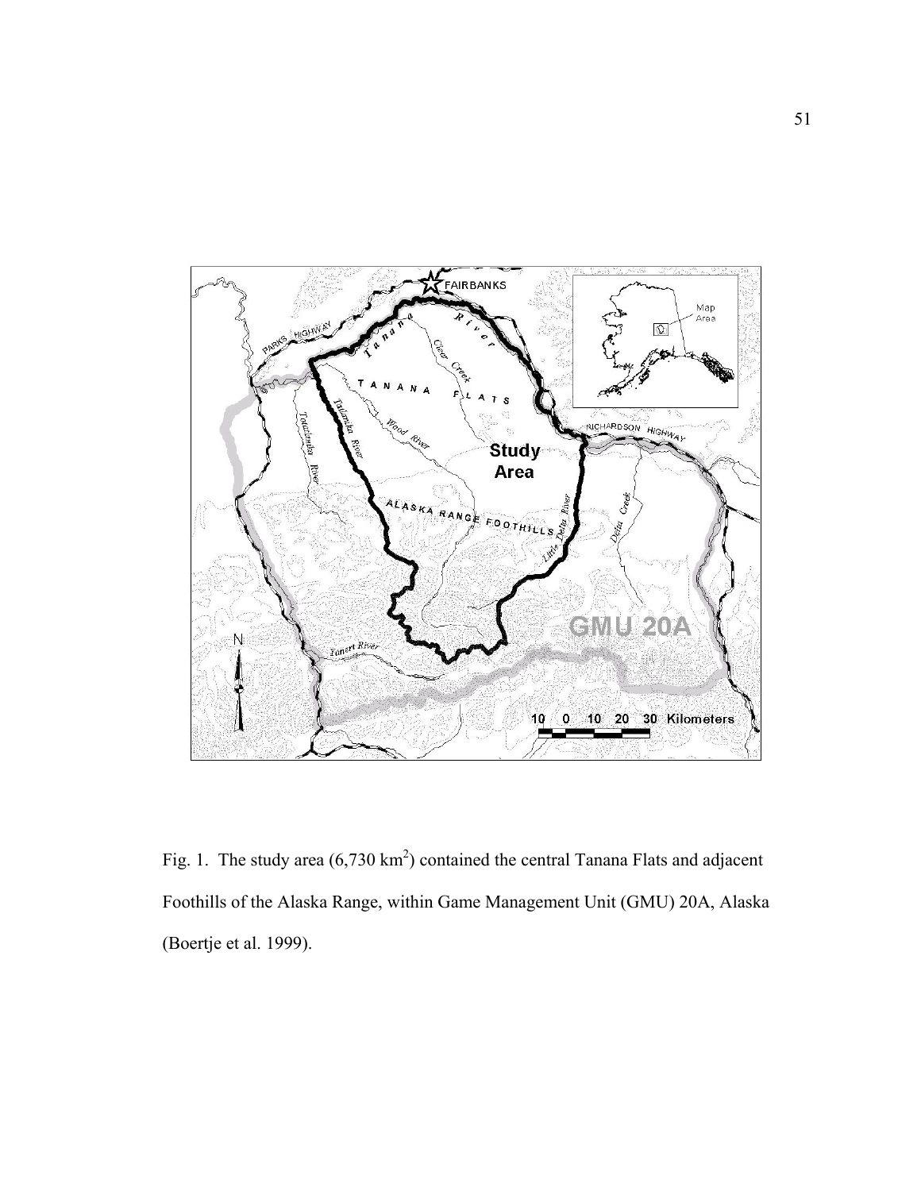Fig. 1. The study area (6,730 $km^2$) contained the central Tanana Flats and adjacent Foothills of the Alaska Range, within Game Management Unit (GMU) 20A, Alaska (Boertje et al. 1999).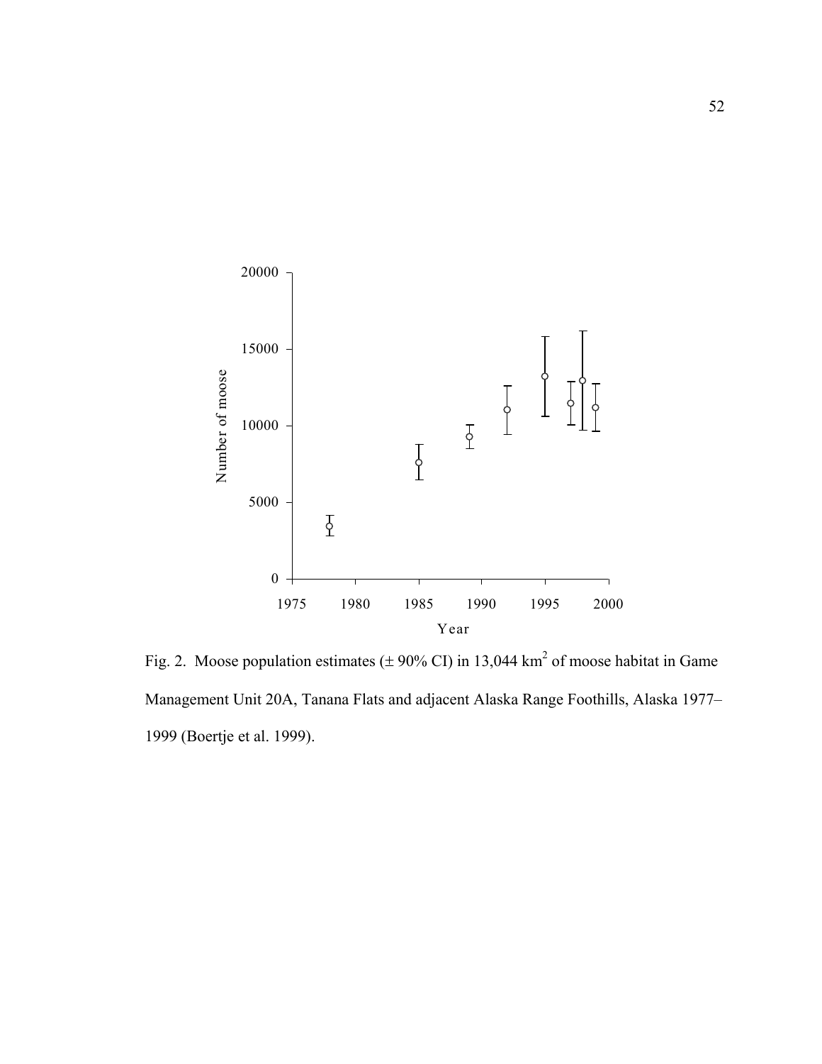Fig. 2. Moose population estimates (± 90% CI) in 13,044 km$^2$ of moose habitat in Game Management Unit 20A, Tanana Flats and adjacent Alaska Range Foothills, Alaska 1977–1999 (Boertje et al. 1999).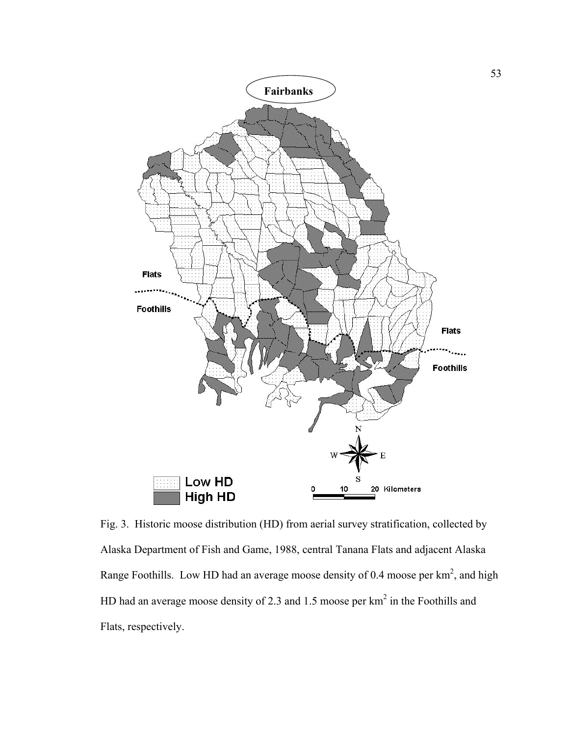Fig. 3. Historic moose distribution (HD) from aerial survey stratification, collected by Alaska Department of Fish and Game, 1988, central Tanana Flats and adjacent Alaska Range Foothills. Low HD had an average moose density of 0.4 moose per km$^2$, and high HD had an average moose density of 2.3 and 1.5 moose per km$^2$ in the Foothills and Flats, respectively.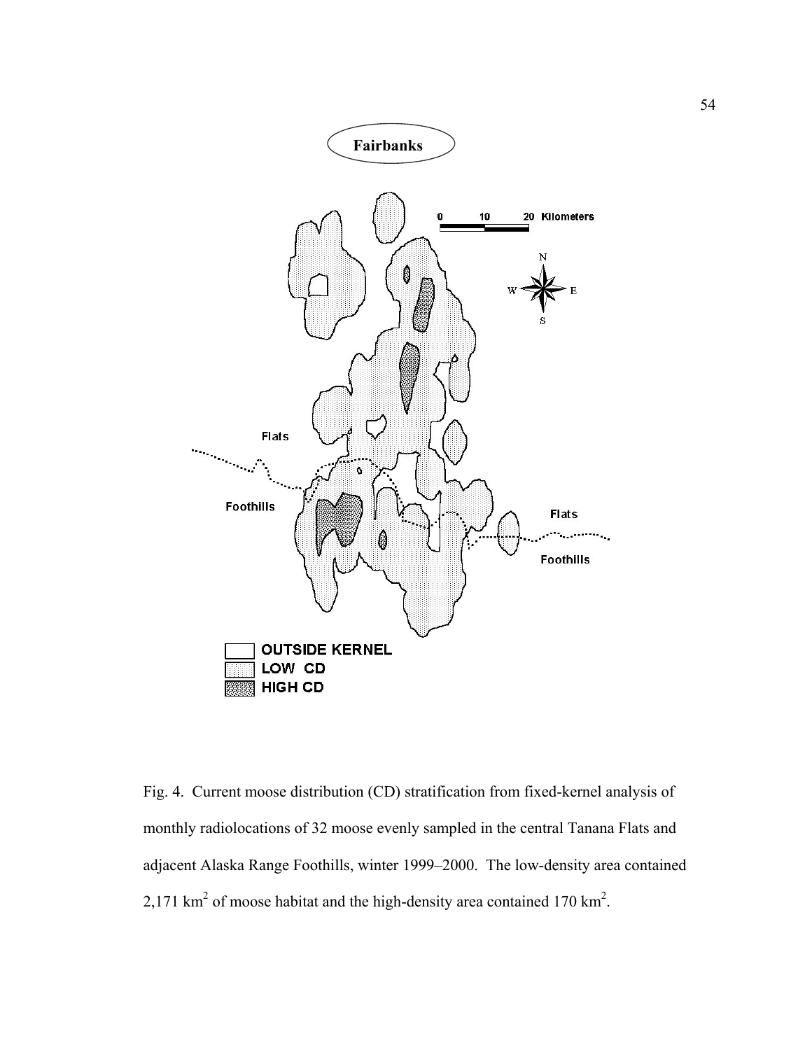Fig. 4. Current moose distribution (CD) stratification from fixed-kernel analysis of monthly radiolocations of 32 moose evenly sampled in the central Tanana Flats and adjacent Alaska Range Foothills, winter 1999–2000. The low-density area contained 2,171 $km^2$ of moose habitat and the high-density area contained 170 $km^2$.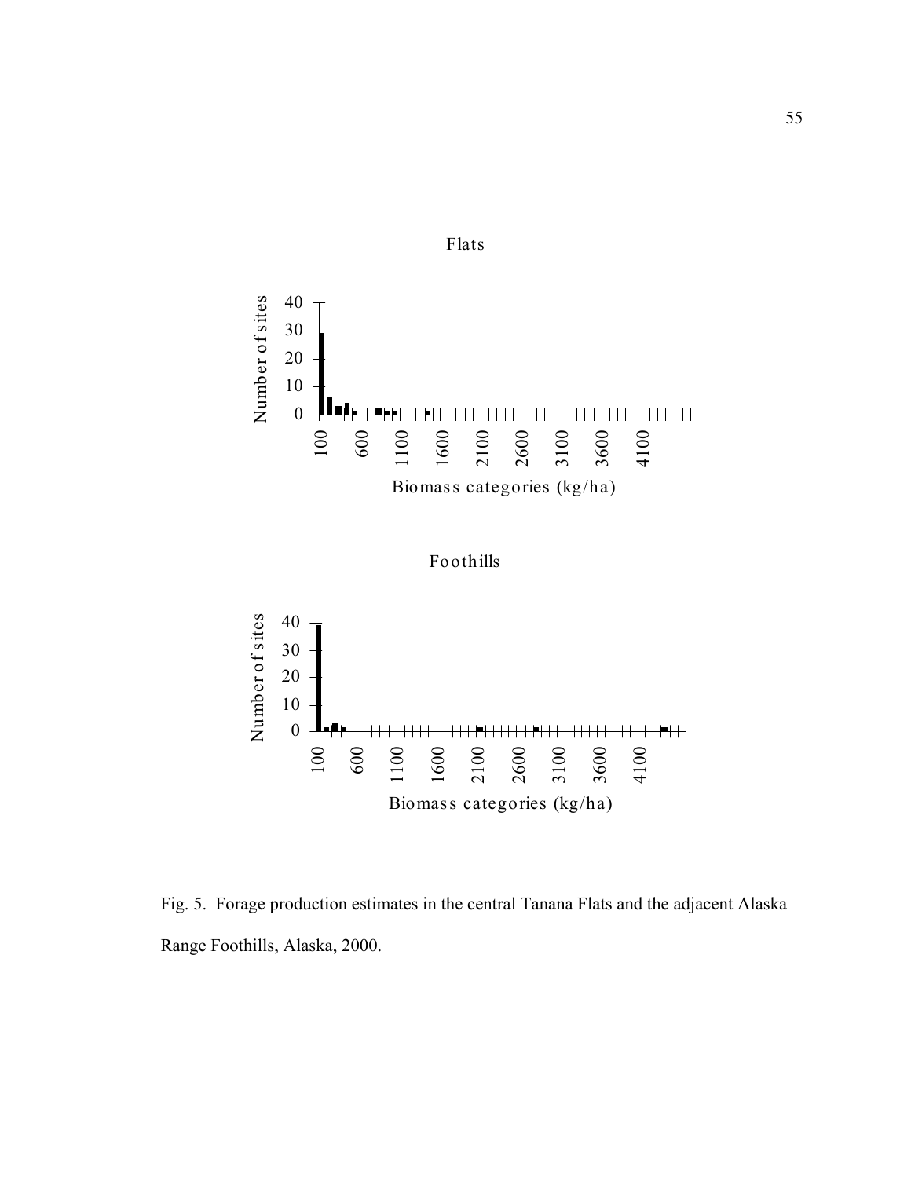Flats

Number of sites

40
30
20
10
0

100
600
1100
1600
2100
2600
3100
3600
4100

Biomass categories (kg/ha)

Foothills

Number of sites

40
30
20
10
0

100
600
1100
1600
2100
2600
3100
3600
4100

Biomass categories (kg/ha)

Fig. 5. Forage production estimates in the central Tanana Flats and the adjacent Alaska Range Foothills, Alaska, 2000.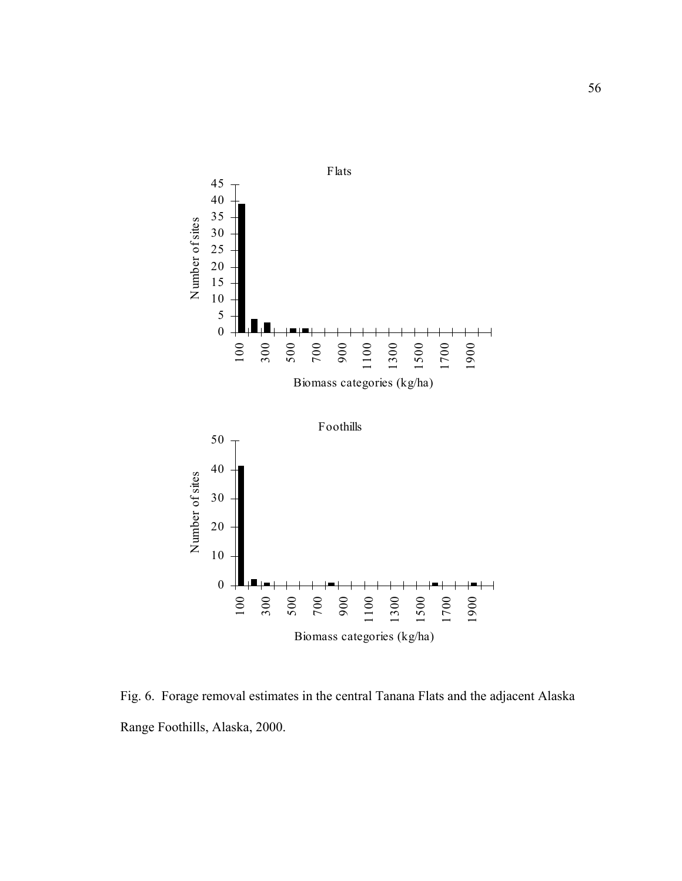Fig. 6. Forage removal estimates in the central Tanana Flats and the adjacent Alaska Range Foothills, Alaska, 2000.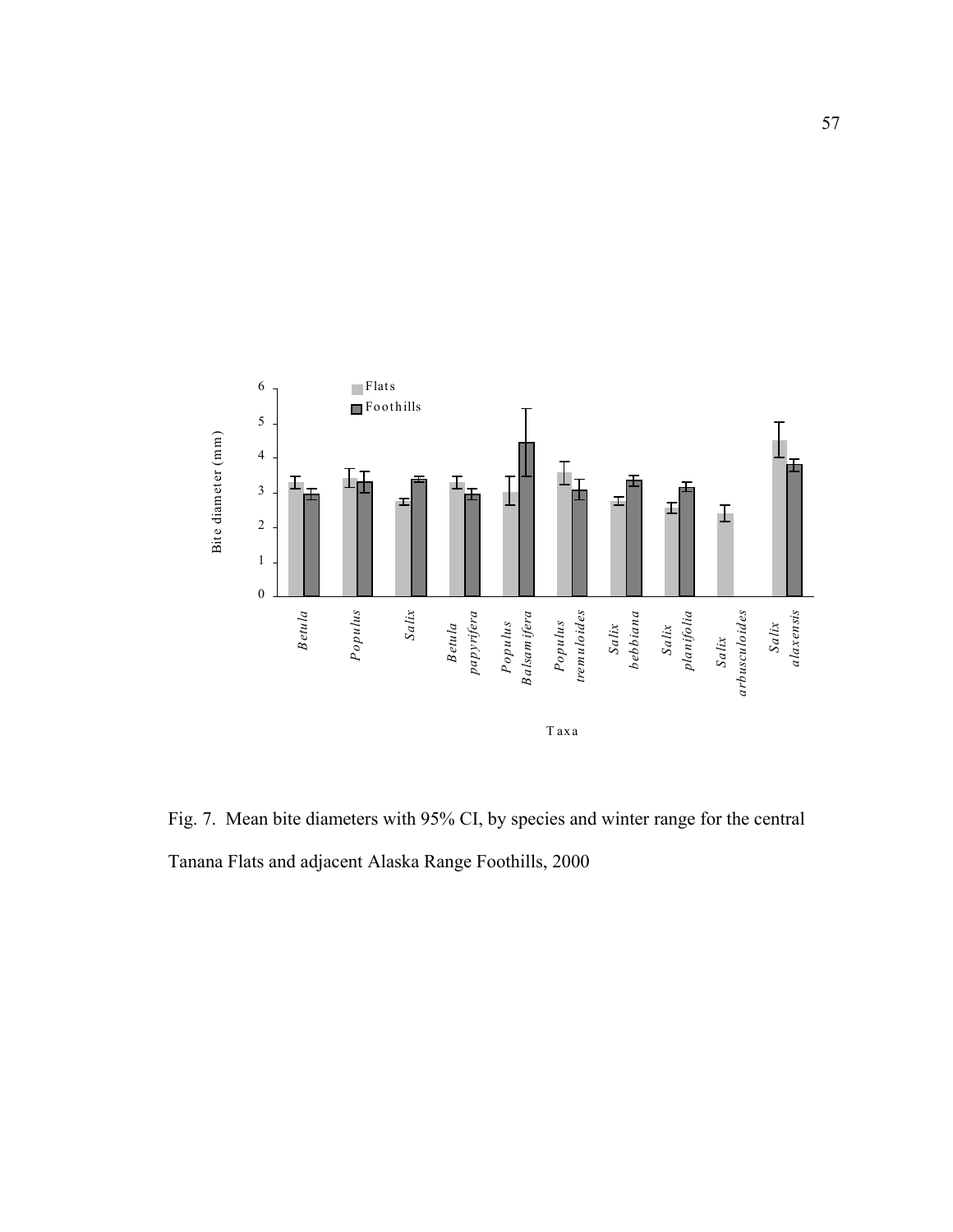Fig. 7. Mean bite diameters with 95% CI, by species and winter range for the central Tanana Flats and adjacent Alaska Range Foothills, 2000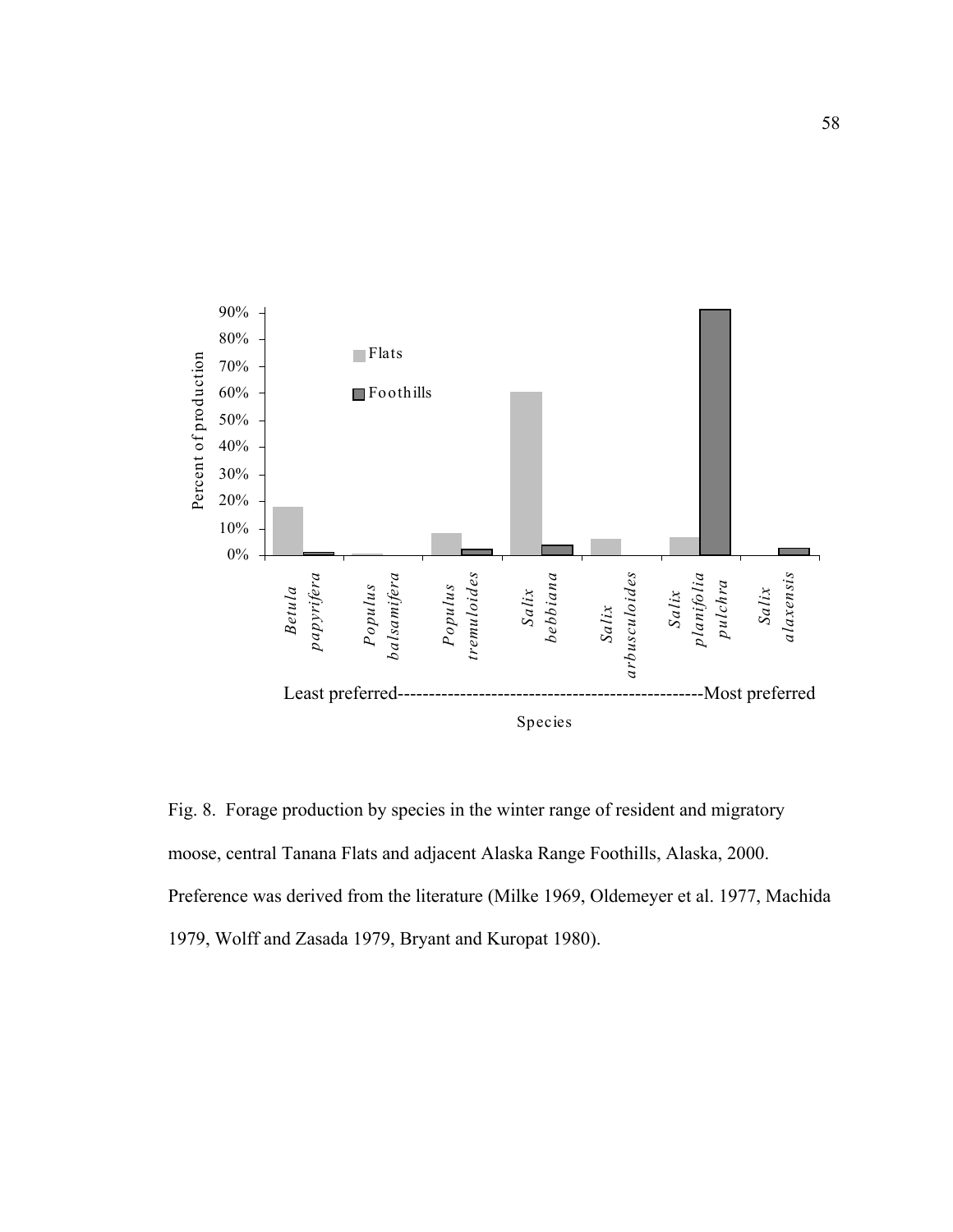Fig. 8. Forage production by species in the winter range of resident and migratory moose, central Tanana Flats and adjacent Alaska Range Foothills, Alaska, 2000. Preference was derived from the literature (Milke 1969, Oldemeyer et al. 1977, Machida 1979, Wolff and Zasada 1979, Bryant and Kuropat 1980).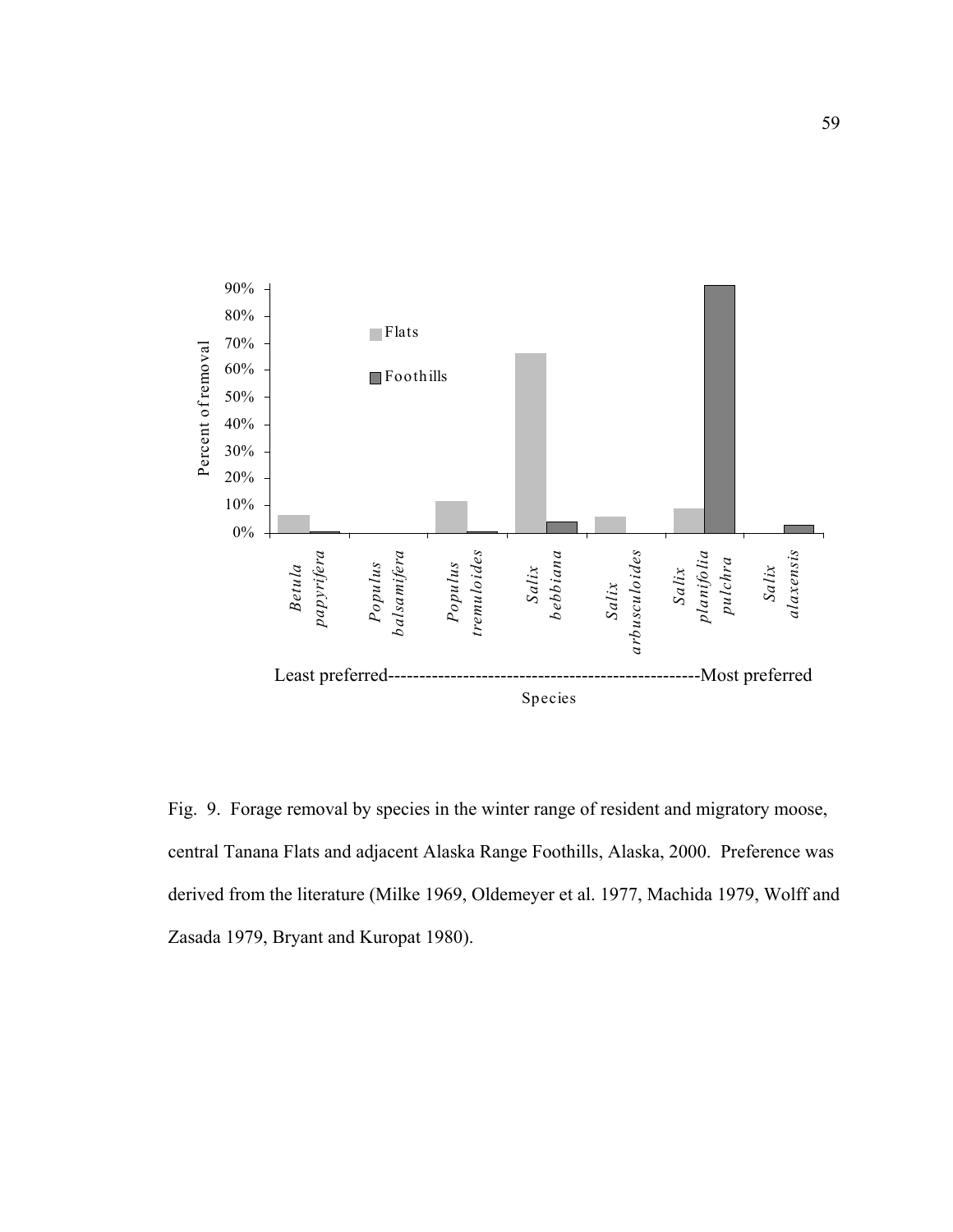Fig. 9. Forage removal by species in the winter range of resident and migratory moose, central Tanana Flats and adjacent Alaska Range Foothills, Alaska, 2000. Preference was derived from the literature (Milke 1969, Oldemeyer et al. 1977, Machida 1979, Wolff and Zasada 1979, Bryant and Kuropat 1980).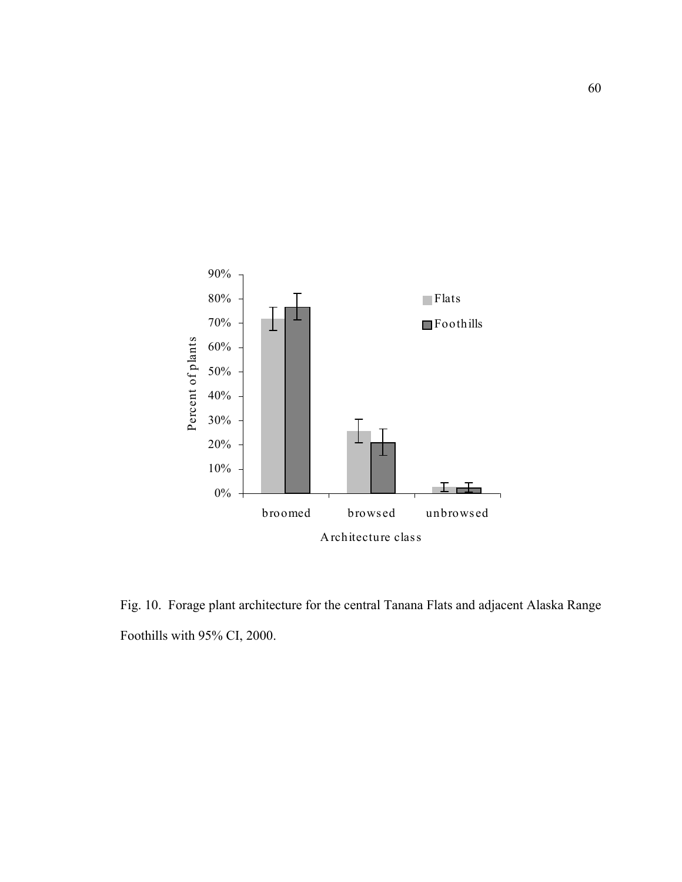Fig. 10. Forage plant architecture for the central Tanana Flats and adjacent Alaska Range Foothills with 95% CI, 2000.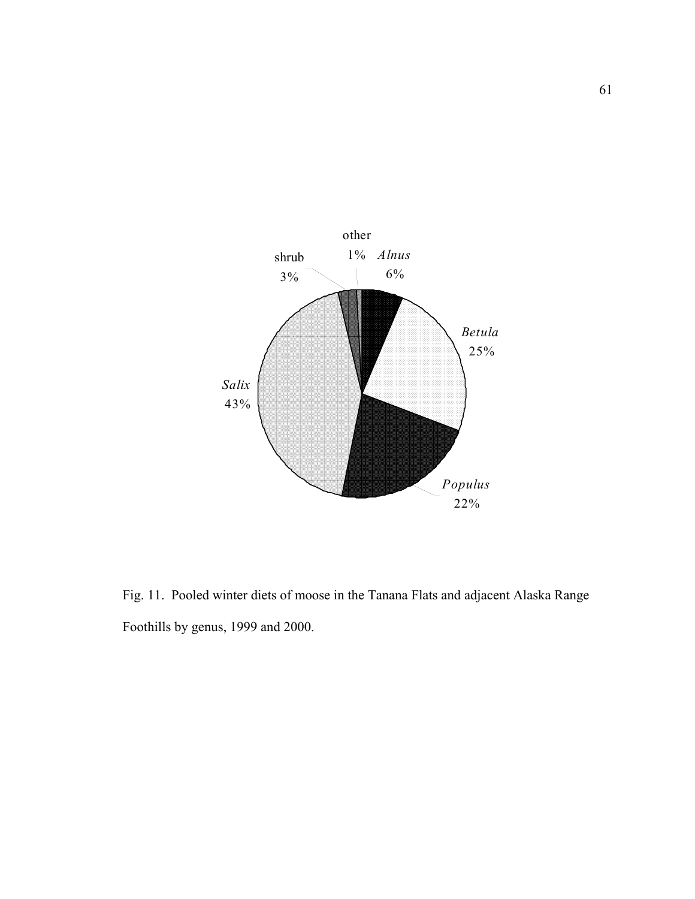other
1%

*Alnus*
6%

*Betula*
25%

*Populus*
22%

*Salix*
43%

shrub
3%

Fig. 11. Pooled winter diets of moose in the Tanana Flats and adjacent Alaska Range Foothills by genus, 1999 and 2000.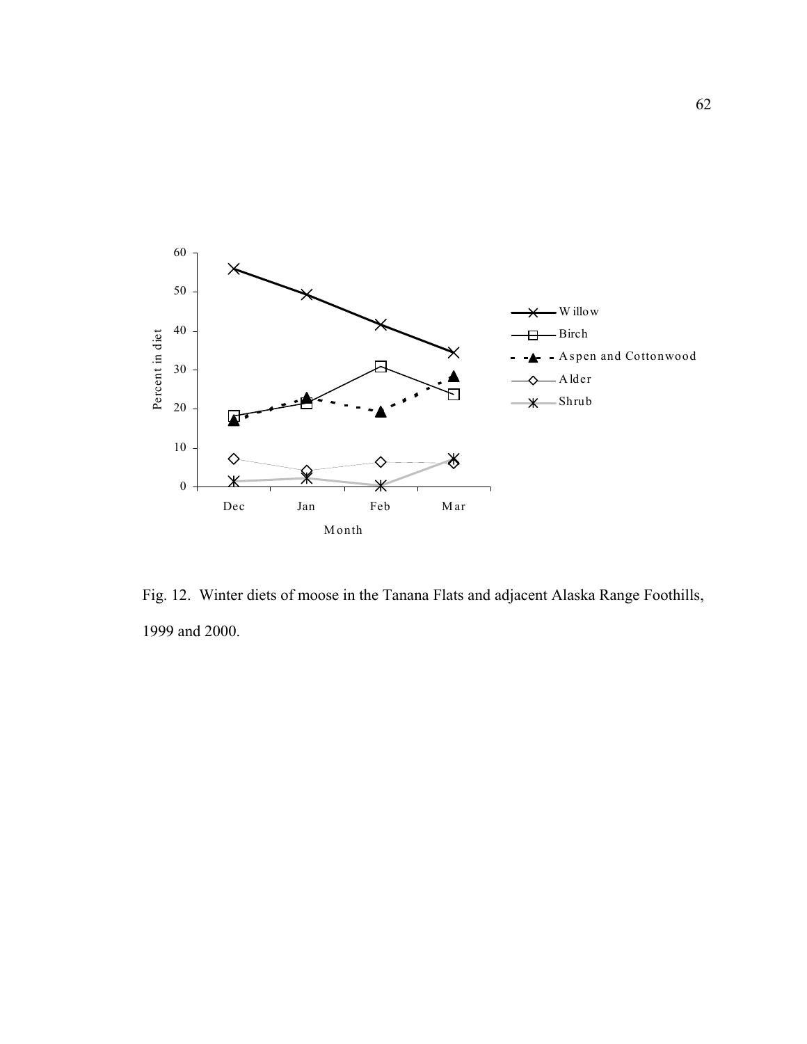Fig. 12. Winter diets of moose in the Tanana Flats and adjacent Alaska Range Foothills, 1999 and 2000.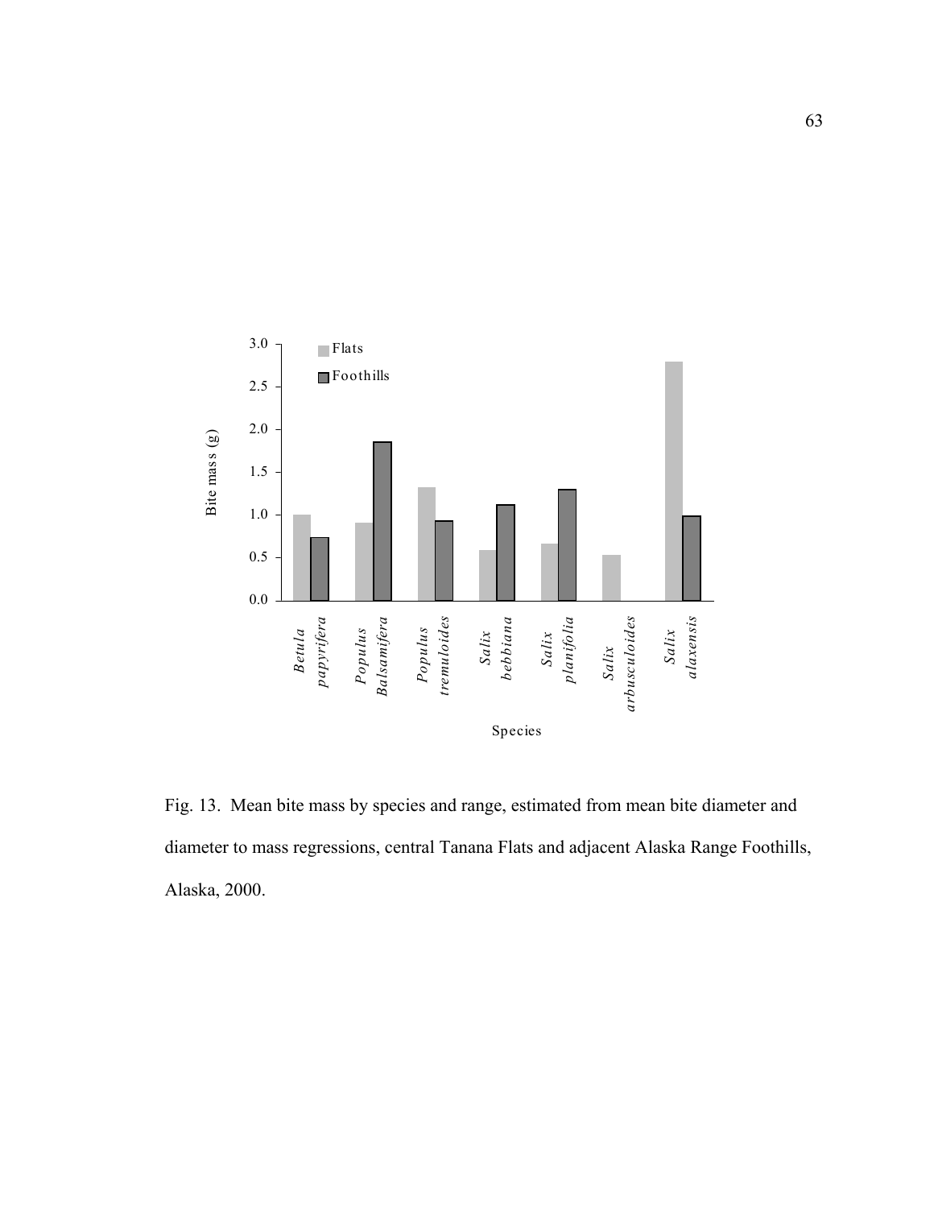Fig. 13. Mean bite mass by species and range, estimated from mean bite diameter and diameter to mass regressions, central Tanana Flats and adjacent Alaska Range Foothills, Alaska, 2000.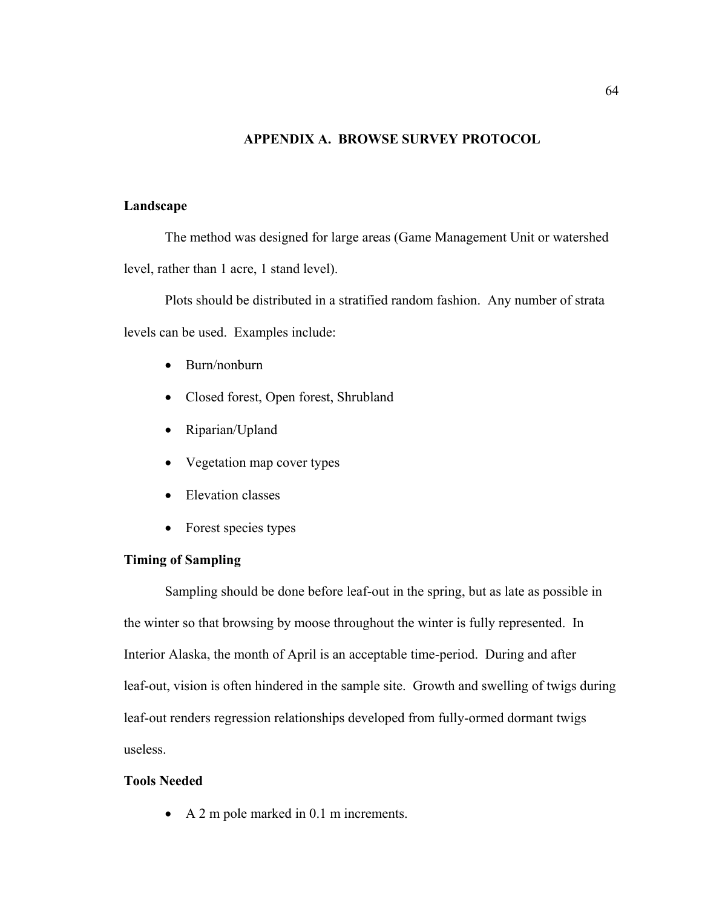## APPENDIX A. BROWSE SURVEY PROTOCOL

### Landscape

The method was designed for large areas (Game Management Unit or watershed level, rather than 1 acre, 1 stand level).

Plots should be distributed in a stratified random fashion. Any number of strata levels can be used. Examples include:

- Burn/nonburn
- Closed forest, Open forest, Shrubland
- Riparian/Upland
- Vegetation map cover types
- Elevation classes
- Forest species types

### Timing of Sampling

Sampling should be done before leaf-out in the spring, but as late as possible in the winter so that browsing by moose throughout the winter is fully represented. In Interior Alaska, the month of April is an acceptable time-period. During and after leaf-out, vision is often hindered in the sample site. Growth and swelling of twigs during leaf-out renders regression relationships developed from fully-ormed dormant twigs useless.

### Tools Needed

- A 2 m pole marked in 0.1 m increments.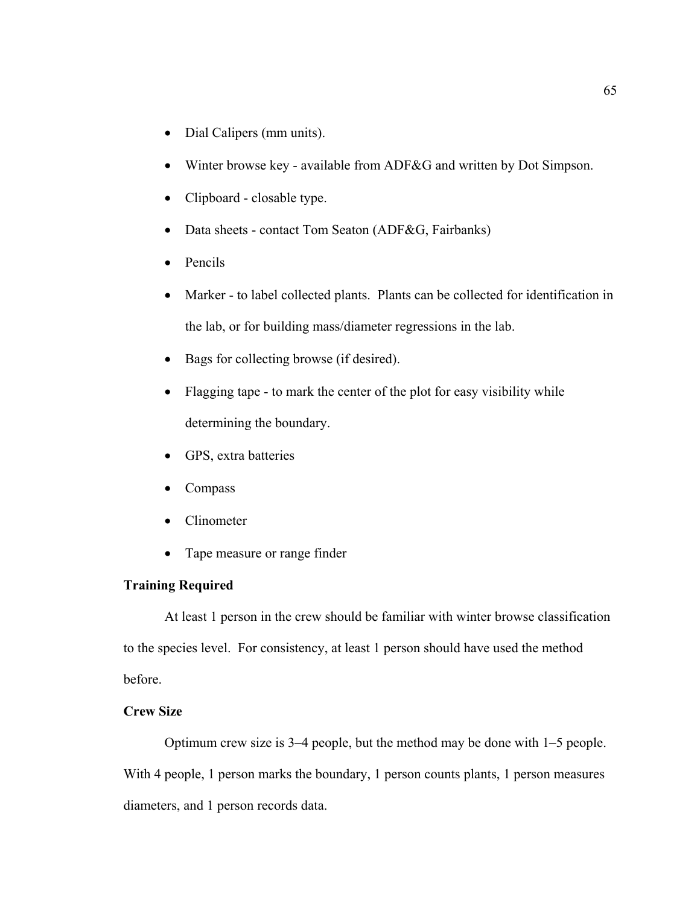- Dial Calipers (mm units).
- Winter browse key - available from ADF&G and written by Dot Simpson.
- Clipboard - closable type.
- Data sheets - contact Tom Seaton (ADF&G, Fairbanks)
- Pencils
- Marker - to label collected plants. Plants can be collected for identification in the lab, or for building mass/diameter regressions in the lab.
- Bags for collecting browse (if desired).
- Flagging tape - to mark the center of the plot for easy visibility while determining the boundary.
- GPS, extra batteries
- Compass
- Clinometer
- Tape measure or range finder

**Training Required**

At least 1 person in the crew should be familiar with winter browse classification to the species level. For consistency, at least 1 person should have used the method before.

**Crew Size**

Optimum crew size is 3–4 people, but the method may be done with 1–5 people. With 4 people, 1 person marks the boundary, 1 person counts plants, 1 person measures diameters, and 1 person records data.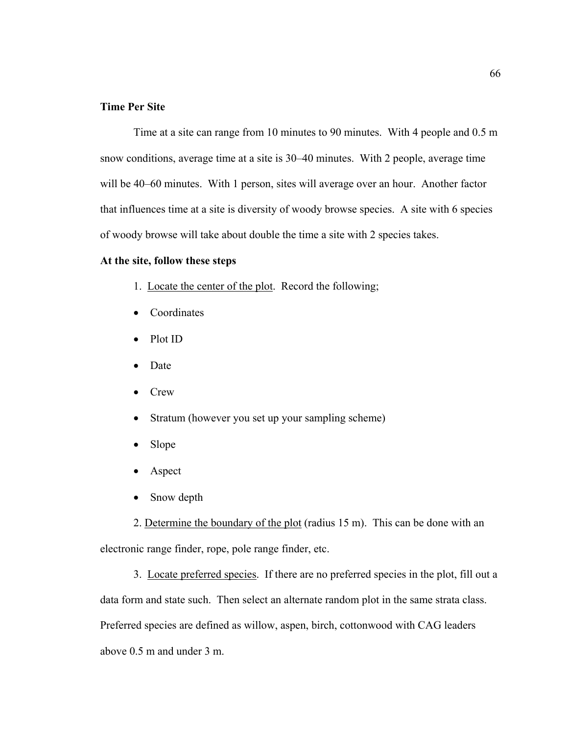**Time Per Site**

Time at a site can range from 10 minutes to 90 minutes. With 4 people and 0.5 m snow conditions, average time at a site is 30–40 minutes. With 2 people, average time will be 40–60 minutes. With 1 person, sites will average over an hour. Another factor that influences time at a site is diversity of woody browse species. A site with 6 species of woody browse will take about double the time a site with 2 species takes.

**At the site, follow these steps**

1. Locate the center of the plot. Record the following;

- Coordinates
- Plot ID
- Date
- Crew
- Stratum (however you set up your sampling scheme)
- Slope
- Aspect
- Snow depth

2. Determine the boundary of the plot (radius 15 m). This can be done with an electronic range finder, rope, pole range finder, etc.

3. Locate preferred species. If there are no preferred species in the plot, fill out a data form and state such. Then select an alternate random plot in the same strata class. Preferred species are defined as willow, aspen, birch, cottonwood with CAG leaders above 0.5 m and under 3 m.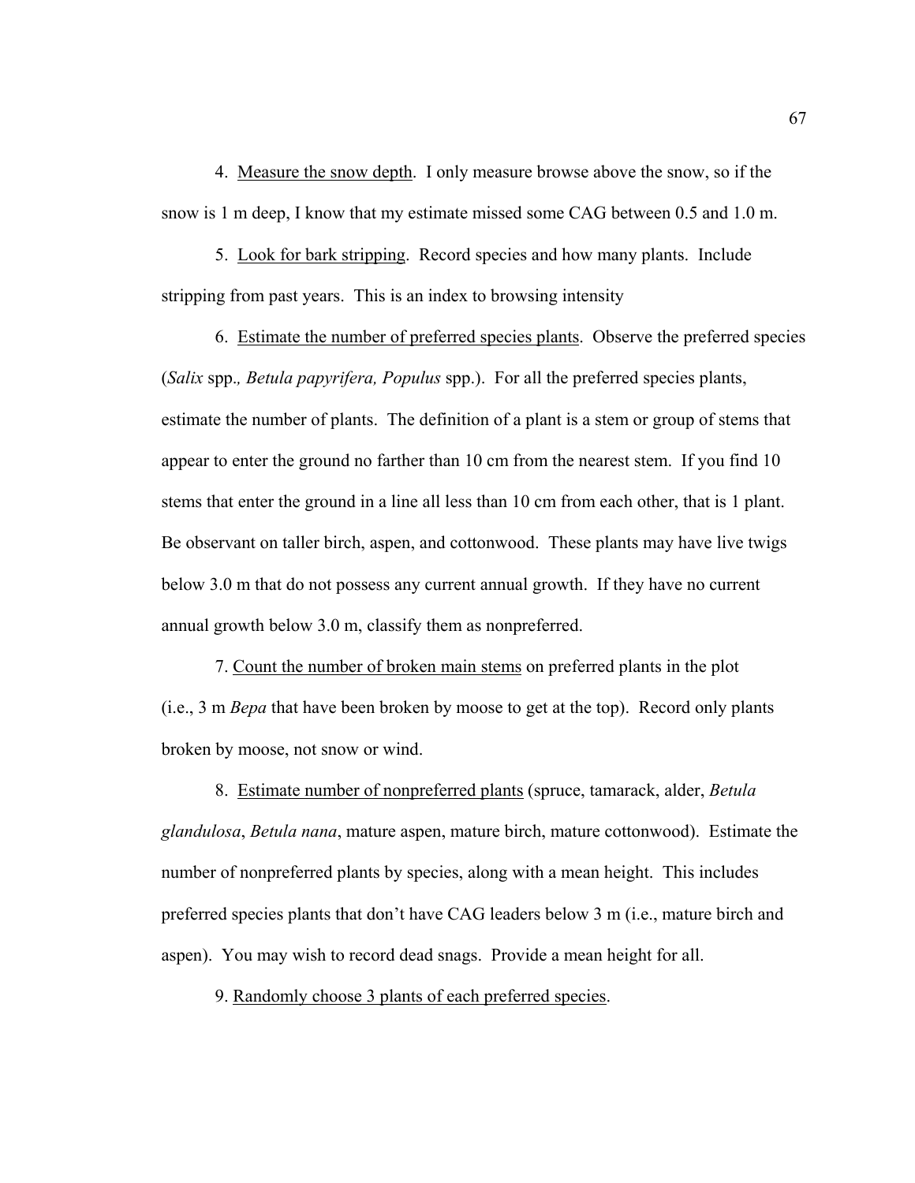4. Measure the snow depth. I only measure browse above the snow, so if the snow is 1 m deep, I know that my estimate missed some CAG between 0.5 and 1.0 m.

5. Look for bark stripping. Record species and how many plants. Include stripping from past years. This is an index to browsing intensity

6. Estimate the number of preferred species plants. Observe the preferred species (*Salix* spp., *Betula papyrifera, Populus* spp.). For all the preferred species plants, estimate the number of plants. The definition of a plant is a stem or group of stems that appear to enter the ground no farther than 10 cm from the nearest stem. If you find 10 stems that enter the ground in a line all less than 10 cm from each other, that is 1 plant. Be observant on taller birch, aspen, and cottonwood. These plants may have live twigs below 3.0 m that do not possess any current annual growth. If they have no current annual growth below 3.0 m, classify them as nonpreferred.

7. Count the number of broken main stems on preferred plants in the plot (i.e., 3 m *Bepa* that have been broken by moose to get at the top). Record only plants broken by moose, not snow or wind.

8. Estimate number of nonpreferred plants (spruce, tamarack, alder, *Betula glandulosa*, *Betula nana*, mature aspen, mature birch, mature cottonwood). Estimate the number of nonpreferred plants by species, along with a mean height. This includes preferred species plants that don't have CAG leaders below 3 m (i.e., mature birch and aspen). You may wish to record dead snags. Provide a mean height for all.

9. Randomly choose 3 plants of each preferred species.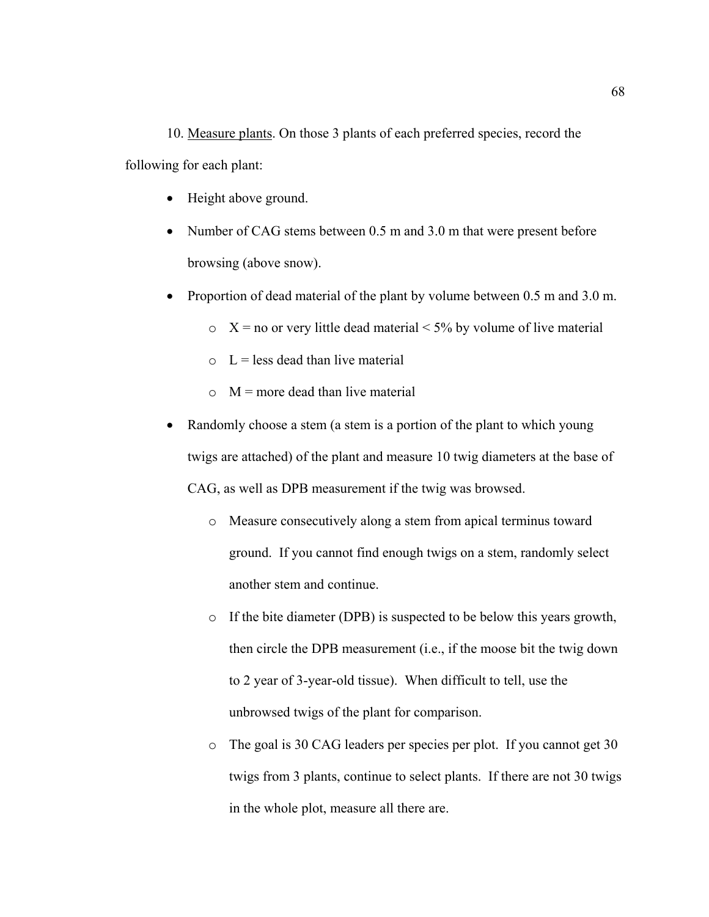10. Measure plants. On those 3 plants of each preferred species, record the following for each plant:

- Height above ground.
- Number of CAG stems between 0.5 m and 3.0 m that were present before browsing (above snow).
- Proportion of dead material of the plant by volume between 0.5 m and 3.0 m.
  - X = no or very little dead material < 5% by volume of live material
  - L = less dead than live material
  - M = more dead than live material
- Randomly choose a stem (a stem is a portion of the plant to which young twigs are attached) of the plant and measure 10 twig diameters at the base of CAG, as well as DPB measurement if the twig was browsed.
  - Measure consecutively along a stem from apical terminus toward ground. If you cannot find enough twigs on a stem, randomly select another stem and continue.
  - If the bite diameter (DPB) is suspected to be below this years growth, then circle the DPB measurement (i.e., if the moose bit the twig down to 2 year of 3-year-old tissue). When difficult to tell, use the unbrowsed twigs of the plant for comparison.
  - The goal is 30 CAG leaders per species per plot. If you cannot get 30 twigs from 3 plants, continue to select plants. If there are not 30 twigs in the whole plot, measure all there are.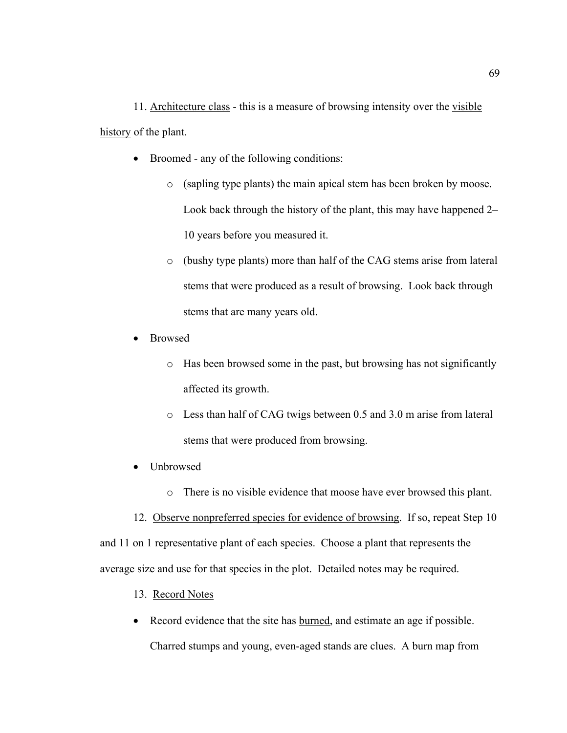11. Architecture class - this is a measure of browsing intensity over the visible history of the plant.

- Broomed - any of the following conditions:
    - (sapling type plants) the main apical stem has been broken by moose. Look back through the history of the plant, this may have happened 2–10 years before you measured it.
    - (bushy type plants) more than half of the CAG stems arise from lateral stems that were produced as a result of browsing. Look back through stems that are many years old.
- Browsed
    - Has been browsed some in the past, but browsing has not significantly affected its growth.
    - Less than half of CAG twigs between 0.5 and 3.0 m arise from lateral stems that were produced from browsing.
- Unbrowsed
    - There is no visible evidence that moose have ever browsed this plant.

12. Observe nonpreferred species for evidence of browsing. If so, repeat Step 10 and 11 on 1 representative plant of each species. Choose a plant that represents the average size and use for that species in the plot. Detailed notes may be required.

13. Record Notes

- Record evidence that the site has burned, and estimate an age if possible. Charred stumps and young, even-aged stands are clues. A burn map from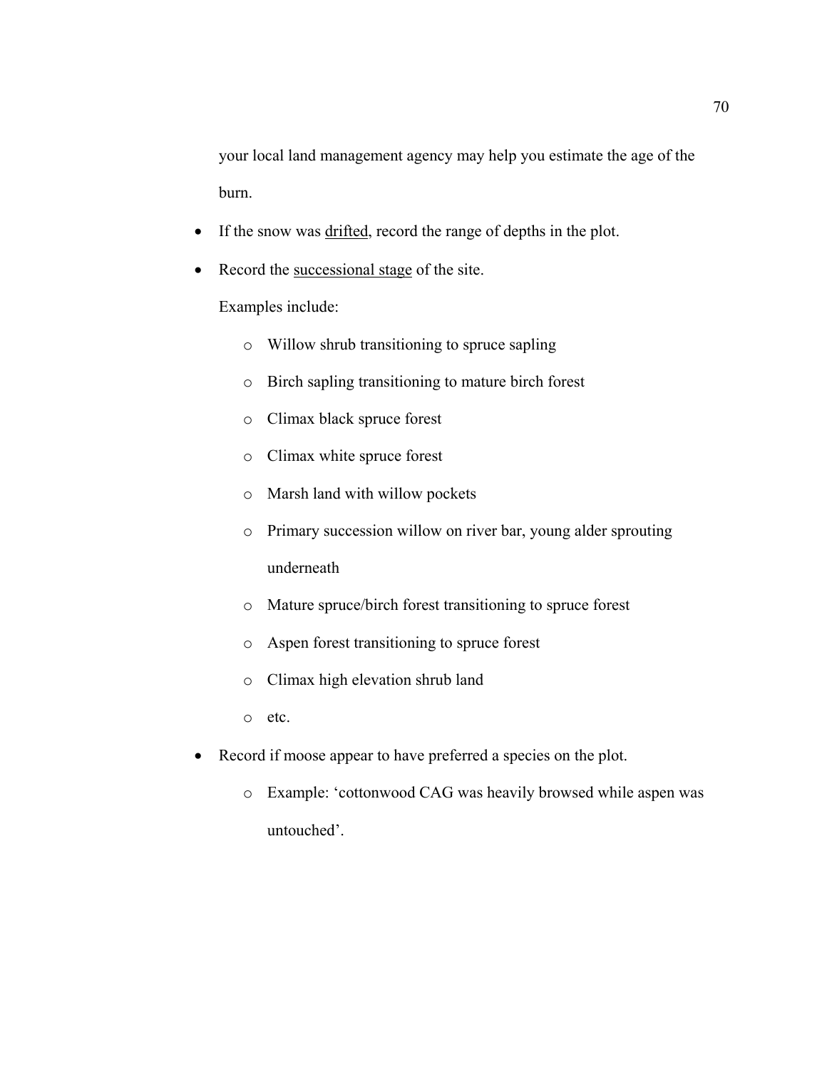your local land management agency may help you estimate the age of the burn.

- If the snow was <u>drifted</u>, record the range of depths in the plot.
- Record the <u>successional stage</u> of the site.

  Examples include:

  - Willow shrub transitioning to spruce sapling
  - Birch sapling transitioning to mature birch forest
  - Climax black spruce forest
  - Climax white spruce forest
  - Marsh land with willow pockets
  - Primary succession willow on river bar, young alder sprouting underneath
  - Mature spruce/birch forest transitioning to spruce forest
  - Aspen forest transitioning to spruce forest
  - Climax high elevation shrub land
  - etc.
- Record if moose appear to have preferred a species on the plot.
  - Example: 'cottonwood CAG was heavily browsed while aspen was untouched'.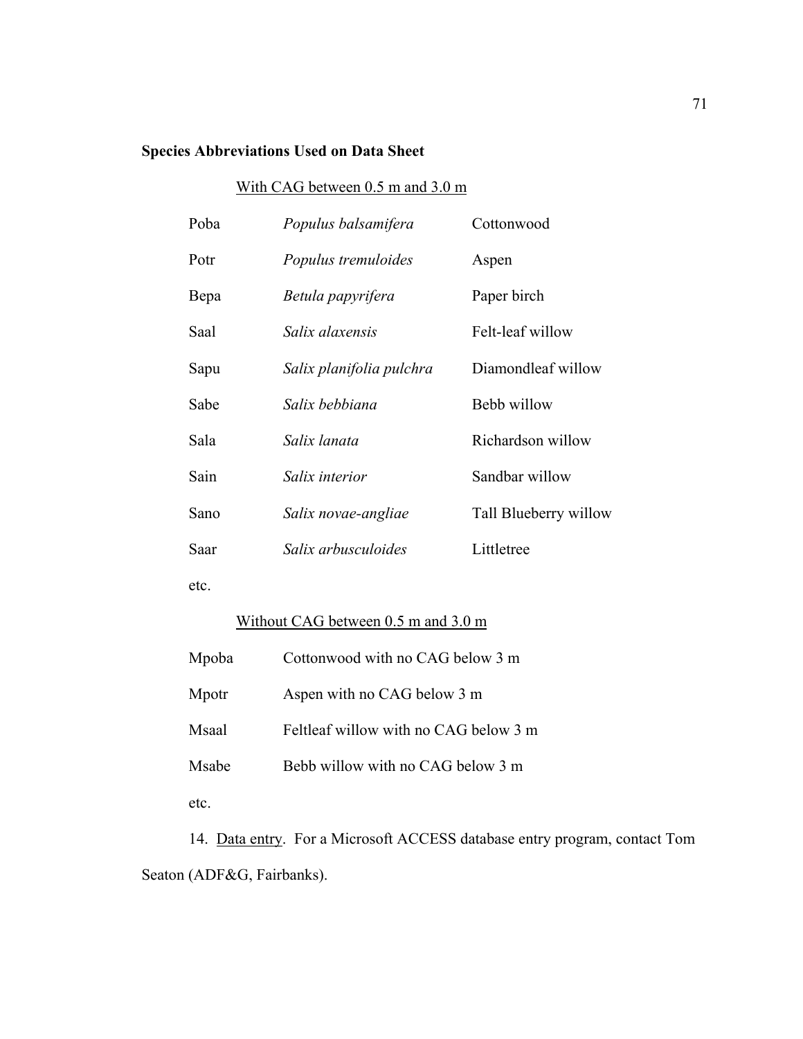**Species Abbreviations Used on Data Sheet**

With CAG between 0.5 m and 3.0 m

| | | |
|---|---|---|
| Poba | *Populus balsamifera* | Cottonwood |
| Potr | *Populus tremuloides* | Aspen |
| Bepa | *Betula papyrifera* | Paper birch |
| Saal | *Salix alaxensis* | Felt-leaf willow |
| Sapu | *Salix planifolia pulchra* | Diamondleaf willow |
| Sabe | *Salix bebbiana* | Bebb willow |
| Sala | *Salix lanata* | Richardson willow |
| Sain | *Salix interior* | Sandbar willow |
| Sano | *Salix novae-angliae* | Tall Blueberry willow |
| Saar | *Salix arbusculoides* | Littletree |
| etc. | | |

Without CAG between 0.5 m and 3.0 m

| | |
|---|---|
| Mpoba | Cottonwood with no CAG below 3 m |
| Mpotr | Aspen with no CAG below 3 m |
| Msaal | Feltleaf willow with no CAG below 3 m |
| Msabe | Bebb willow with no CAG below 3 m |
| etc. | |

14. Data entry. For a Microsoft ACCESS database entry program, contact Tom Seaton (ADF&G, Fairbanks).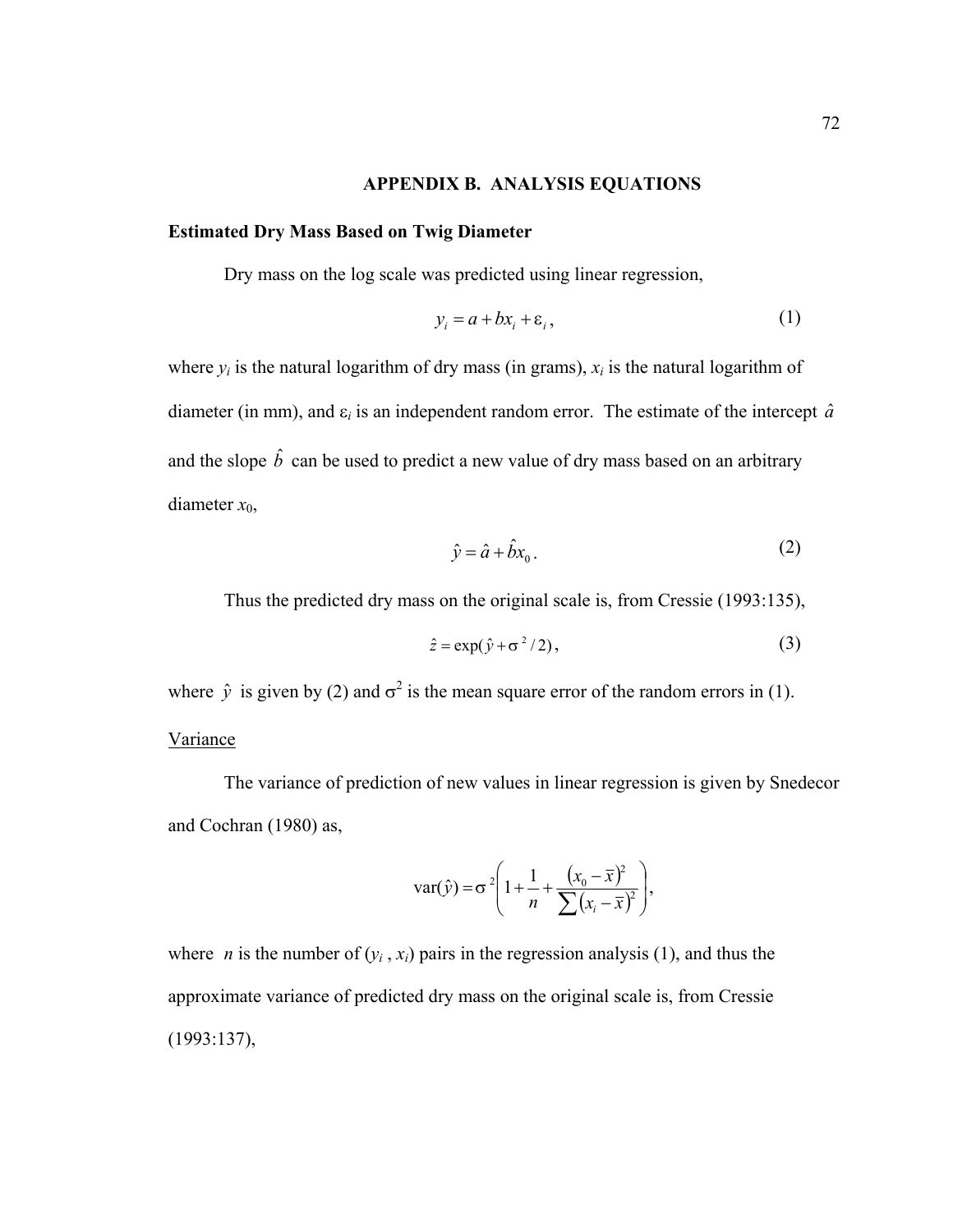## APPENDIX B. ANALYSIS EQUATIONS

### Estimated Dry Mass Based on Twig Diameter

Dry mass on the log scale was predicted using linear regression,

$$y_i = a + bx_i + \varepsilon_i, \tag{1}$$

where $y_i$ is the natural logarithm of dry mass (in grams), $x_i$ is the natural logarithm of diameter (in mm), and $\varepsilon_i$ is an independent random error. The estimate of the intercept $\hat{a}$ and the slope $\hat{b}$ can be used to predict a new value of dry mass based on an arbitrary diameter $x_0$,

$$\hat{y} = \hat{a} + \hat{b}x_0. \tag{2}$$

Thus the predicted dry mass on the original scale is, from Cressie (1993:135),

$$\hat{z} = \exp(\hat{y} + \sigma^2/2), \tag{3}$$

where $\hat{y}$ is given by (2) and $\sigma^2$ is the mean square error of the random errors in (1).

Variance

The variance of prediction of new values in linear regression is given by Snedecor and Cochran (1980) as,

$$\text{var}(\hat{y}) = \sigma^2\left(1 + \frac{1}{n} + \frac{(x_0 - \bar{x})^2}{\sum(x_i - \bar{x})^2}\right),$$

where $n$ is the number of $(y_i, x_i)$ pairs in the regression analysis (1), and thus the approximate variance of predicted dry mass on the original scale is, from Cressie (1993:137),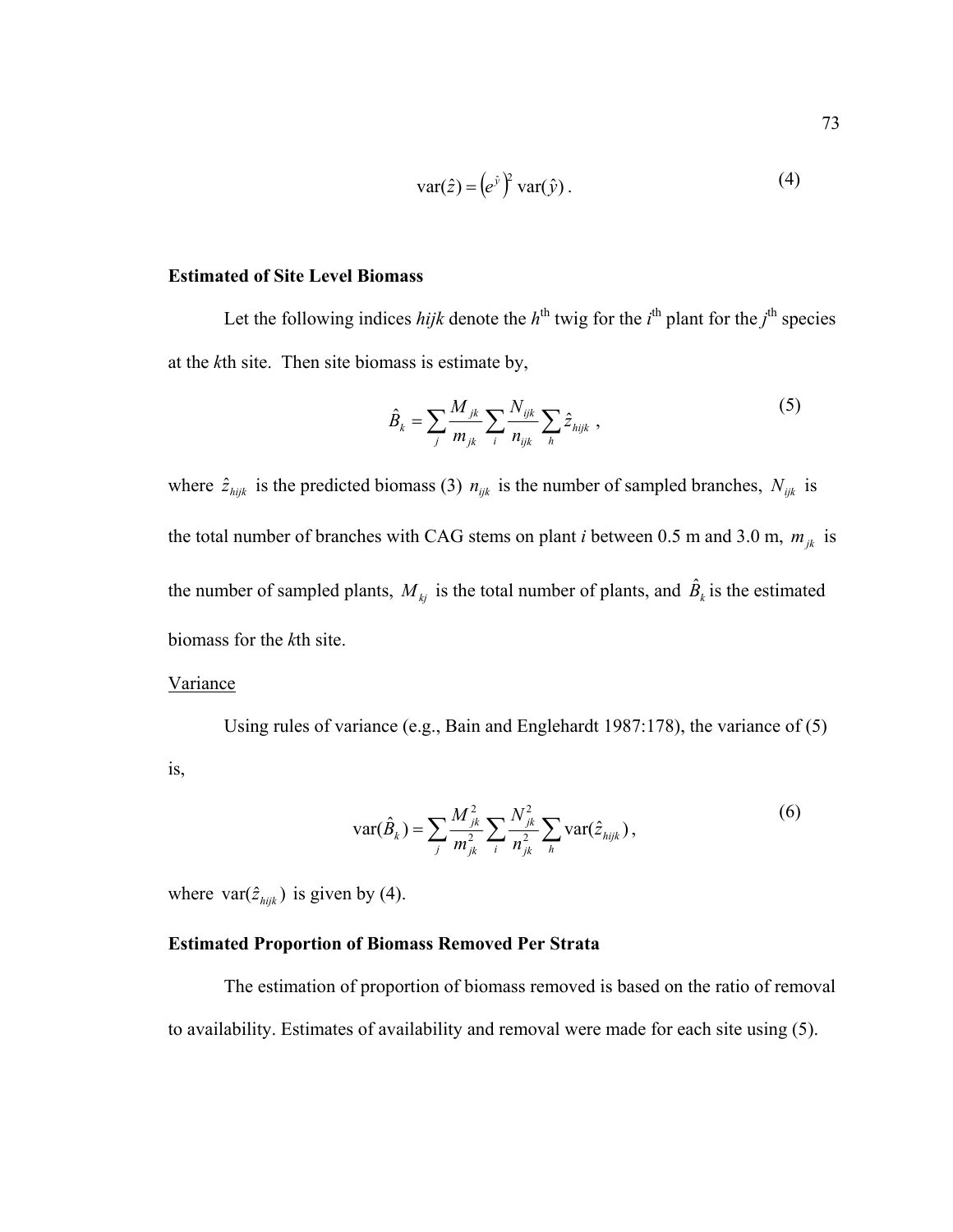$$\text{var}(\hat{z}) = \left(e^{\hat{y}}\right)^2 \text{var}(\hat{y}) . \tag{4}$$

**Estimated of Site Level Biomass**

Let the following indices *hijk* denote the $h^{\text{th}}$ twig for the $i^{\text{th}}$ plant for the $j^{\text{th}}$ species at the *k*th site. Then site biomass is estimate by,

$$\hat{B}_k = \sum_j \frac{M_{jk}}{m_{jk}} \sum_i \frac{N_{ijk}}{n_{ijk}} \sum_h \hat{z}_{hijk} , \tag{5}$$

where $\hat{z}_{hijk}$ is the predicted biomass (3) $n_{ijk}$ is the number of sampled branches, $N_{ijk}$ is the total number of branches with CAG stems on plant *i* between 0.5 m and 3.0 m, $m_{jk}$ is the number of sampled plants, $M_{kj}$ is the total number of plants, and $\hat{B}_k$ is the estimated biomass for the *k*th site.

Variance

Using rules of variance (e.g., Bain and Englehardt 1987:178), the variance of (5) is,

$$\text{var}(\hat{B}_k) = \sum_j \frac{M_{jk}^2}{m_{jk}^2} \sum_i \frac{N_{jk}^2}{n_{jk}^2} \sum_h \text{var}(\hat{z}_{hijk}) , \tag{6}$$

where $\text{var}(\hat{z}_{hijk})$ is given by (4).

**Estimated Proportion of Biomass Removed Per Strata**

The estimation of proportion of biomass removed is based on the ratio of removal to availability. Estimates of availability and removal were made for each site using (5).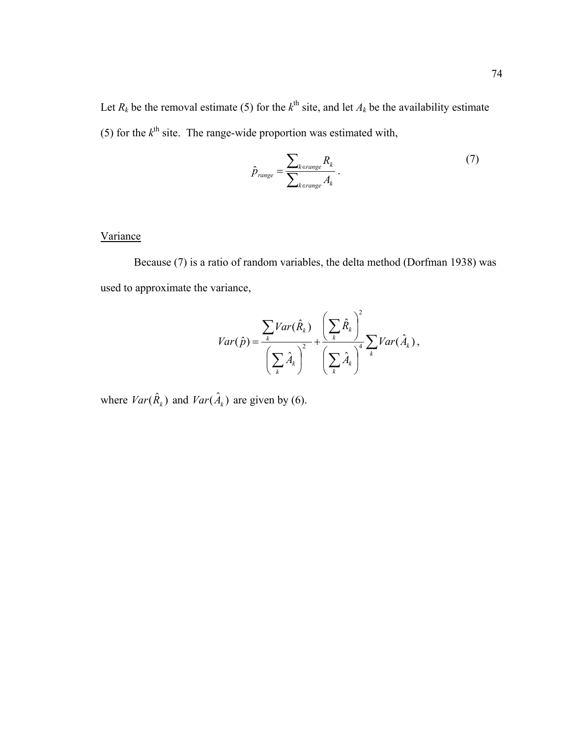Let $R_k$ be the removal estimate (5) for the $k^{\text{th}}$ site, and let $A_k$ be the availability estimate (5) for the $k^{\text{th}}$ site. The range-wide proportion was estimated with,

$$\hat{p}_{range} = \frac{\sum_{k \in range} R_k}{\sum_{k \in range} A_k}. \tag{7}$$

Variance

Because (7) is a ratio of random variables, the delta method (Dorfman 1938) was used to approximate the variance,

$$Var(\hat{p}) = \frac{\sum_k Var(\hat{R}_k)}{\left(\sum_k \hat{A}_k\right)^2} + \frac{\left(\sum_k \hat{R}_k\right)^2}{\left(\sum_k \hat{A}_k\right)^4} \sum_k Var(\hat{A}_k),$$

where $Var(\hat{R}_k)$ and $Var(\hat{A}_k)$ are given by (6).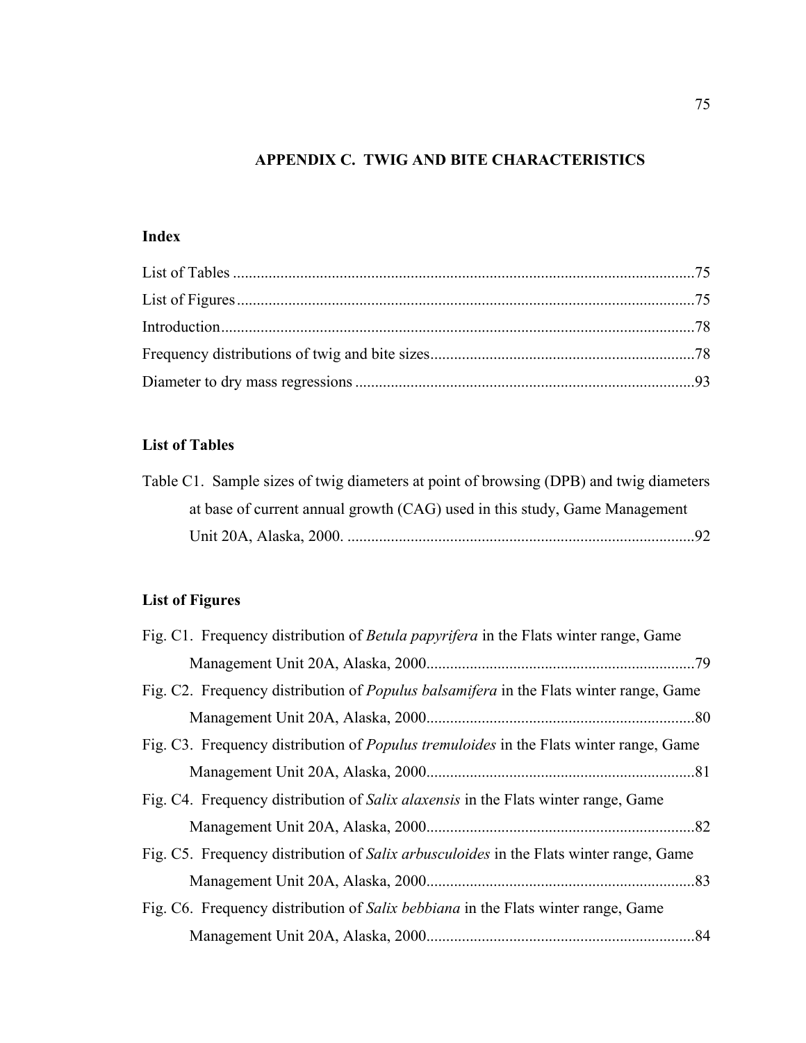# APPENDIX C. TWIG AND BITE CHARACTERISTICS

## Index

List of Tables ....................................................................................................................75

List of Figures ...................................................................................................................75

Introduction.......................................................................................................................78

Frequency distributions of twig and bite sizes..................................................................78

Diameter to dry mass regressions .....................................................................................93

## List of Tables

Table C1. Sample sizes of twig diameters at point of browsing (DPB) and twig diameters at base of current annual growth (CAG) used in this study, Game Management Unit 20A, Alaska, 2000. .......................................................................................92

## List of Figures

Fig. C1. Frequency distribution of *Betula papyrifera* in the Flats winter range, Game Management Unit 20A, Alaska, 2000...................................................................79

Fig. C2. Frequency distribution of *Populus balsamifera* in the Flats winter range, Game Management Unit 20A, Alaska, 2000...................................................................80

Fig. C3. Frequency distribution of *Populus tremuloides* in the Flats winter range, Game Management Unit 20A, Alaska, 2000...................................................................81

Fig. C4. Frequency distribution of *Salix alaxensis* in the Flats winter range, Game Management Unit 20A, Alaska, 2000...................................................................82

Fig. C5. Frequency distribution of *Salix arbusculoides* in the Flats winter range, Game Management Unit 20A, Alaska, 2000...................................................................83

Fig. C6. Frequency distribution of *Salix bebbiana* in the Flats winter range, Game Management Unit 20A, Alaska, 2000...................................................................84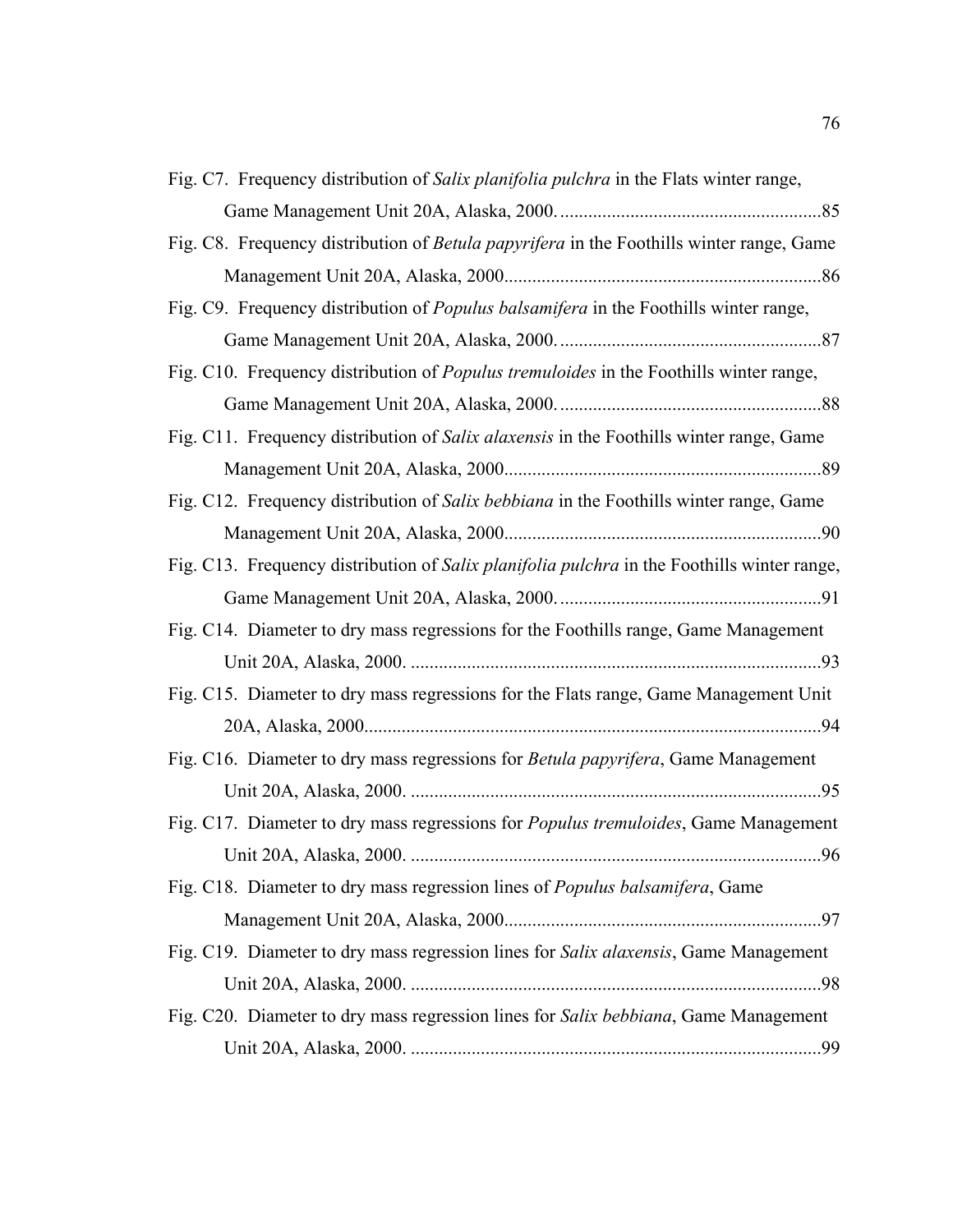Fig. C7. Frequency distribution of *Salix planifolia pulchra* in the Flats winter range, Game Management Unit 20A, Alaska, 2000. ........................................................85

Fig. C8. Frequency distribution of *Betula papyrifera* in the Foothills winter range, Game Management Unit 20A, Alaska, 2000...................................................................86

Fig. C9. Frequency distribution of *Populus balsamifera* in the Foothills winter range, Game Management Unit 20A, Alaska, 2000. ........................................................87

Fig. C10. Frequency distribution of *Populus tremuloides* in the Foothills winter range, Game Management Unit 20A, Alaska, 2000. ........................................................88

Fig. C11. Frequency distribution of *Salix alaxensis* in the Foothills winter range, Game Management Unit 20A, Alaska, 2000...................................................................89

Fig. C12. Frequency distribution of *Salix bebbiana* in the Foothills winter range, Game Management Unit 20A, Alaska, 2000...................................................................90

Fig. C13. Frequency distribution of *Salix planifolia pulchra* in the Foothills winter range, Game Management Unit 20A, Alaska, 2000. ........................................................91

Fig. C14. Diameter to dry mass regressions for the Foothills range, Game Management Unit 20A, Alaska, 2000. ........................................................................................93

Fig. C15. Diameter to dry mass regressions for the Flats range, Game Management Unit 20A, Alaska, 2000.................................................................................................94

Fig. C16. Diameter to dry mass regressions for *Betula papyrifera*, Game Management Unit 20A, Alaska, 2000. .......................................................................................95

Fig. C17. Diameter to dry mass regressions for *Populus tremuloides*, Game Management Unit 20A, Alaska, 2000. ........................................................................................96

Fig. C18. Diameter to dry mass regression lines of *Populus balsamifera*, Game Management Unit 20A, Alaska, 2000...................................................................97

Fig. C19. Diameter to dry mass regression lines for *Salix alaxensis*, Game Management Unit 20A, Alaska, 2000. ........................................................................................98

Fig. C20. Diameter to dry mass regression lines for *Salix bebbiana*, Game Management Unit 20A, Alaska, 2000. ........................................................................................99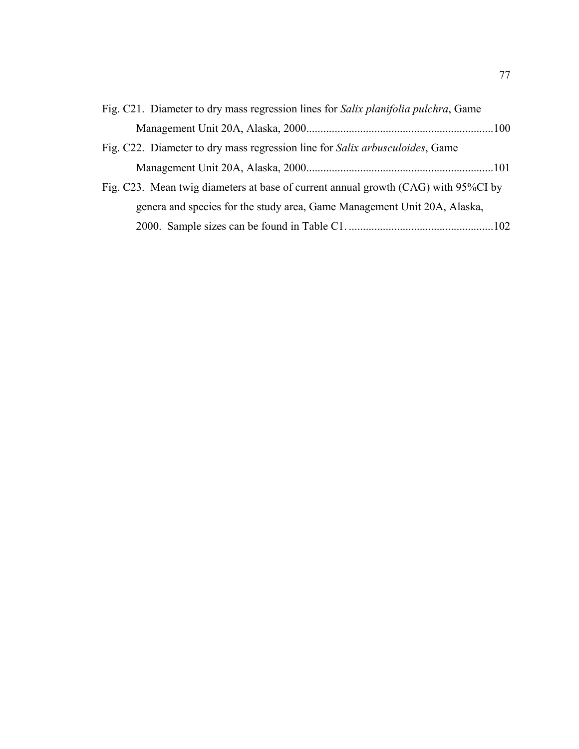Fig. C21. Diameter to dry mass regression lines for *Salix planifolia pulchra*, Game Management Unit 20A, Alaska, 2000..................................................................100

Fig. C22. Diameter to dry mass regression line for *Salix arbusculoides*, Game Management Unit 20A, Alaska, 2000..................................................................101

Fig. C23. Mean twig diameters at base of current annual growth (CAG) with 95%CI by genera and species for the study area, Game Management Unit 20A, Alaska, 2000. Sample sizes can be found in Table C1. ...................................................102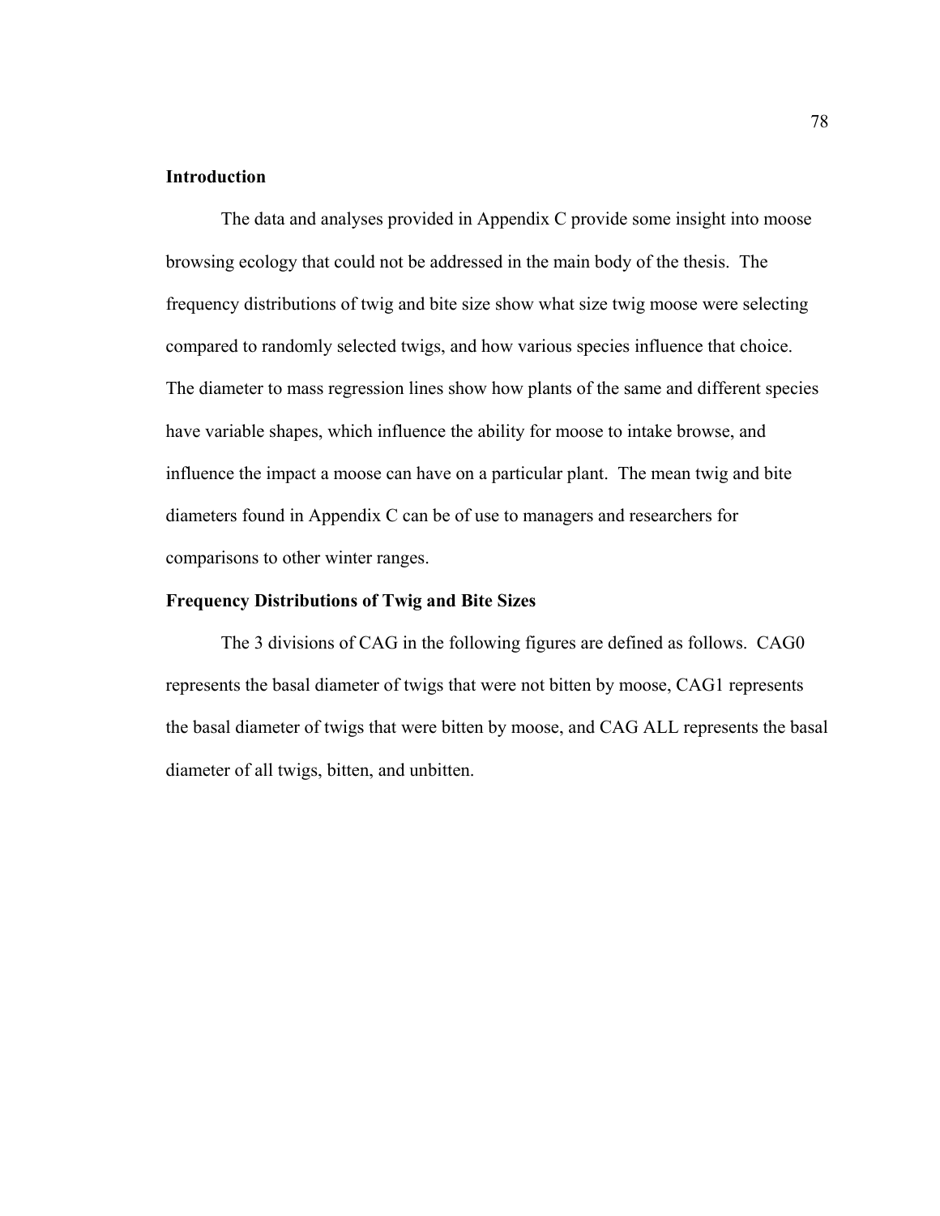## Introduction

The data and analyses provided in Appendix C provide some insight into moose browsing ecology that could not be addressed in the main body of the thesis. The frequency distributions of twig and bite size show what size twig moose were selecting compared to randomly selected twigs, and how various species influence that choice. The diameter to mass regression lines show how plants of the same and different species have variable shapes, which influence the ability for moose to intake browse, and influence the impact a moose can have on a particular plant. The mean twig and bite diameters found in Appendix C can be of use to managers and researchers for comparisons to other winter ranges.

## Frequency Distributions of Twig and Bite Sizes

The 3 divisions of CAG in the following figures are defined as follows. CAG0 represents the basal diameter of twigs that were not bitten by moose, CAG1 represents the basal diameter of twigs that were bitten by moose, and CAG ALL represents the basal diameter of all twigs, bitten, and unbitten.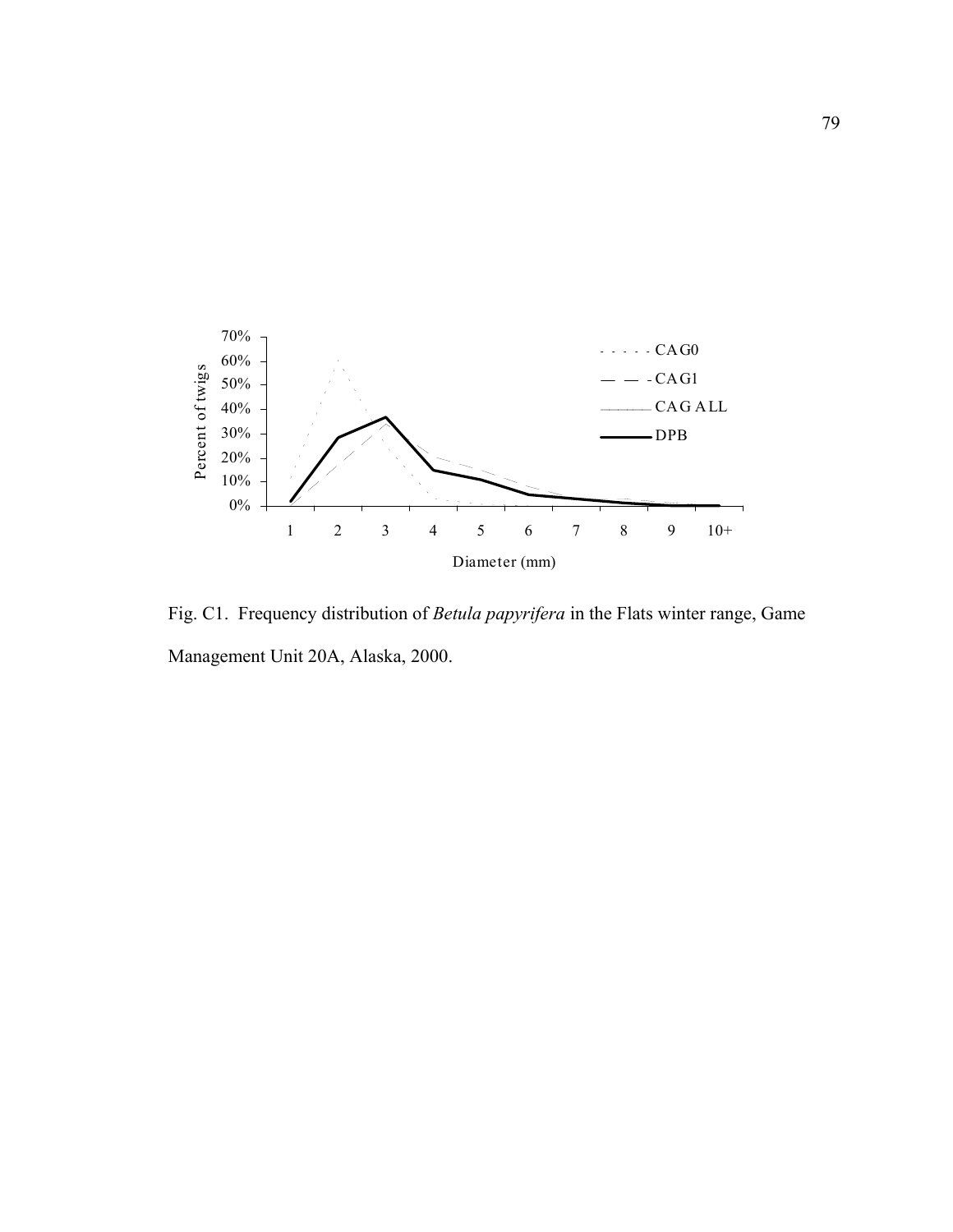Fig. C1. Frequency distribution of *Betula papyrifera* in the Flats winter range, Game Management Unit 20A, Alaska, 2000.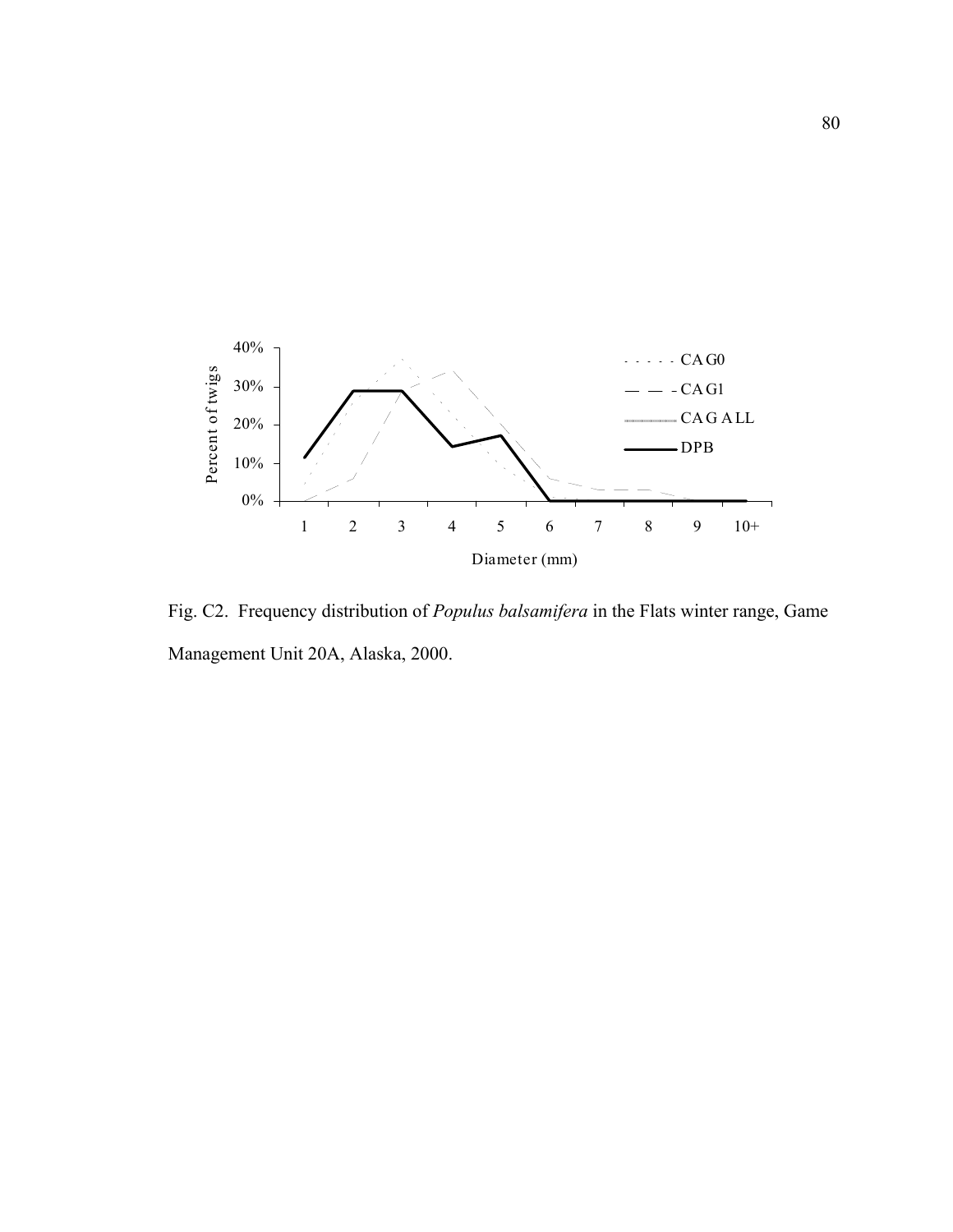Fig. C2. Frequency distribution of *Populus balsamifera* in the Flats winter range, Game Management Unit 20A, Alaska, 2000.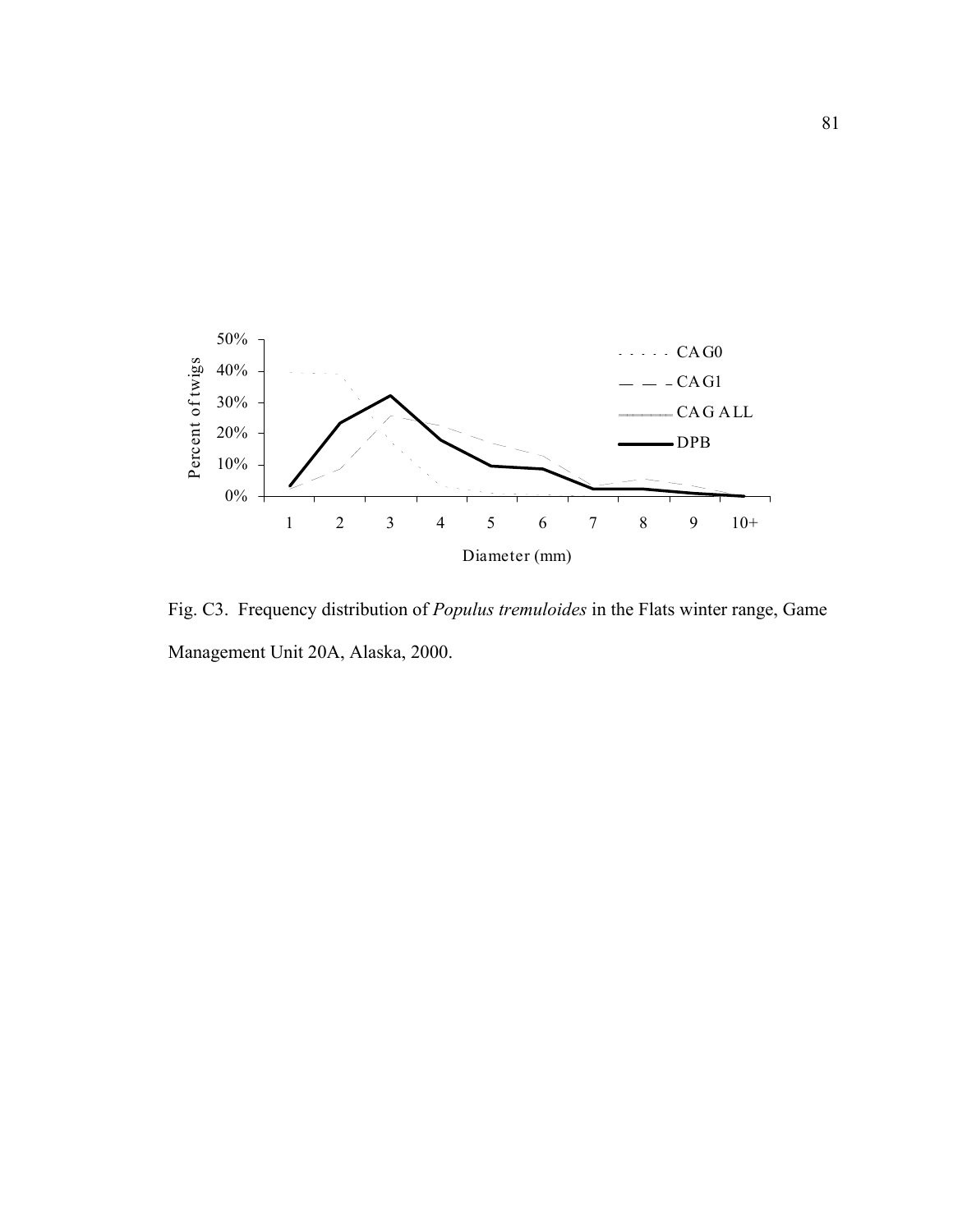Fig. C3. Frequency distribution of *Populus tremuloides* in the Flats winter range, Game Management Unit 20A, Alaska, 2000.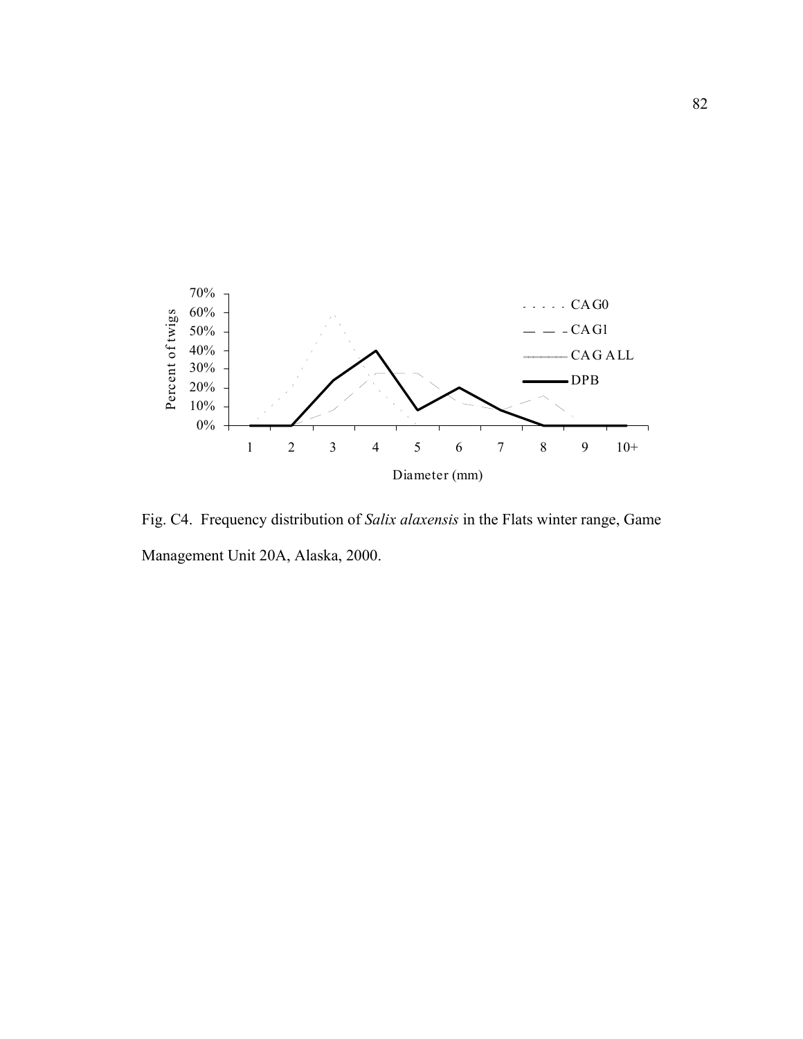Fig. C4. Frequency distribution of *Salix alaxensis* in the Flats winter range, Game Management Unit 20A, Alaska, 2000.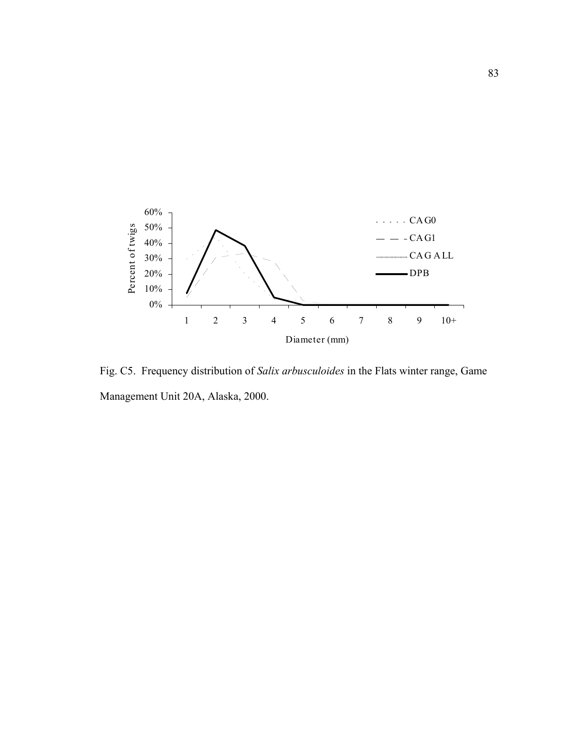Fig. C5. Frequency distribution of *Salix arbusculoides* in the Flats winter range, Game Management Unit 20A, Alaska, 2000.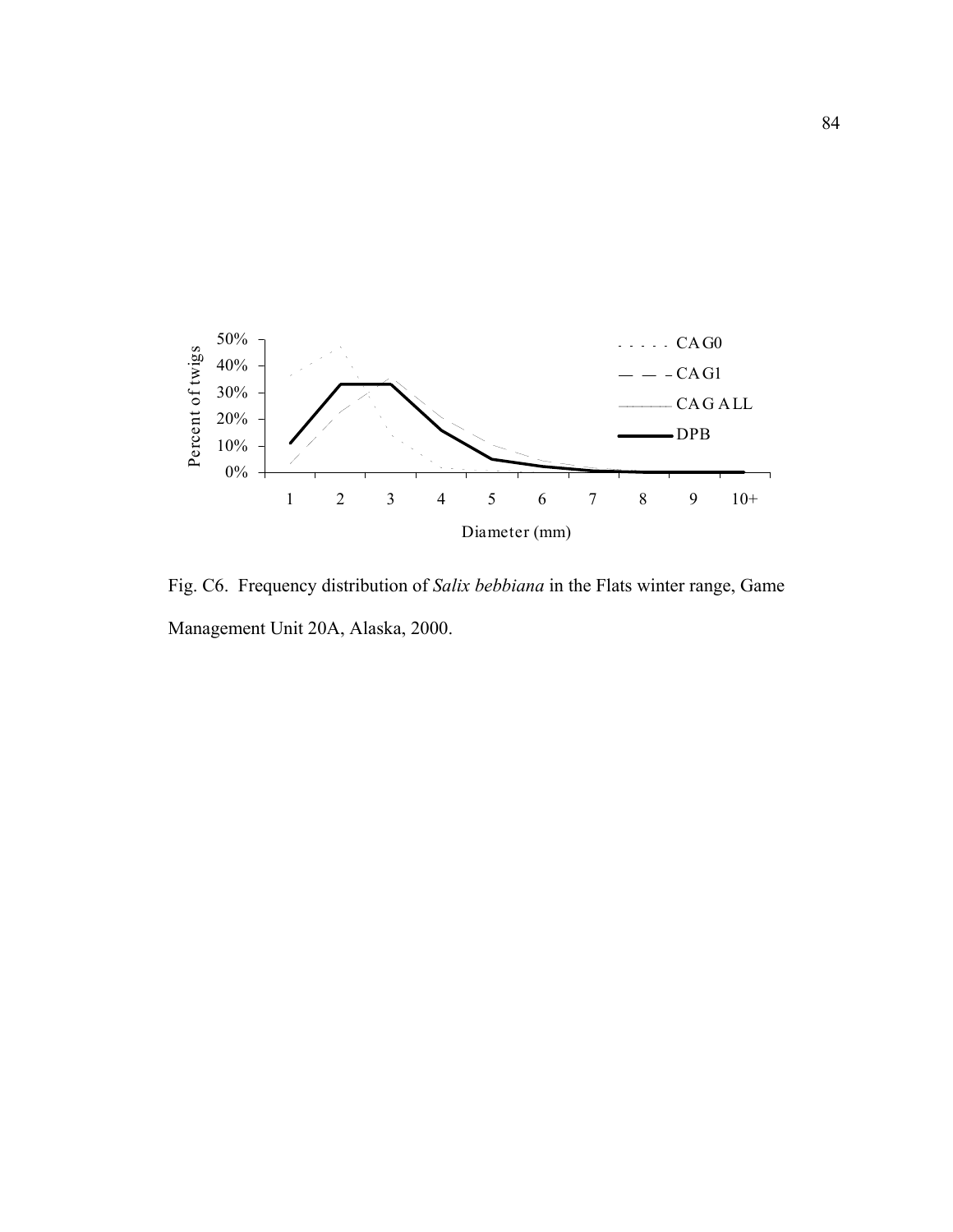Fig. C6. Frequency distribution of *Salix bebbiana* in the Flats winter range, Game Management Unit 20A, Alaska, 2000.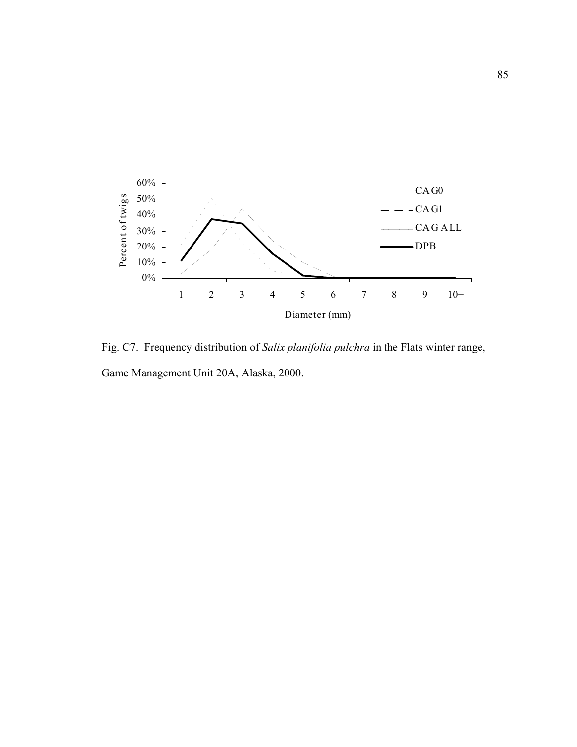Fig. C7. Frequency distribution of *Salix planifolia pulchra* in the Flats winter range, Game Management Unit 20A, Alaska, 2000.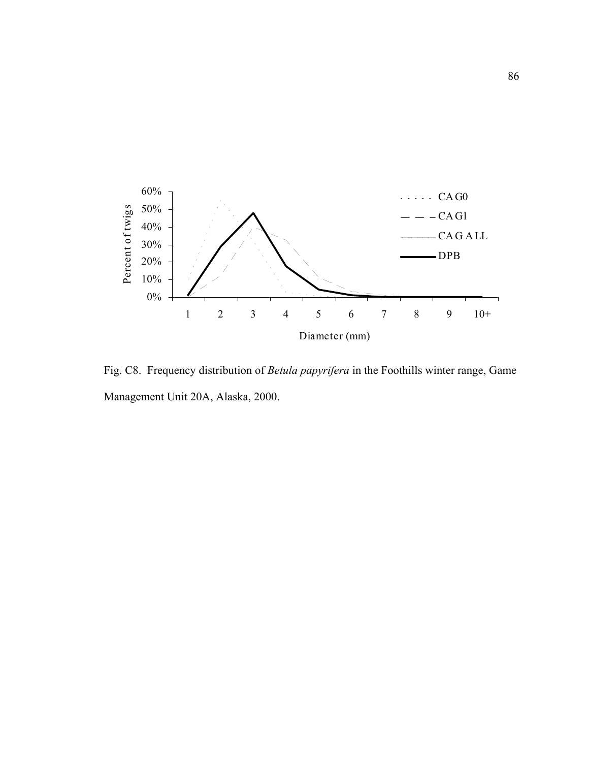Fig. C8. Frequency distribution of *Betula papyrifera* in the Foothills winter range, Game Management Unit 20A, Alaska, 2000.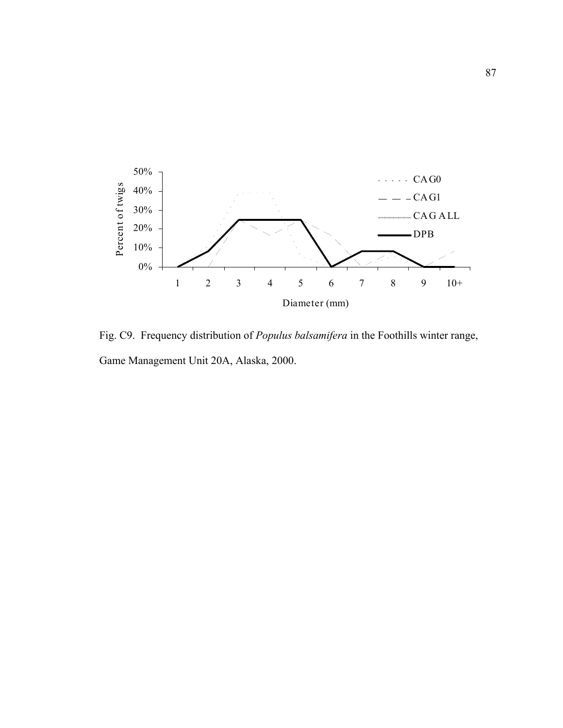Fig. C9. Frequency distribution of *Populus balsamifera* in the Foothills winter range, Game Management Unit 20A, Alaska, 2000.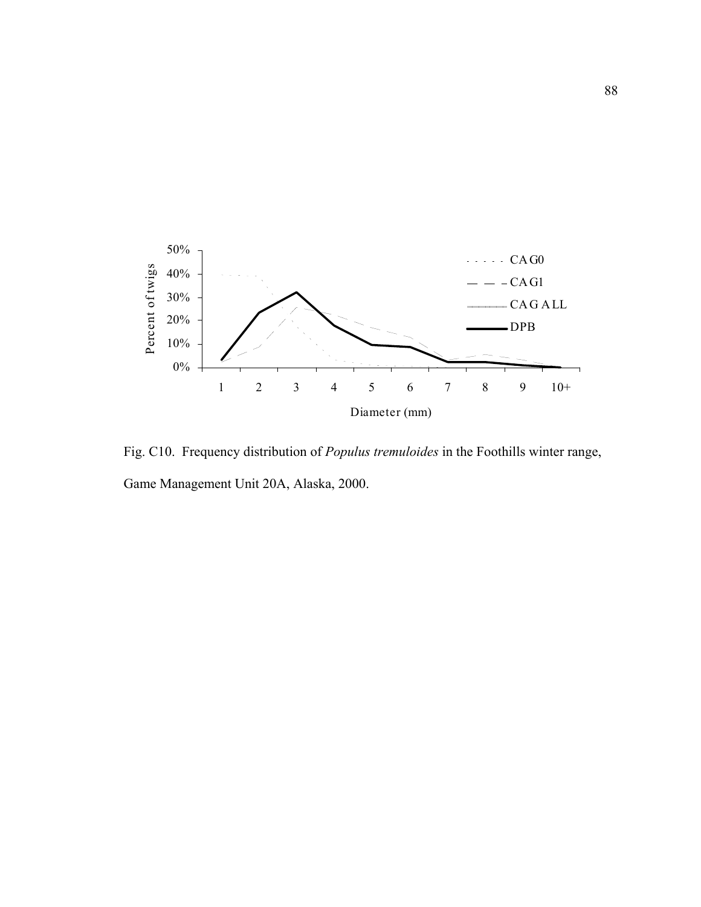Fig. C10. Frequency distribution of *Populus tremuloides* in the Foothills winter range, Game Management Unit 20A, Alaska, 2000.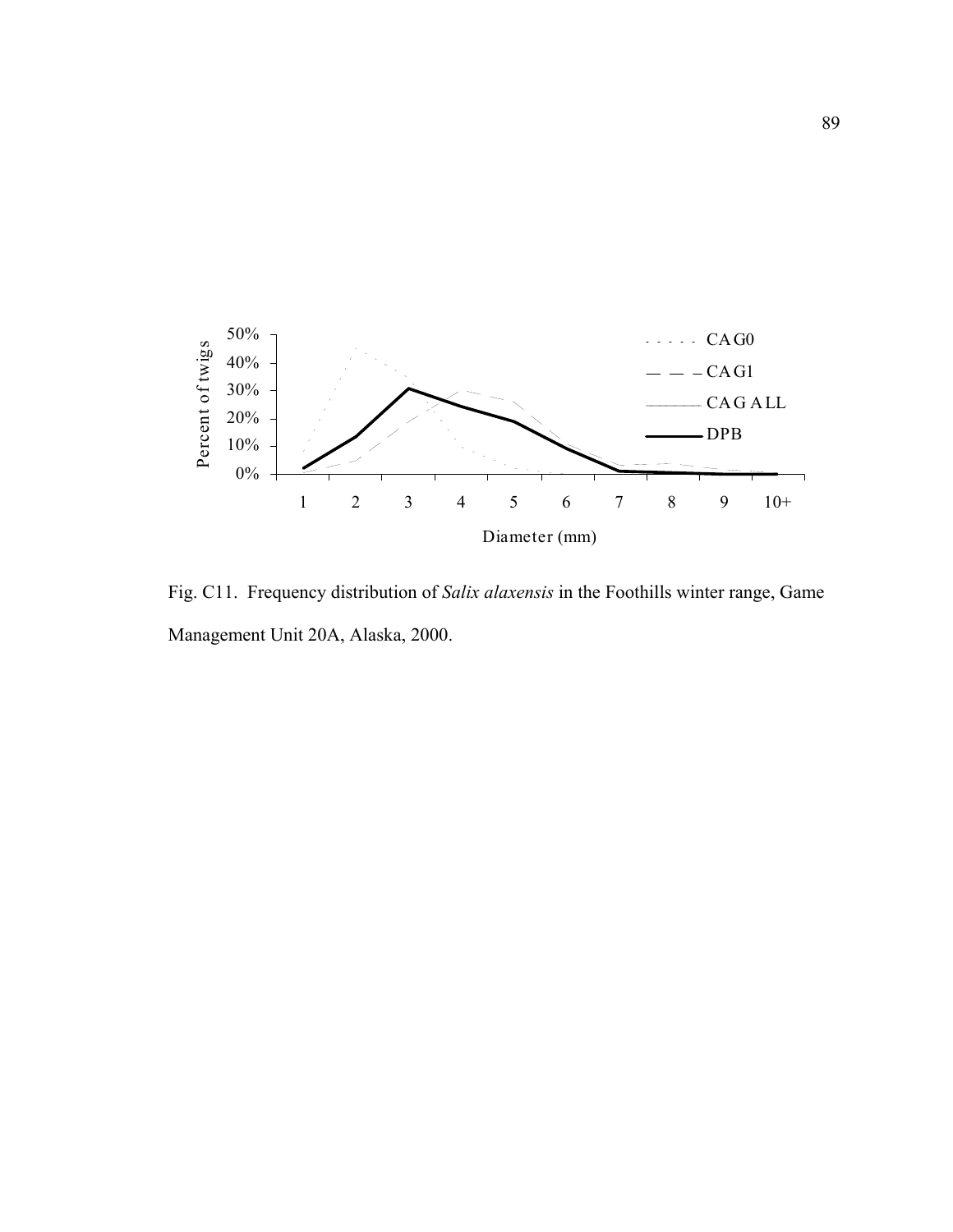Fig. C11. Frequency distribution of *Salix alaxensis* in the Foothills winter range, Game Management Unit 20A, Alaska, 2000.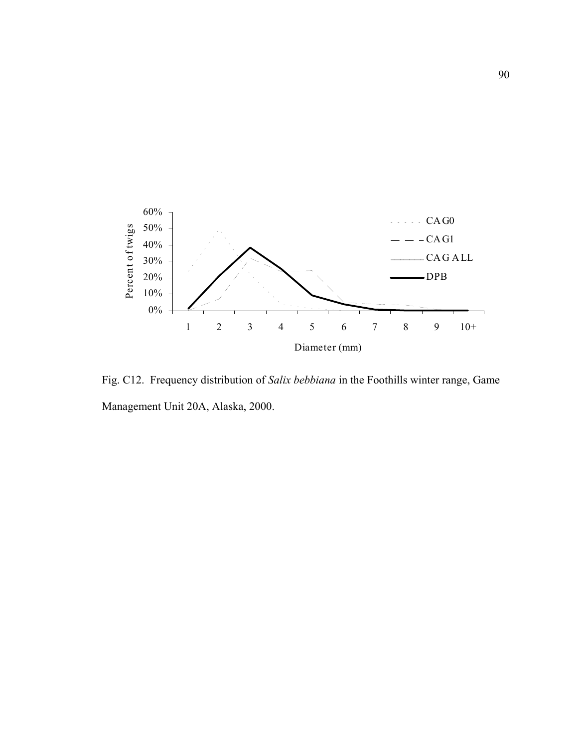Fig. C12. Frequency distribution of *Salix bebbiana* in the Foothills winter range, Game Management Unit 20A, Alaska, 2000.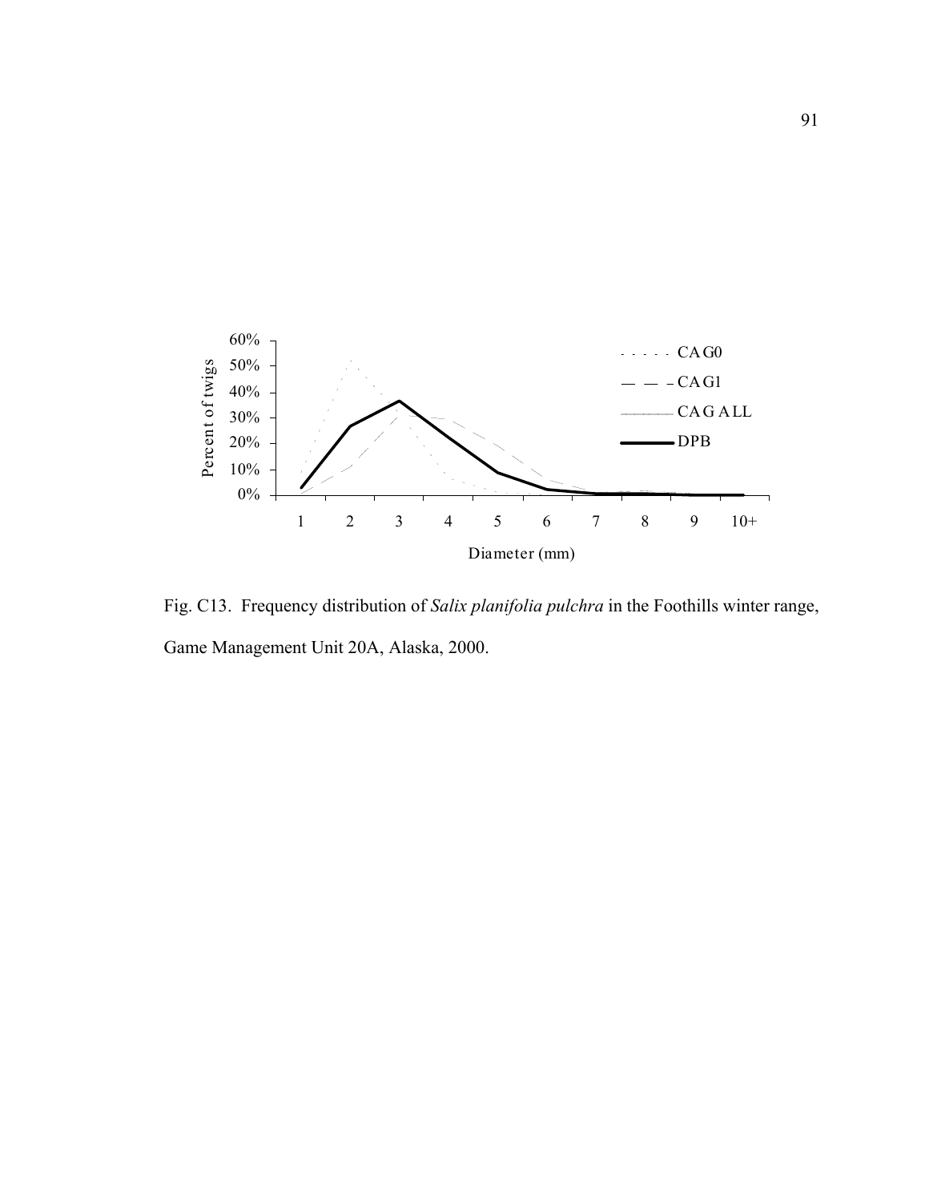Fig. C13. Frequency distribution of *Salix planifolia pulchra* in the Foothills winter range, Game Management Unit 20A, Alaska, 2000.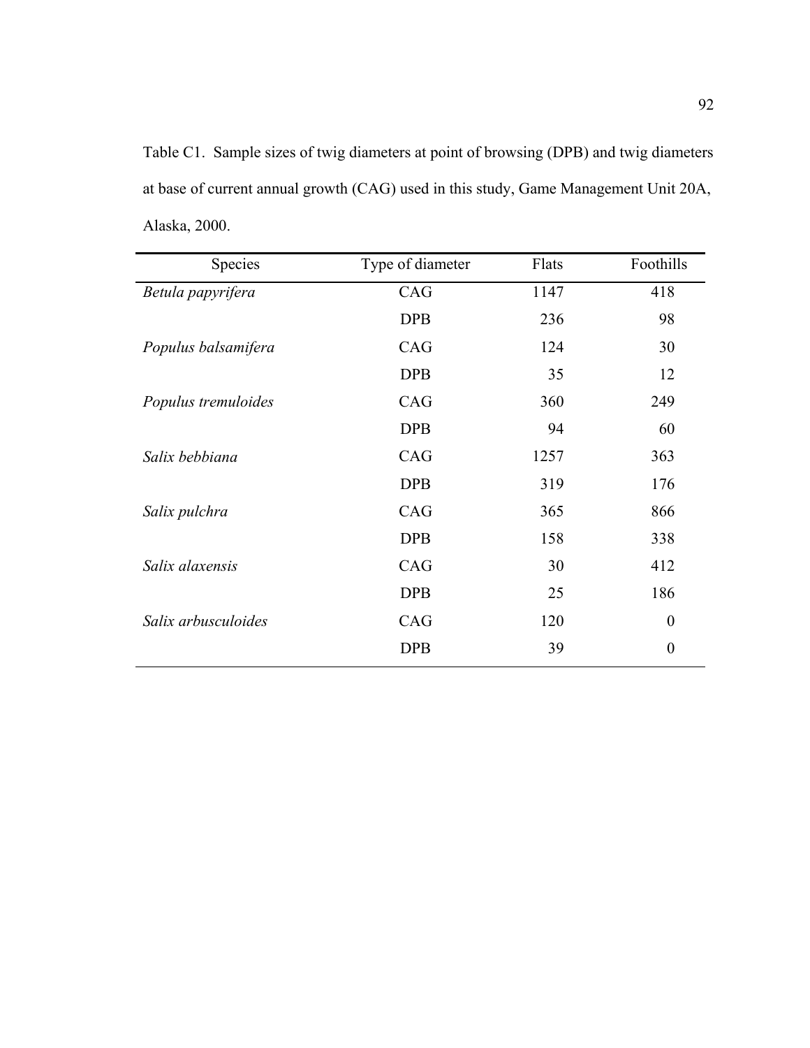Table C1. Sample sizes of twig diameters at point of browsing (DPB) and twig diameters at base of current annual growth (CAG) used in this study, Game Management Unit 20A, Alaska, 2000.

| Species | Type of diameter | Flats | Foothills |
|---|---|---|---|
| *Betula papyrifera* | CAG | 1147 | 418 |
| | DPB | 236 | 98 |
| *Populus balsamifera* | CAG | 124 | 30 |
| | DPB | 35 | 12 |
| *Populus tremuloides* | CAG | 360 | 249 |
| | DPB | 94 | 60 |
| *Salix bebbiana* | CAG | 1257 | 363 |
| | DPB | 319 | 176 |
| *Salix pulchra* | CAG | 365 | 866 |
| | DPB | 158 | 338 |
| *Salix alaxensis* | CAG | 30 | 412 |
| | DPB | 25 | 186 |
| *Salix arbusculoides* | CAG | 120 | 0 |
| | DPB | 39 | 0 |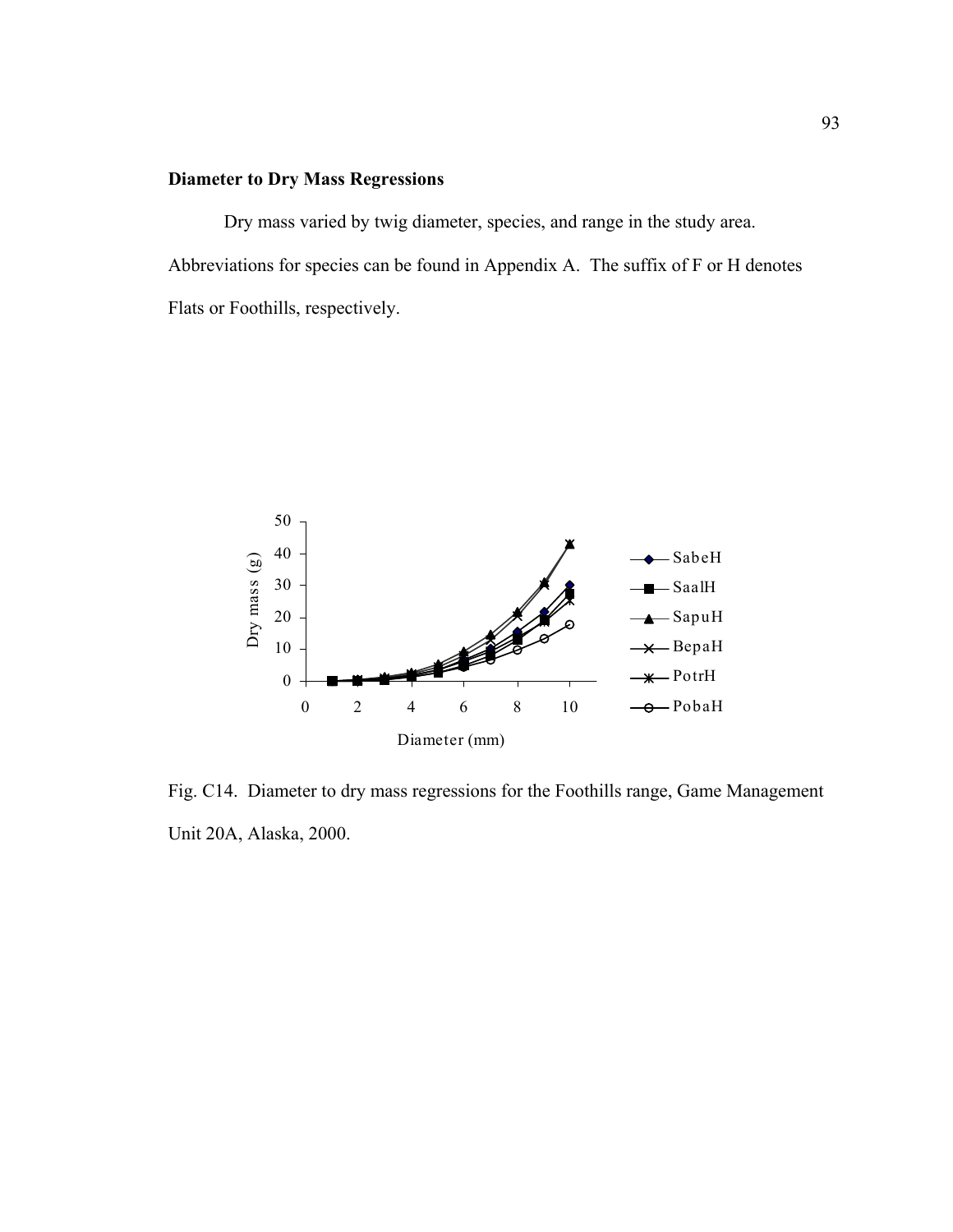**Diameter to Dry Mass Regressions**

Dry mass varied by twig diameter, species, and range in the study area. Abbreviations for species can be found in Appendix A. The suffix of F or H denotes Flats or Foothills, respectively.

Fig. C14. Diameter to dry mass regressions for the Foothills range, Game Management Unit 20A, Alaska, 2000.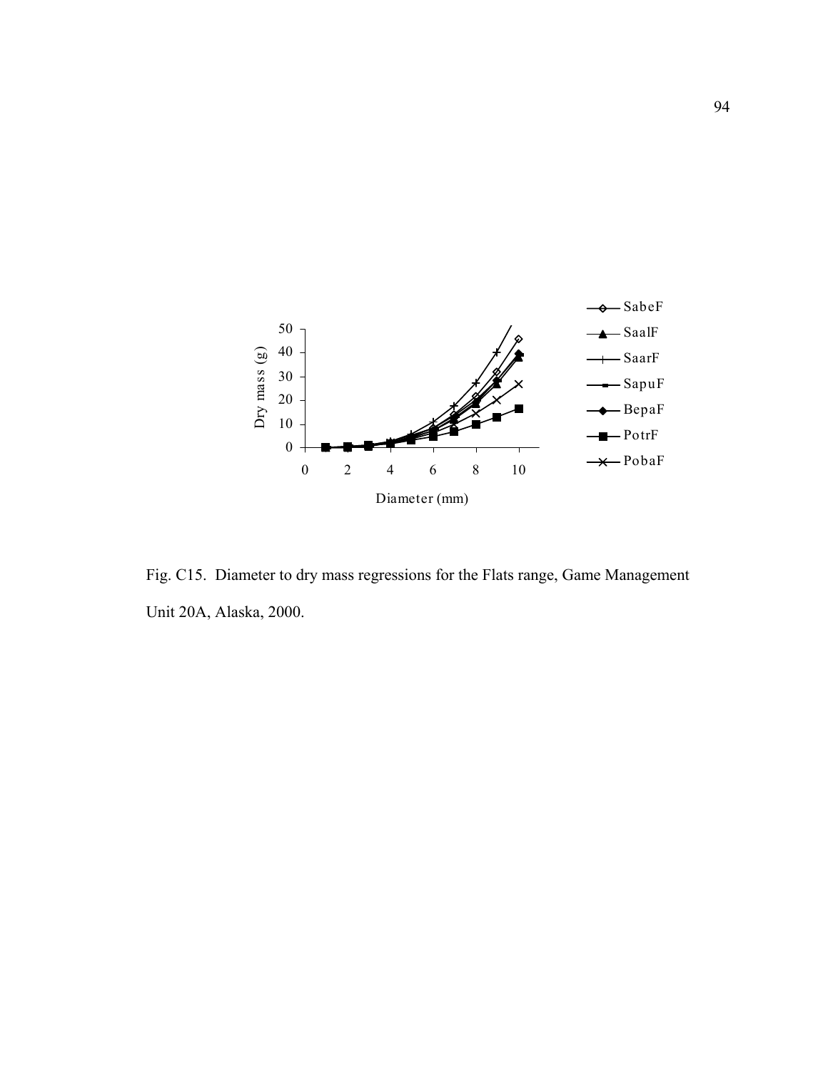Fig. C15. Diameter to dry mass regressions for the Flats range, Game Management Unit 20A, Alaska, 2000.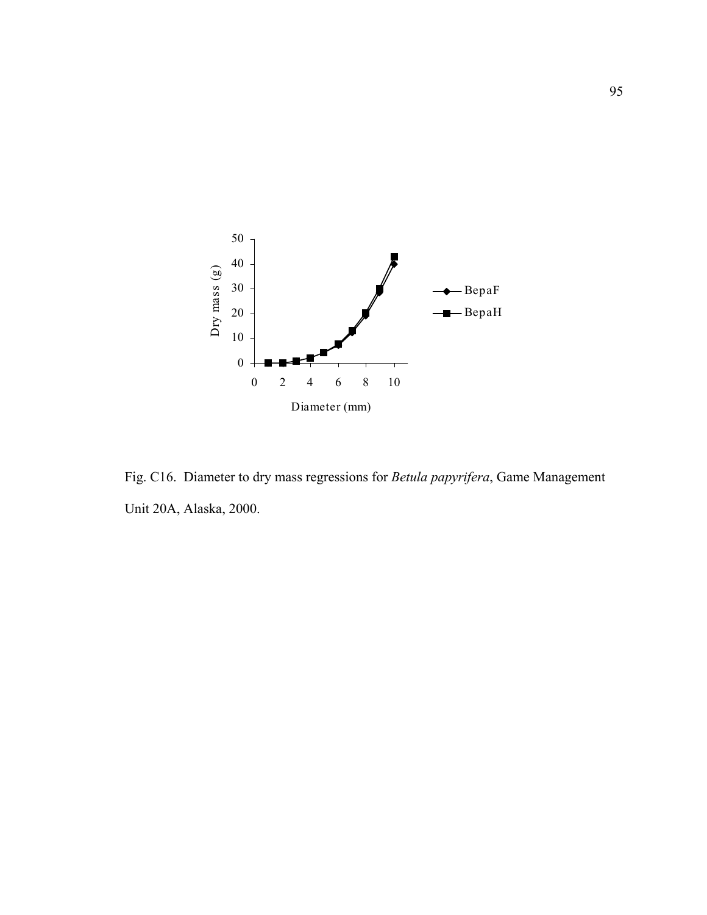Fig. C16. Diameter to dry mass regressions for *Betula papyrifera*, Game Management Unit 20A, Alaska, 2000.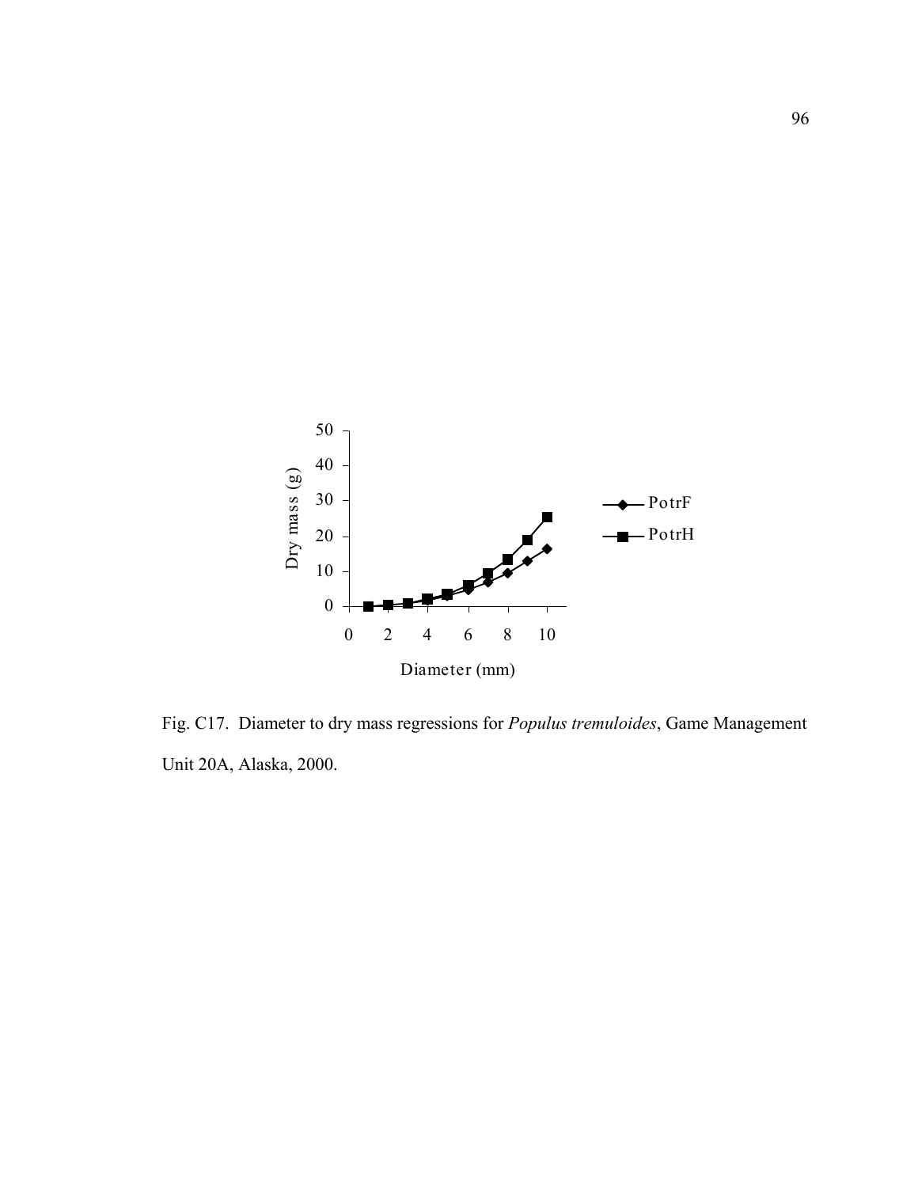Fig. C17. Diameter to dry mass regressions for *Populus tremuloides*, Game Management Unit 20A, Alaska, 2000.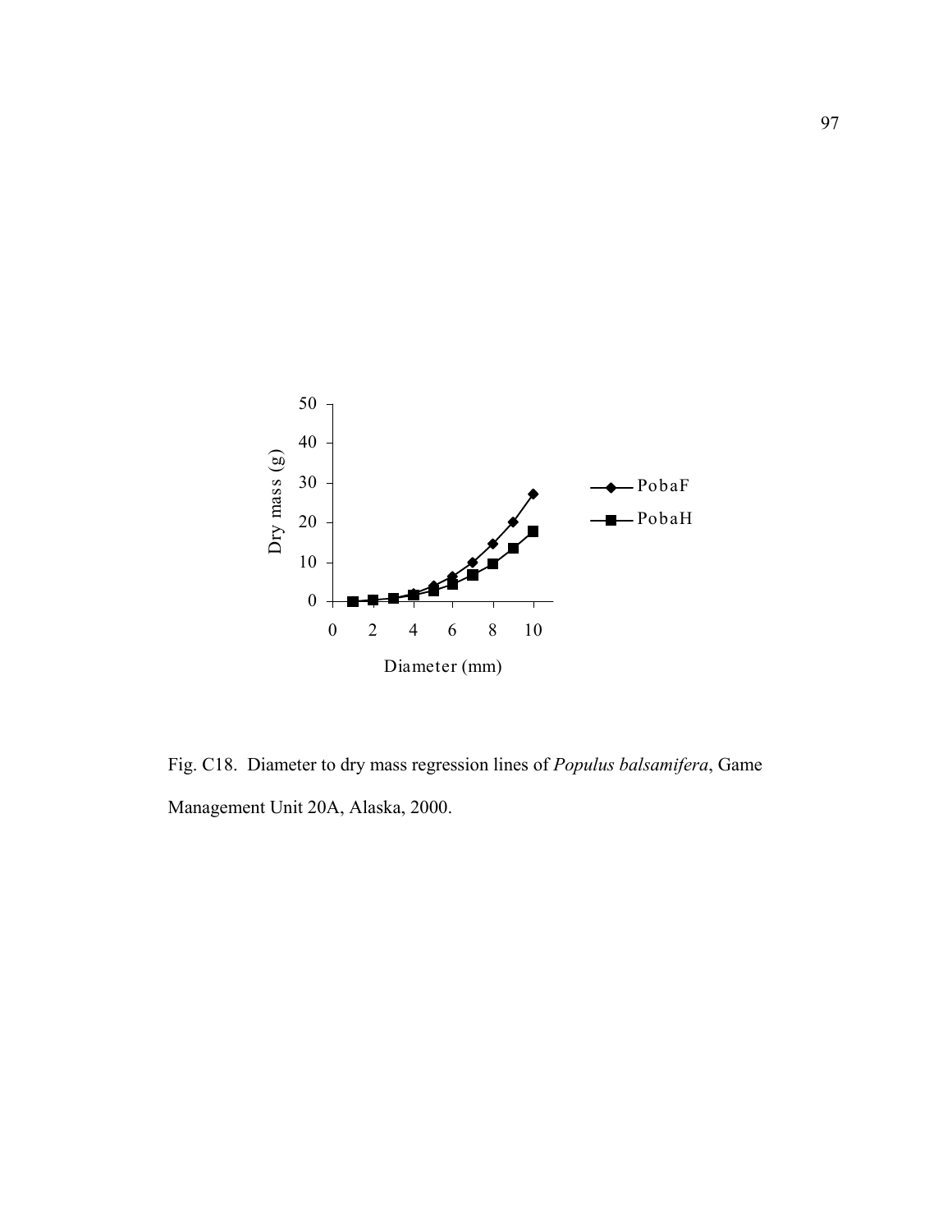Fig. C18. Diameter to dry mass regression lines of *Populus balsamifera*, Game Management Unit 20A, Alaska, 2000.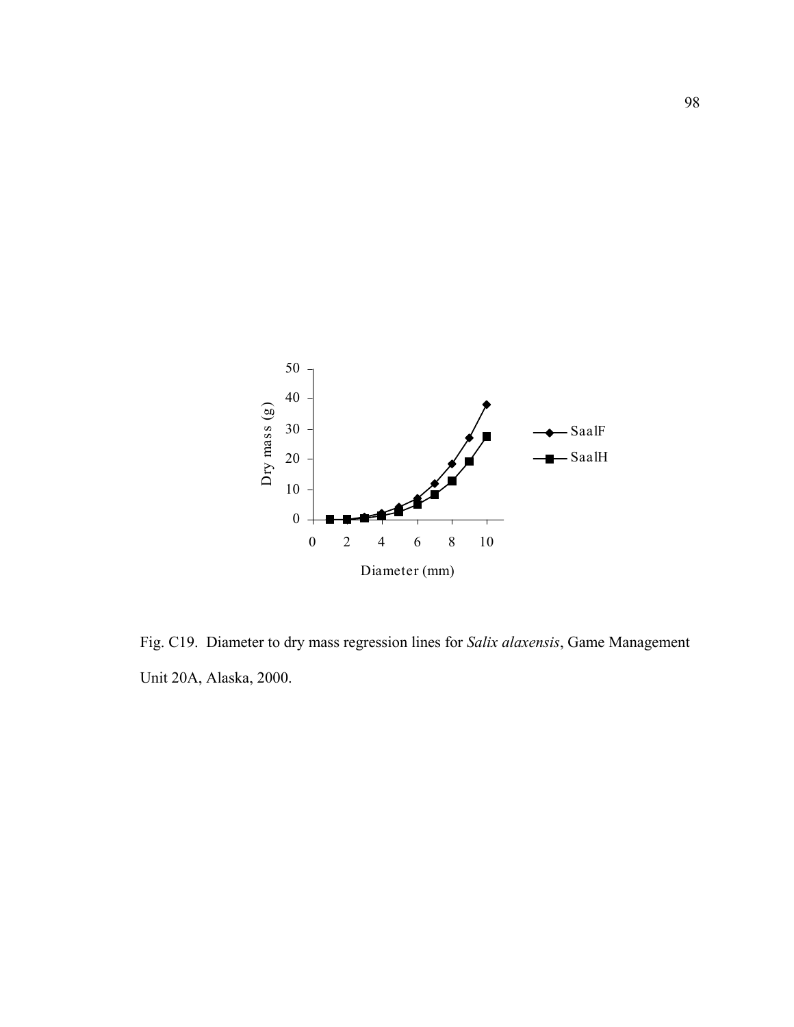Fig. C19. Diameter to dry mass regression lines for *Salix alaxensis*, Game Management Unit 20A, Alaska, 2000.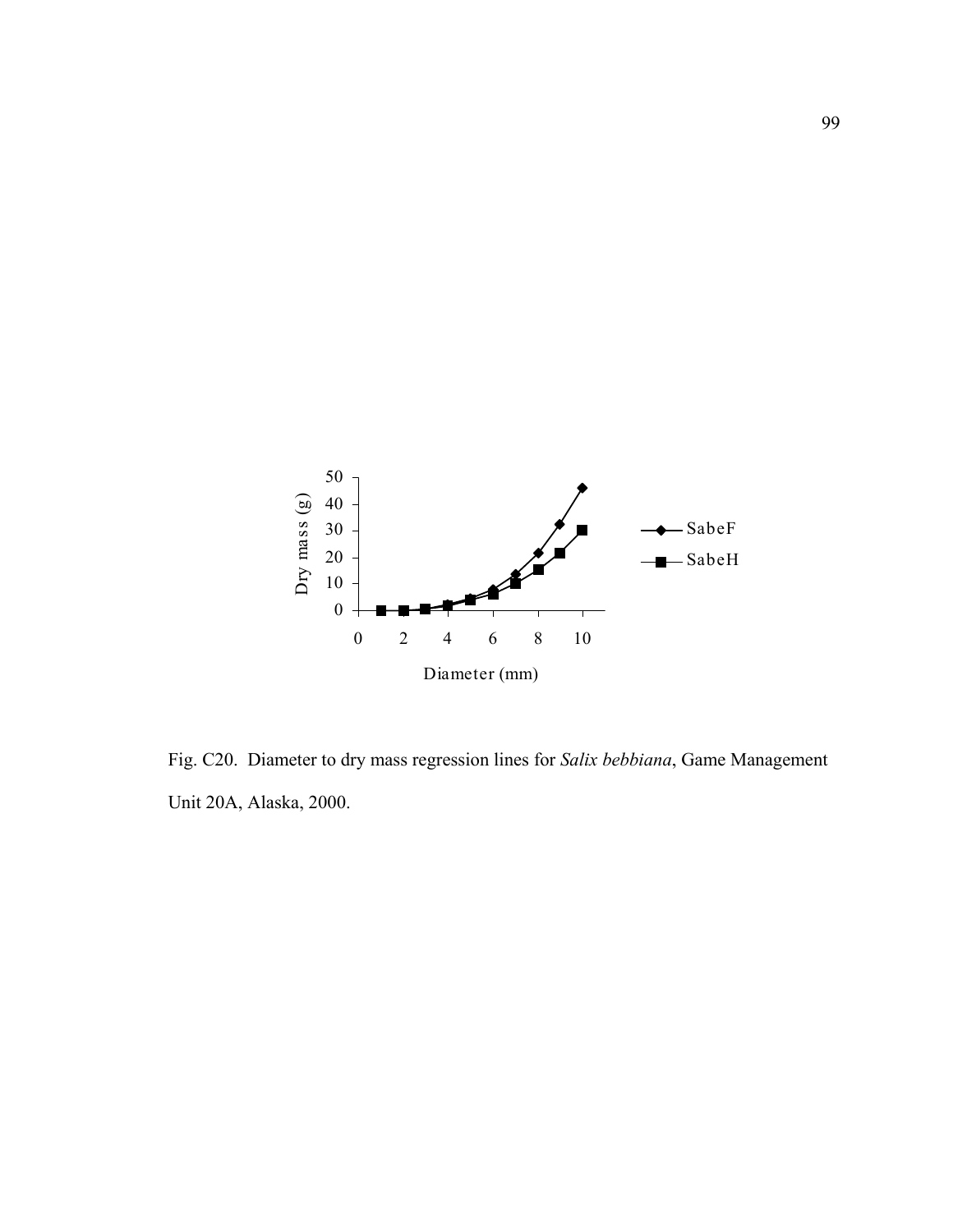Fig. C20. Diameter to dry mass regression lines for *Salix bebbiana*, Game Management Unit 20A, Alaska, 2000.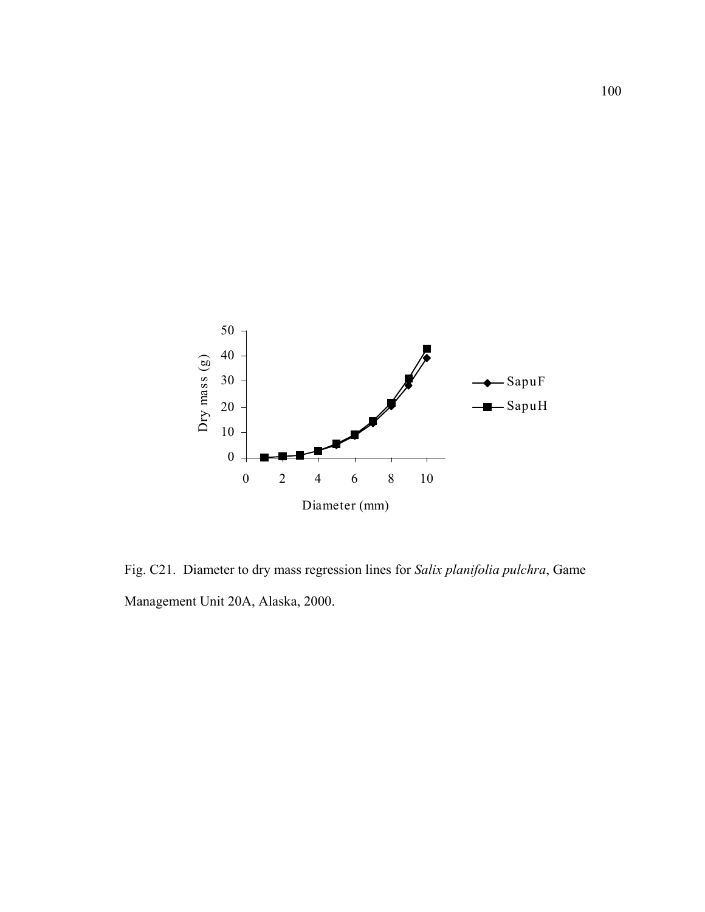Fig. C21. Diameter to dry mass regression lines for *Salix planifolia pulchra*, Game Management Unit 20A, Alaska, 2000.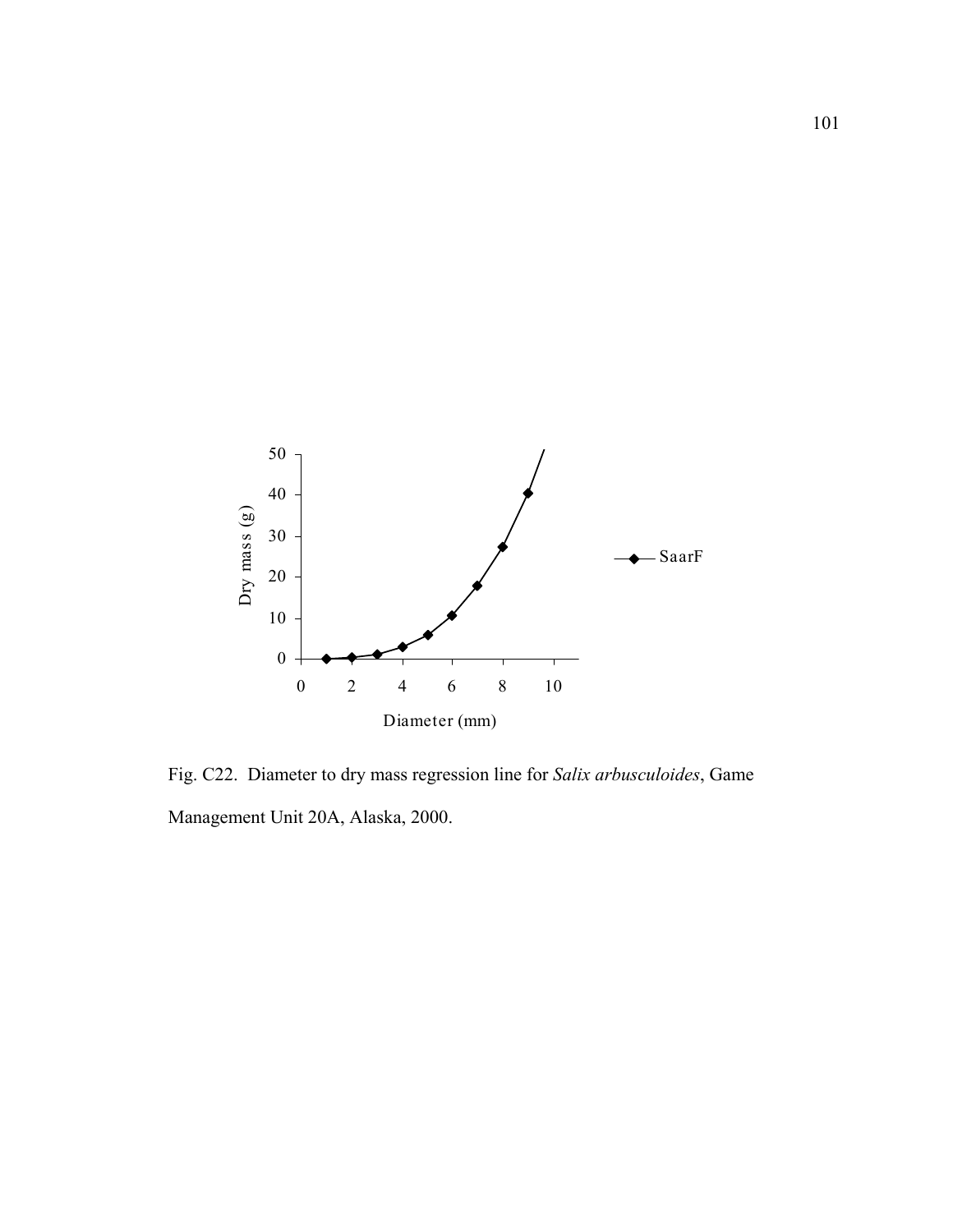Fig. C22. Diameter to dry mass regression line for *Salix arbusculoides*, Game Management Unit 20A, Alaska, 2000.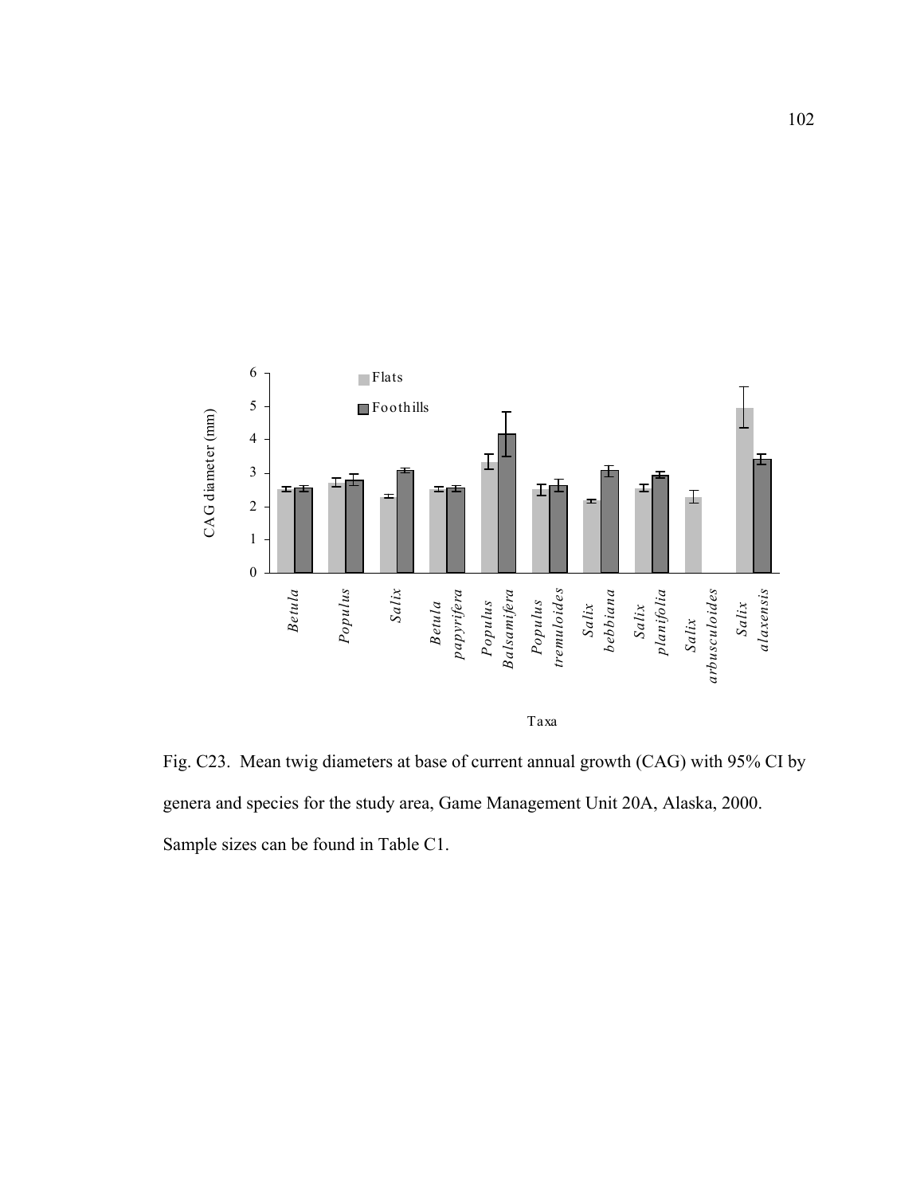6
5
4
3
2
1
0

CAG diameter (mm)

Flats

Foothills

*Betula*

*Populus*

*Salix*

*Betula papyrifera*

*Populus Balsamifera*

*Populus tremuloides*

*Salix bebbiana*

*Salix planifolia*

*Salix arbusculoides*

*Salix alaxensis*

Taxa

Fig. C23. Mean twig diameters at base of current annual growth (CAG) with 95% CI by genera and species for the study area, Game Management Unit 20A, Alaska, 2000. Sample sizes can be found in Table C1.